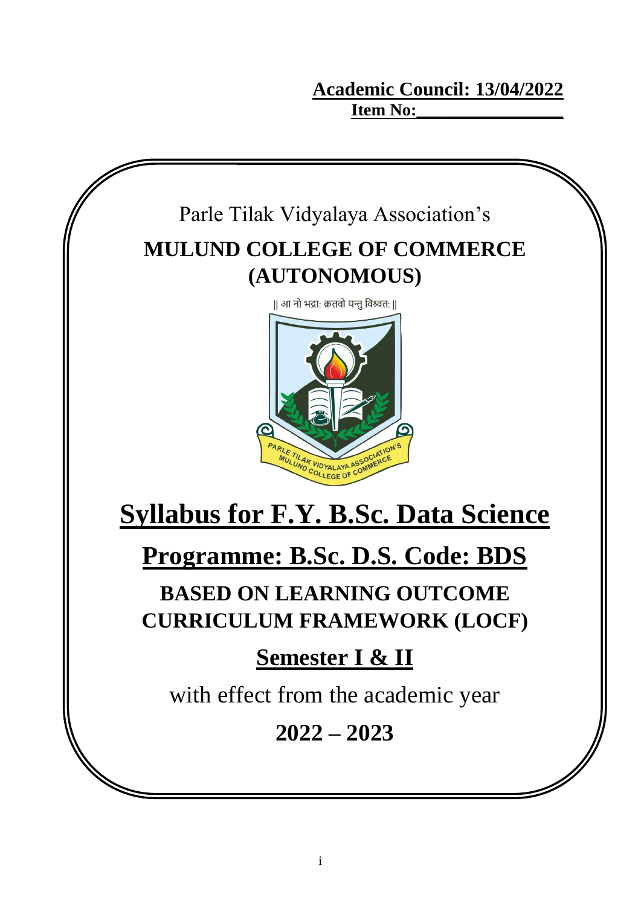**Academic Council: 13/04/2022**
**Item No:________________**

Parle Tilak Vidyalaya Association's

# MULUND COLLEGE OF COMMERCE (AUTONOMOUS)

|| आ नो भद्राः क्रतवो यन्तु विश्वतः ||

PARLE TILAK VIDYALAYA ASSOCIATION'S MULUND COLLEGE OF COMMERCE

# Syllabus for F.Y. B.Sc. Data Science

## Programme: B.Sc. D.S. Code: BDS

## BASED ON LEARNING OUTCOME CURRICULUM FRAMEWORK (LOCF)

## Semester I & II

with effect from the academic year

**2022 – 2023**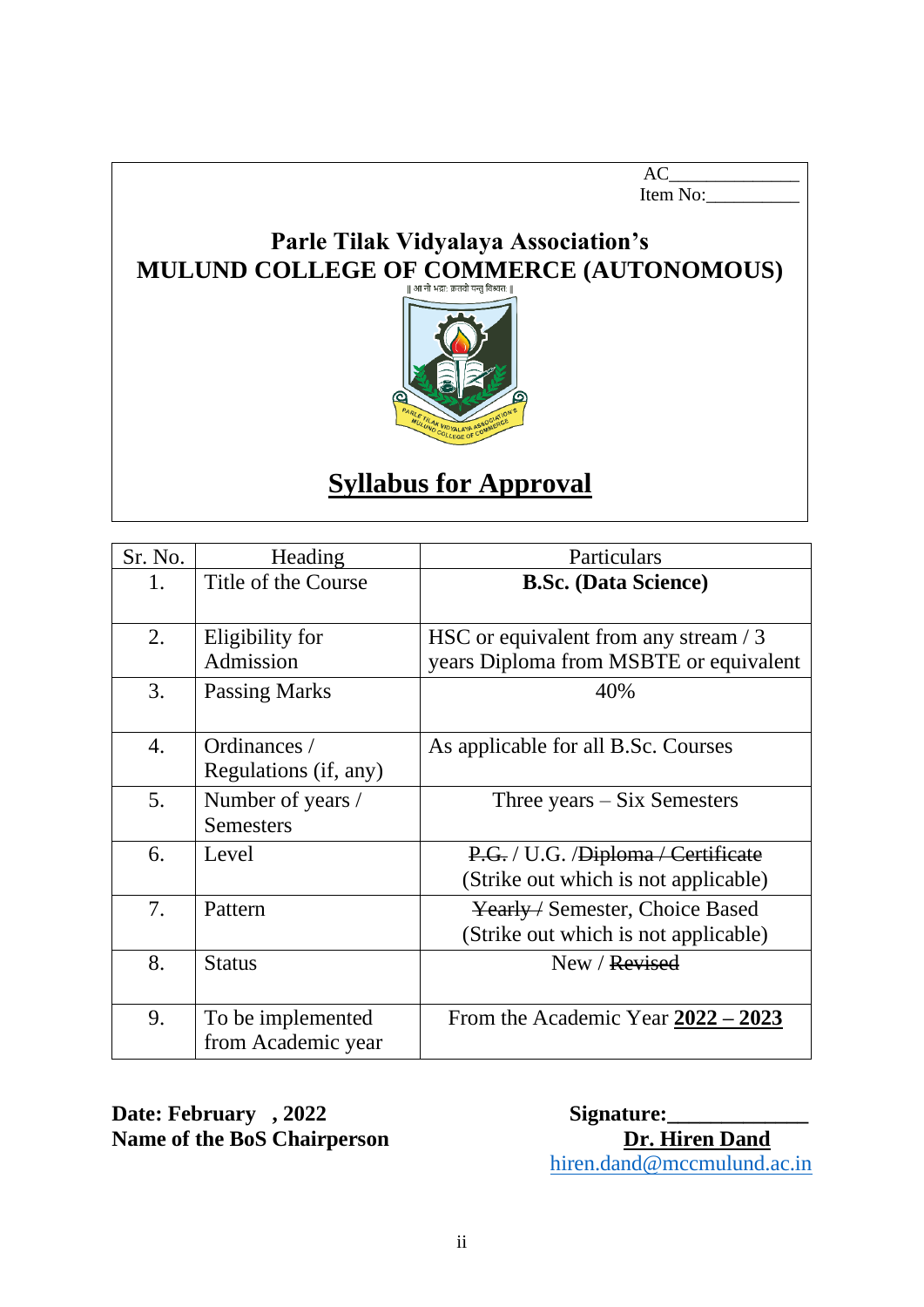AC______________
Item No:__________

# Parle Tilak Vidyalaya Association's
# MULUND COLLEGE OF COMMERCE (AUTONOMOUS)

|| आ नो भद्राः क्रतवो यन्तु विश्वतः ||

PARLE TILAK VIDYALAYA ASSOCIATION'S MULUND COLLEGE OF COMMERCE

## Syllabus for Approval

| Sr. No. | Heading | Particulars |
|---|---|---|
| 1. | Title of the Course | **B.Sc. (Data Science)** |
| 2. | Eligibility for Admission | HSC or equivalent from any stream / 3 years Diploma from MSBTE or equivalent |
| 3. | Passing Marks | 40% |
| 4. | Ordinances / Regulations (if, any) | As applicable for all B.Sc. Courses |
| 5. | Number of years / Semesters | Three years – Six Semesters |
| 6. | Level | ~~P.G.~~ / U.G. /~~Diploma / Certificate~~ (Strike out which is not applicable) |
| 7. | Pattern | ~~Yearly /~~ Semester, Choice Based (Strike out which is not applicable) |
| 8. | Status | New / ~~Revised~~ |
| 9. | To be implemented from Academic year | From the Academic Year **2022 – 2023** |

**Date: February , 2022**
**Name of the BoS Chairperson**

**Signature:_____________**
**Dr. Hiren Dand**
hiren.dand@mccmulund.ac.in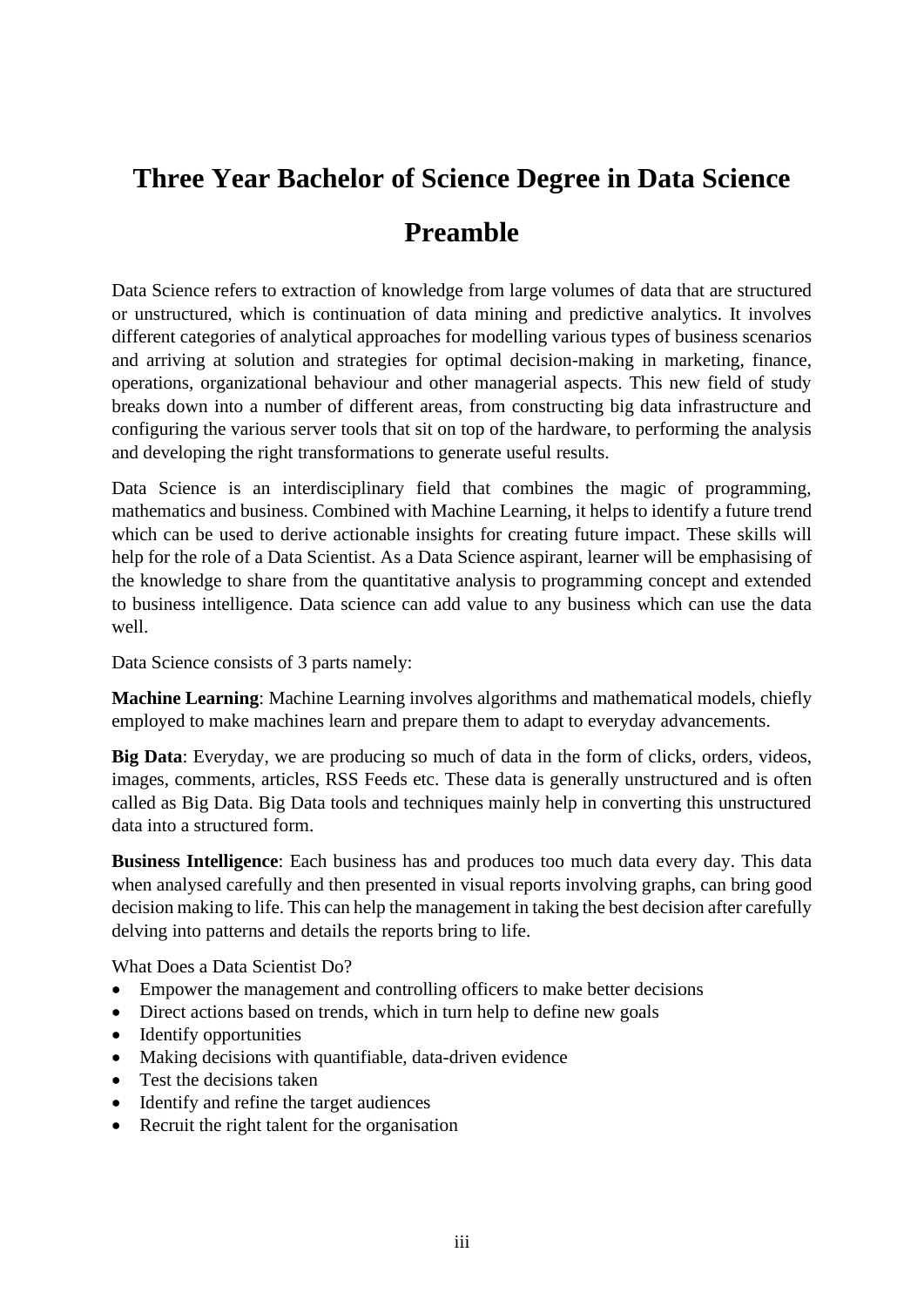# Three Year Bachelor of Science Degree in Data Science

## Preamble

Data Science refers to extraction of knowledge from large volumes of data that are structured or unstructured, which is continuation of data mining and predictive analytics. It involves different categories of analytical approaches for modelling various types of business scenarios and arriving at solution and strategies for optimal decision-making in marketing, finance, operations, organizational behaviour and other managerial aspects. This new field of study breaks down into a number of different areas, from constructing big data infrastructure and configuring the various server tools that sit on top of the hardware, to performing the analysis and developing the right transformations to generate useful results.

Data Science is an interdisciplinary field that combines the magic of programming, mathematics and business. Combined with Machine Learning, it helps to identify a future trend which can be used to derive actionable insights for creating future impact. These skills will help for the role of a Data Scientist. As a Data Science aspirant, learner will be emphasising of the knowledge to share from the quantitative analysis to programming concept and extended to business intelligence. Data science can add value to any business which can use the data well.

Data Science consists of 3 parts namely:

**Machine Learning**: Machine Learning involves algorithms and mathematical models, chiefly employed to make machines learn and prepare them to adapt to everyday advancements.

**Big Data**: Everyday, we are producing so much of data in the form of clicks, orders, videos, images, comments, articles, RSS Feeds etc. These data is generally unstructured and is often called as Big Data. Big Data tools and techniques mainly help in converting this unstructured data into a structured form.

**Business Intelligence**: Each business has and produces too much data every day. This data when analysed carefully and then presented in visual reports involving graphs, can bring good decision making to life. This can help the management in taking the best decision after carefully delving into patterns and details the reports bring to life.

What Does a Data Scientist Do?

- Empower the management and controlling officers to make better decisions
- Direct actions based on trends, which in turn help to define new goals
- Identify opportunities
- Making decisions with quantifiable, data-driven evidence
- Test the decisions taken
- Identify and refine the target audiences
- Recruit the right talent for the organisation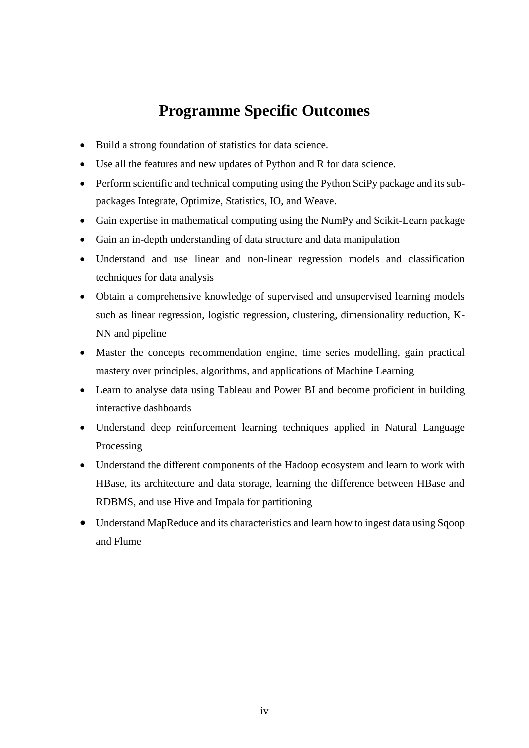# Programme Specific Outcomes

- Build a strong foundation of statistics for data science.
- Use all the features and new updates of Python and R for data science.
- Perform scientific and technical computing using the Python SciPy package and its sub-packages Integrate, Optimize, Statistics, IO, and Weave.
- Gain expertise in mathematical computing using the NumPy and Scikit-Learn package
- Gain an in-depth understanding of data structure and data manipulation
- Understand and use linear and non-linear regression models and classification techniques for data analysis
- Obtain a comprehensive knowledge of supervised and unsupervised learning models such as linear regression, logistic regression, clustering, dimensionality reduction, K-NN and pipeline
- Master the concepts recommendation engine, time series modelling, gain practical mastery over principles, algorithms, and applications of Machine Learning
- Learn to analyse data using Tableau and Power BI and become proficient in building interactive dashboards
- Understand deep reinforcement learning techniques applied in Natural Language Processing
- Understand the different components of the Hadoop ecosystem and learn to work with HBase, its architecture and data storage, learning the difference between HBase and RDBMS, and use Hive and Impala for partitioning
- Understand MapReduce and its characteristics and learn how to ingest data using Sqoop and Flume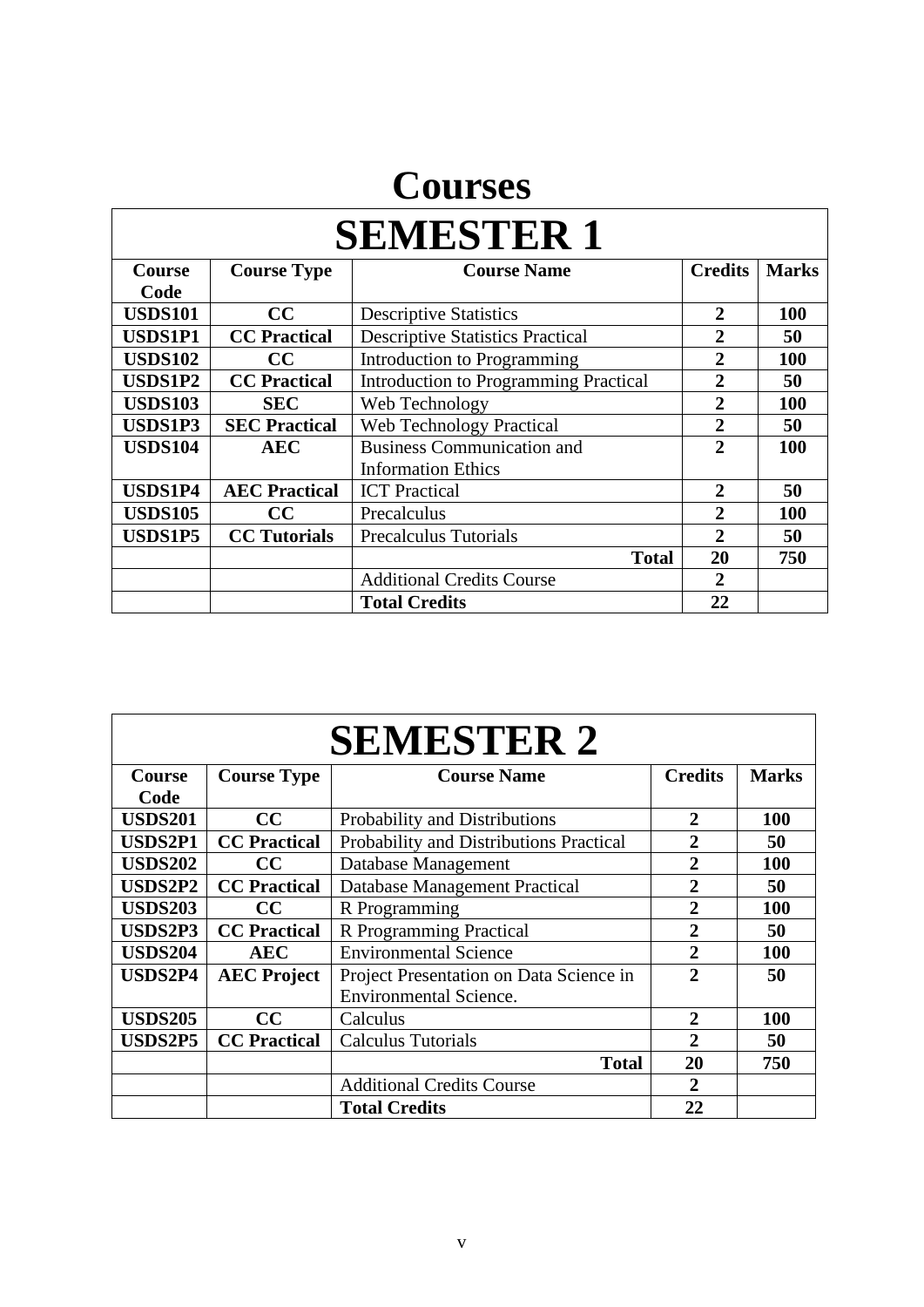# Courses

## SEMESTER 1

| Course Code | Course Type | Course Name | Credits | Marks |
|---|---|---|---|---|
| **USDS101** | **CC** | Descriptive Statistics | **2** | **100** |
| **USDS1P1** | **CC Practical** | Descriptive Statistics Practical | **2** | **50** |
| **USDS102** | **CC** | Introduction to Programming | **2** | **100** |
| **USDS1P2** | **CC Practical** | Introduction to Programming Practical | **2** | **50** |
| **USDS103** | **SEC** | Web Technology | **2** | **100** |
| **USDS1P3** | **SEC Practical** | Web Technology Practical | **2** | **50** |
| **USDS104** | **AEC** | Business Communication and Information Ethics | **2** | **100** |
| **USDS1P4** | **AEC Practical** | ICT Practical | **2** | **50** |
| **USDS105** | **CC** | Precalculus | **2** | **100** |
| **USDS1P5** | **CC Tutorials** | Precalculus Tutorials | **2** | **50** |
| | | **Total** | **20** | **750** |
| | | Additional Credits Course | **2** | |
| | | **Total Credits** | **22** | |

## SEMESTER 2

| Course Code | Course Type | Course Name | Credits | Marks |
|---|---|---|---|---|
| **USDS201** | **CC** | Probability and Distributions | **2** | **100** |
| **USDS2P1** | **CC Practical** | Probability and Distributions Practical | **2** | **50** |
| **USDS202** | **CC** | Database Management | **2** | **100** |
| **USDS2P2** | **CC Practical** | Database Management Practical | **2** | **50** |
| **USDS203** | **CC** | R Programming | **2** | **100** |
| **USDS2P3** | **CC Practical** | R Programming Practical | **2** | **50** |
| **USDS204** | **AEC** | Environmental Science | **2** | **100** |
| **USDS2P4** | **AEC Project** | Project Presentation on Data Science in Environmental Science. | **2** | **50** |
| **USDS205** | **CC** | Calculus | **2** | **100** |
| **USDS2P5** | **CC Practical** | Calculus Tutorials | **2** | **50** |
| | | **Total** | **20** | **750** |
| | | Additional Credits Course | **2** | |
| | | **Total Credits** | **22** | |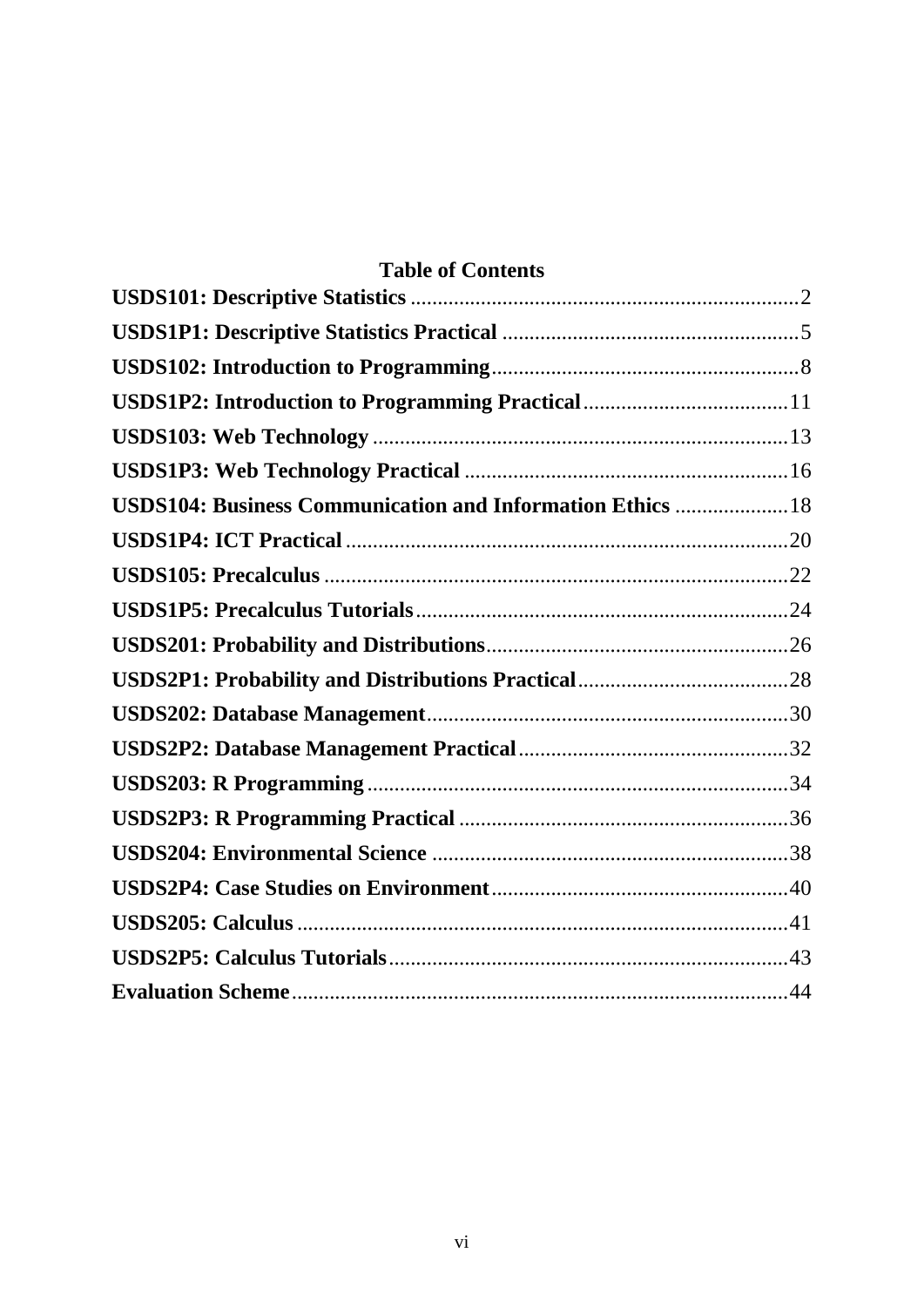## Table of Contents

**USDS101: Descriptive Statistics** ........................................................................ 2
**USDS1P1: Descriptive Statistics Practical** ....................................................... 5
**USDS102: Introduction to Programming** ......................................................... 8
**USDS1P2: Introduction to Programming Practical** ...................................... 11
**USDS103: Web Technology** ............................................................................ 13
**USDS1P3: Web Technology Practical** ............................................................ 16
**USDS104: Business Communication and Information Ethics** ..................... 18
**USDS1P4: ICT Practical** .................................................................................. 20
**USDS105: Precalculus** ...................................................................................... 22
**USDS1P5: Precalculus Tutorials** .................................................................... 24
**USDS201: Probability and Distributions** ........................................................ 26
**USDS2P1: Probability and Distributions Practical** ....................................... 28
**USDS202: Database Management** ................................................................... 30
**USDS2P2: Database Management Practical** .................................................. 32
**USDS203: R Programming** .............................................................................. 34
**USDS2P3: R Programming Practical** ............................................................. 36
**USDS204: Environmental Science** .................................................................. 38
**USDS2P4: Case Studies on Environment** ....................................................... 40
**USDS205: Calculus** ........................................................................................... 41
**USDS2P5: Calculus Tutorials** .......................................................................... 43
**Evaluation Scheme** ............................................................................................ 44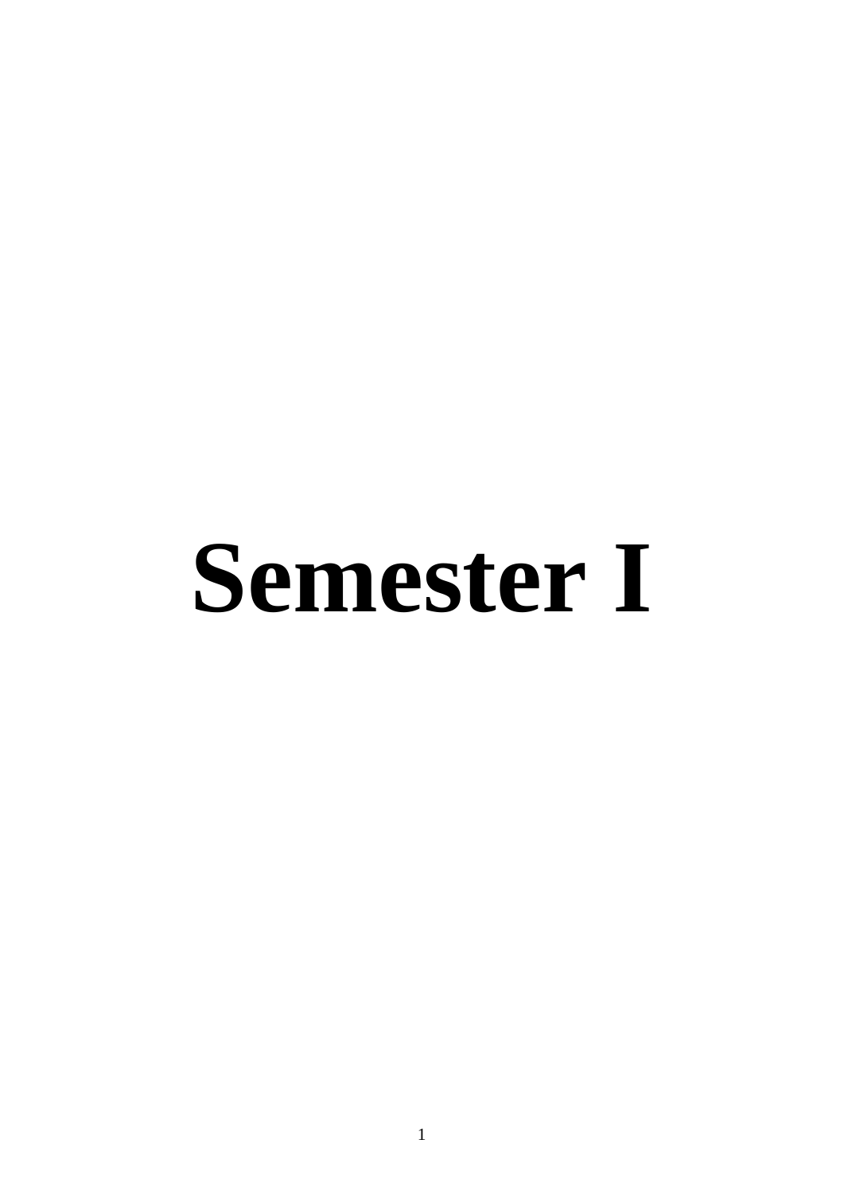# Semester I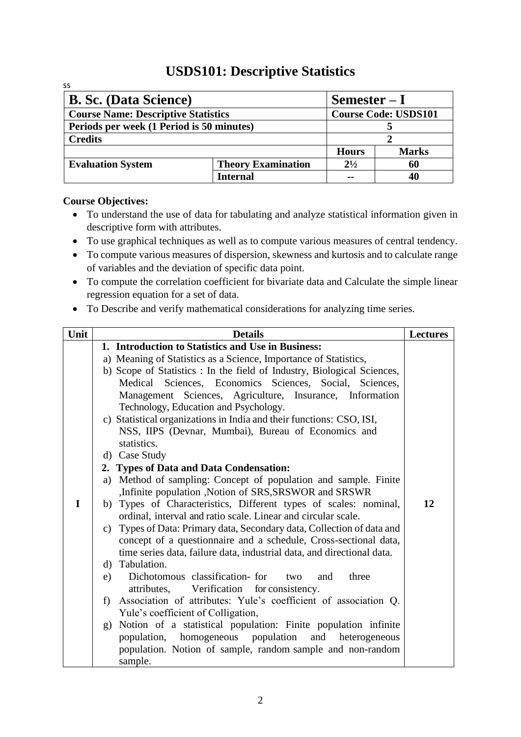# USDS101: Descriptive Statistics

ss

| B. Sc. (Data Science) | | Semester – I | |
|---|---|---|---|
| **Course Name: Descriptive Statistics** | | **Course Code: USDS101** | |
| **Periods per week (1 Period is 50 minutes)** | | **5** | |
| **Credits** | | **2** | |
| | | **Hours** | **Marks** |
| **Evaluation System** | **Theory Examination** | **2½** | **60** |
| | **Internal** | **--** | **40** |

**Course Objectives:**

- To understand the use of data for tabulating and analyze statistical information given in descriptive form with attributes.
- To use graphical techniques as well as to compute various measures of central tendency.
- To compute various measures of dispersion, skewness and kurtosis and to calculate range of variables and the deviation of specific data point.
- To compute the correlation coefficient for bivariate data and Calculate the simple linear regression equation for a set of data.
- To Describe and verify mathematical considerations for analyzing time series.

| Unit | Details | Lectures |
|---|---|---|
| I | **1. Introduction to Statistics and Use in Business:**<br>a) Meaning of Statistics as a Science, Importance of Statistics,<br>b) Scope of Statistics : In the field of Industry, Biological Sciences, Medical Sciences, Economics Sciences, Social, Sciences, Management Sciences, Agriculture, Insurance, Information Technology, Education and Psychology.<br>c) Statistical organizations in India and their functions: CSO, ISI, NSS, IIPS (Devnar, Mumbai), Bureau of Economics and statistics.<br>d) Case Study<br>**2. Types of Data and Data Condensation:**<br>a) Method of sampling: Concept of population and sample. Finite ,Infinite population ,Notion of SRS,SRSWOR and SRSWR<br>b) Types of Characteristics, Different types of scales: nominal, ordinal, interval and ratio scale. Linear and circular scale.<br>c) Types of Data: Primary data, Secondary data, Collection of data and concept of a questionnaire and a schedule, Cross-sectional data, time series data, failure data, industrial data, and directional data.<br>d) Tabulation.<br>e) Dichotomous classification- for two and three attributes, Verification for consistency.<br>f) Association of attributes: Yule's coefficient of association Q. Yule's coefficient of Colligation,<br>g) Notion of a statistical population: Finite population infinite population, homogeneous population and heterogeneous population. Notion of sample, random sample and non-random sample. | 12 |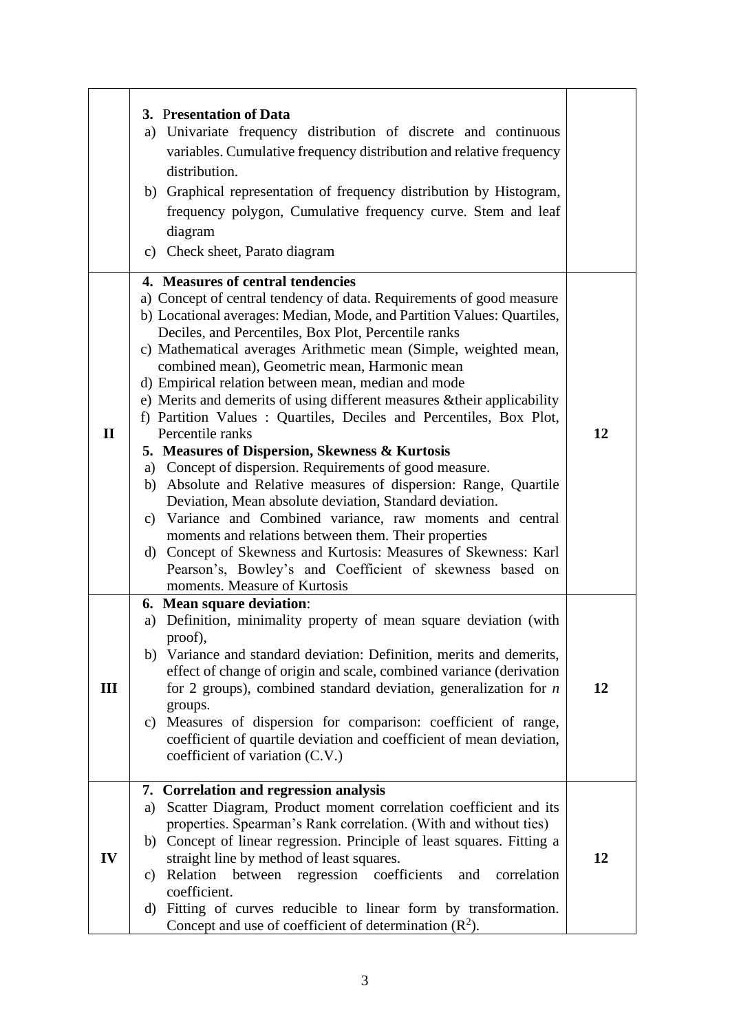| | | |
|---|---|---|
| | **3. Presentation of Data**<br>a) Univariate frequency distribution of discrete and continuous variables. Cumulative frequency distribution and relative frequency distribution.<br>b) Graphical representation of frequency distribution by Histogram, frequency polygon, Cumulative frequency curve. Stem and leaf diagram<br>c) Check sheet, Parato diagram | |
| **II** | **4. Measures of central tendencies**<br>a) Concept of central tendency of data. Requirements of good measure<br>b) Locational averages: Median, Mode, and Partition Values: Quartiles, Deciles, and Percentiles, Box Plot, Percentile ranks<br>c) Mathematical averages Arithmetic mean (Simple, weighted mean, combined mean), Geometric mean, Harmonic mean<br>d) Empirical relation between mean, median and mode<br>e) Merits and demerits of using different measures &their applicability<br>f) Partition Values : Quartiles, Deciles and Percentiles, Box Plot, Percentile ranks<br>**5. Measures of Dispersion, Skewness & Kurtosis**<br>a) Concept of dispersion. Requirements of good measure.<br>b) Absolute and Relative measures of dispersion: Range, Quartile Deviation, Mean absolute deviation, Standard deviation.<br>c) Variance and Combined variance, raw moments and central moments and relations between them. Their properties<br>d) Concept of Skewness and Kurtosis: Measures of Skewness: Karl Pearson's, Bowley's and Coefficient of skewness based on moments. Measure of Kurtosis | **12** |
| **III** | **6. Mean square deviation**:<br>a) Definition, minimality property of mean square deviation (with proof),<br>b) Variance and standard deviation: Definition, merits and demerits, effect of change of origin and scale, combined variance (derivation for 2 groups), combined standard deviation, generalization for *n* groups.<br>c) Measures of dispersion for comparison: coefficient of range, coefficient of quartile deviation and coefficient of mean deviation, coefficient of variation (C.V.) | **12** |
| **IV** | **7. Correlation and regression analysis**<br>a) Scatter Diagram, Product moment correlation coefficient and its properties. Spearman's Rank correlation. (With and without ties)<br>b) Concept of linear regression. Principle of least squares. Fitting a straight line by method of least squares.<br>c) Relation between regression coefficients and correlation coefficient.<br>d) Fitting of curves reducible to linear form by transformation. Concept and use of coefficient of determination ($R^2$). | **12** |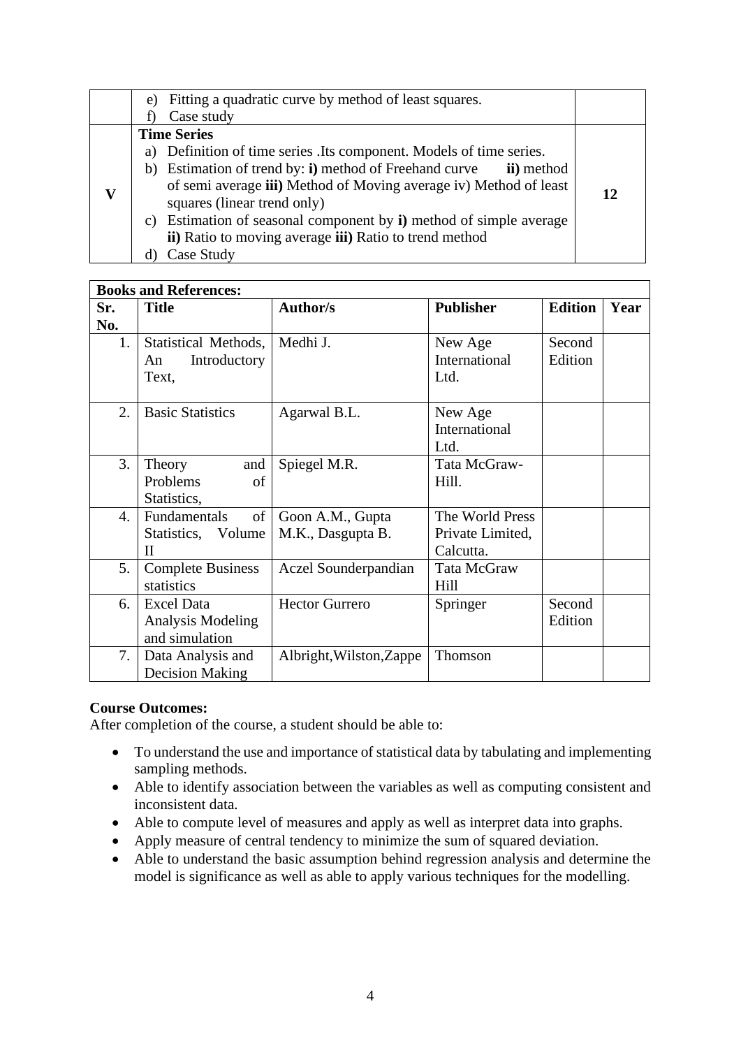|  | e) Fitting a quadratic curve by method of least squares.<br>f) Case study |  |
|---|---|---|
| V | **Time Series**<br>a) Definition of time series .Its component. Models of time series.<br>b) Estimation of trend by: **i)** method of Freehand curve **ii)** method of semi average **iii)** Method of Moving average iv) Method of least squares (linear trend only)<br>c) Estimation of seasonal component by **i)** method of simple average **ii)** Ratio to moving average **iii)** Ratio to trend method<br>d) Case Study | 12 |

**Books and References:**

| Sr. No. | Title | Author/s | Publisher | Edition | Year |
|---|---|---|---|---|---|
| 1. | Statistical Methods, An Introductory Text, | Medhi J. | New Age International Ltd. | Second Edition |  |
| 2. | Basic Statistics | Agarwal B.L. | New Age International Ltd. |  |  |
| 3. | Theory and Problems of Statistics, | Spiegel M.R. | Tata McGraw-Hill. |  |  |
| 4. | Fundamentals of Statistics, Volume II | Goon A.M., Gupta M.K., Dasgupta B. | The World Press Private Limited, Calcutta. |  |  |
| 5. | Complete Business statistics | Aczel Sounderpandian | Tata McGraw Hill |  |  |
| 6. | Excel Data Analysis Modeling and simulation | Hector Gurrero | Springer | Second Edition |  |
| 7. | Data Analysis and Decision Making | Albright,Wilston,Zappe | Thomson |  |  |

**Course Outcomes:**

After completion of the course, a student should be able to:

- To understand the use and importance of statistical data by tabulating and implementing sampling methods.
- Able to identify association between the variables as well as computing consistent and inconsistent data.
- Able to compute level of measures and apply as well as interpret data into graphs.
- Apply measure of central tendency to minimize the sum of squared deviation.
- Able to understand the basic assumption behind regression analysis and determine the model is significance as well as able to apply various techniques for the modelling.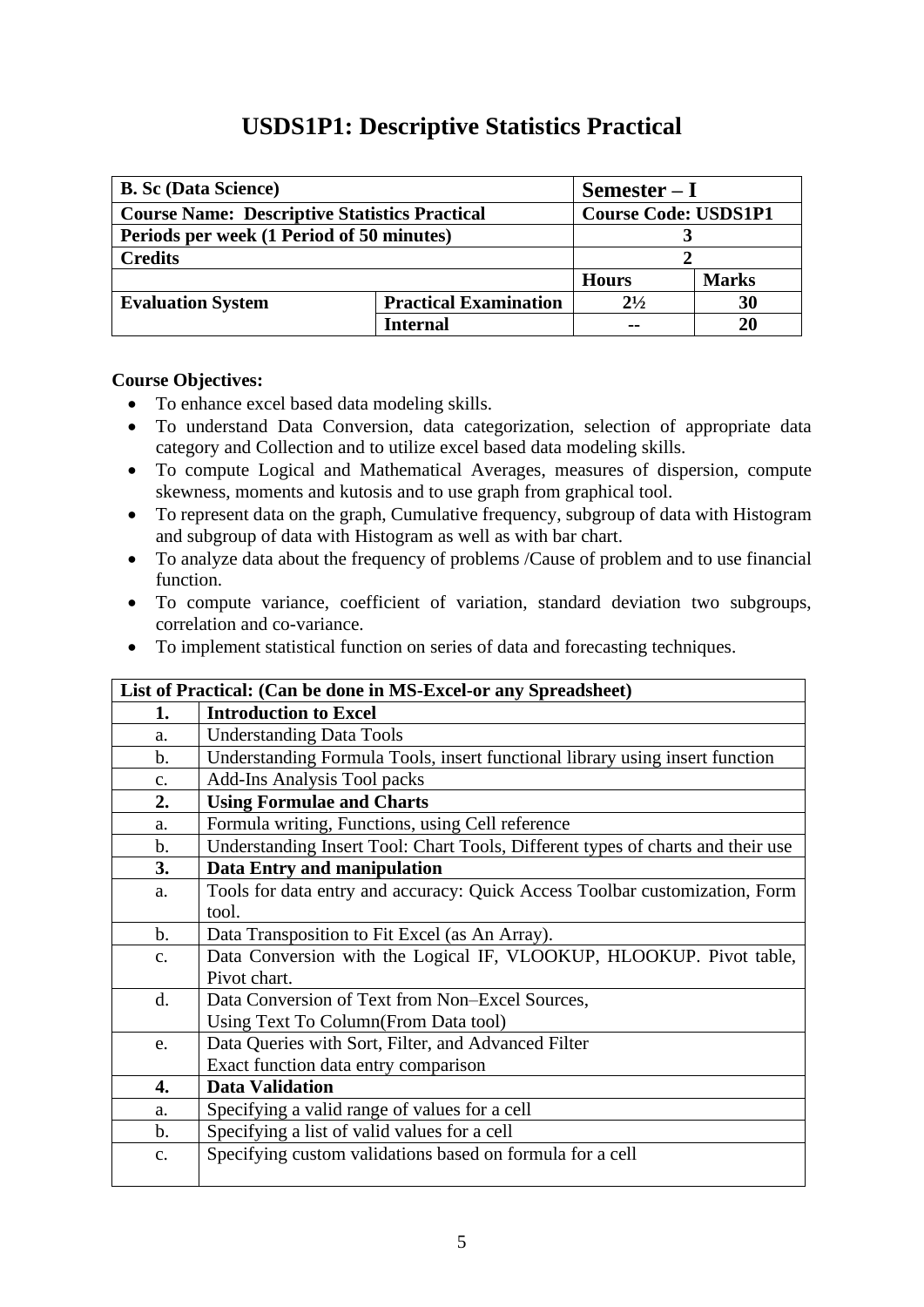# USDS1P1: Descriptive Statistics Practical

| B. Sc (Data Science) | | Semester – I | |
|---|---|---|---|
| Course Name: Descriptive Statistics Practical | | Course Code: USDS1P1 | |
| Periods per week (1 Period of 50 minutes) | | 3 | |
| Credits | | 2 | |
| | | Hours | Marks |
| Evaluation System | Practical Examination | 2½ | 30 |
| | Internal | -- | 20 |

**Course Objectives:**

- To enhance excel based data modeling skills.
- To understand Data Conversion, data categorization, selection of appropriate data category and Collection and to utilize excel based data modeling skills.
- To compute Logical and Mathematical Averages, measures of dispersion, compute skewness, moments and kutosis and to use graph from graphical tool.
- To represent data on the graph, Cumulative frequency, subgroup of data with Histogram and subgroup of data with Histogram as well as with bar chart.
- To analyze data about the frequency of problems /Cause of problem and to use financial function.
- To compute variance, coefficient of variation, standard deviation two subgroups, correlation and co-variance.
- To implement statistical function on series of data and forecasting techniques.

| List of Practical: (Can be done in MS-Excel-or any Spreadsheet) | |
|---|---|
| **1.** | **Introduction to Excel** |
| a. | Understanding Data Tools |
| b. | Understanding Formula Tools, insert functional library using insert function |
| c. | Add-Ins Analysis Tool packs |
| **2.** | **Using Formulae and Charts** |
| a. | Formula writing, Functions, using Cell reference |
| b. | Understanding Insert Tool: Chart Tools, Different types of charts and their use |
| **3.** | **Data Entry and manipulation** |
| a. | Tools for data entry and accuracy: Quick Access Toolbar customization, Form tool. |
| b. | Data Transposition to Fit Excel (as An Array). |
| c. | Data Conversion with the Logical IF, VLOOKUP, HLOOKUP. Pivot table, Pivot chart. |
| d. | Data Conversion of Text from Non–Excel Sources, Using Text To Column(From Data tool) |
| e. | Data Queries with Sort, Filter, and Advanced Filter Exact function data entry comparison |
| **4.** | **Data Validation** |
| a. | Specifying a valid range of values for a cell |
| b. | Specifying a list of valid values for a cell |
| c. | Specifying custom validations based on formula for a cell |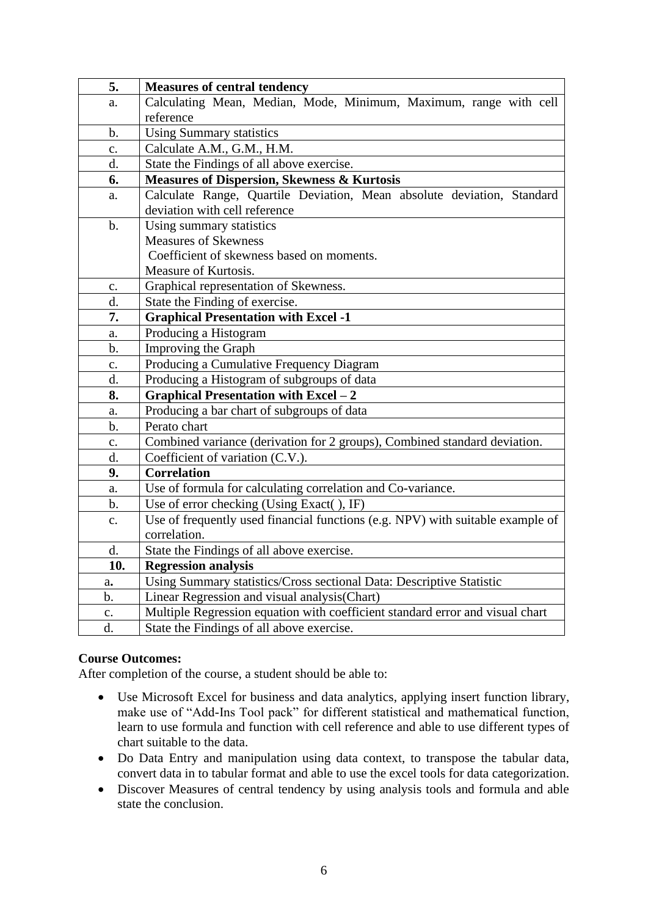| 5. | **Measures of central tendency** |
|---|---|
| a. | Calculating Mean, Median, Mode, Minimum, Maximum, range with cell reference |
| b. | Using Summary statistics |
| c. | Calculate A.M., G.M., H.M. |
| d. | State the Findings of all above exercise. |
| **6.** | **Measures of Dispersion, Skewness & Kurtosis** |
| a. | Calculate Range, Quartile Deviation, Mean absolute deviation, Standard deviation with cell reference |
| b. | Using summary statistics<br>Measures of Skewness<br>Coefficient of skewness based on moments.<br>Measure of Kurtosis. |
| c. | Graphical representation of Skewness. |
| d. | State the Finding of exercise. |
| **7.** | **Graphical Presentation with Excel -1** |
| a. | Producing a Histogram |
| b. | Improving the Graph |
| c. | Producing a Cumulative Frequency Diagram |
| d. | Producing a Histogram of subgroups of data |
| **8.** | **Graphical Presentation with Excel – 2** |
| a. | Producing a bar chart of subgroups of data |
| b. | Perato chart |
| c. | Combined variance (derivation for 2 groups), Combined standard deviation. |
| d. | Coefficient of variation (C.V.). |
| **9.** | **Correlation** |
| a. | Use of formula for calculating correlation and Co-variance. |
| b. | Use of error checking (Using Exact( ), IF) |
| c. | Use of frequently used financial functions (e.g. NPV) with suitable example of correlation. |
| d. | State the Findings of all above exercise. |
| **10.** | **Regression analysis** |
| a. | Using Summary statistics/Cross sectional Data: Descriptive Statistic |
| b. | Linear Regression and visual analysis(Chart) |
| c. | Multiple Regression equation with coefficient standard error and visual chart |
| d. | State the Findings of all above exercise. |

**Course Outcomes:**

After completion of the course, a student should be able to:

- Use Microsoft Excel for business and data analytics, applying insert function library, make use of "Add-Ins Tool pack" for different statistical and mathematical function, learn to use formula and function with cell reference and able to use different types of chart suitable to the data.
- Do Data Entry and manipulation using data context, to transpose the tabular data, convert data in to tabular format and able to use the excel tools for data categorization.
- Discover Measures of central tendency by using analysis tools and formula and able state the conclusion.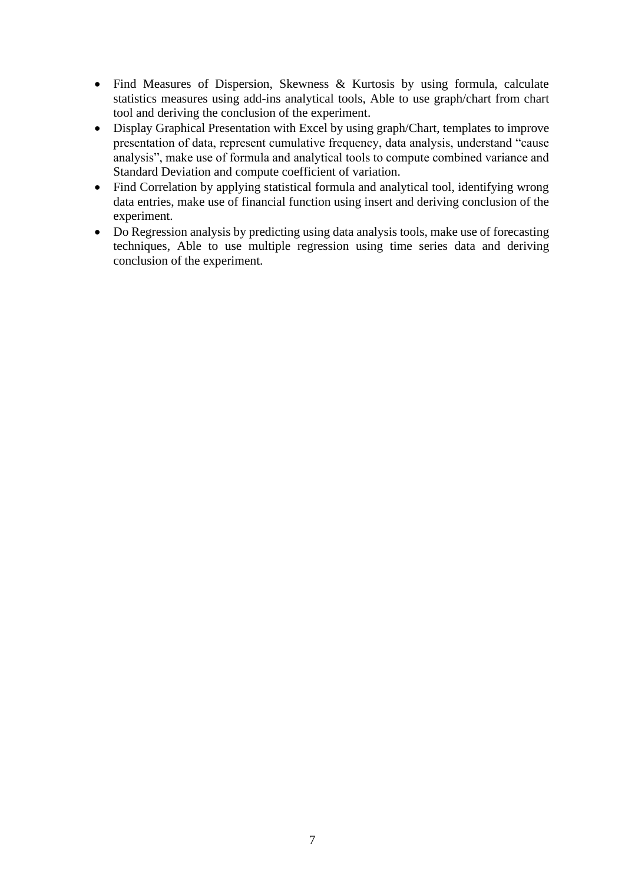- Find Measures of Dispersion, Skewness & Kurtosis by using formula, calculate statistics measures using add-ins analytical tools, Able to use graph/chart from chart tool and deriving the conclusion of the experiment.
- Display Graphical Presentation with Excel by using graph/Chart, templates to improve presentation of data, represent cumulative frequency, data analysis, understand "cause analysis", make use of formula and analytical tools to compute combined variance and Standard Deviation and compute coefficient of variation.
- Find Correlation by applying statistical formula and analytical tool, identifying wrong data entries, make use of financial function using insert and deriving conclusion of the experiment.
- Do Regression analysis by predicting using data analysis tools, make use of forecasting techniques, Able to use multiple regression using time series data and deriving conclusion of the experiment.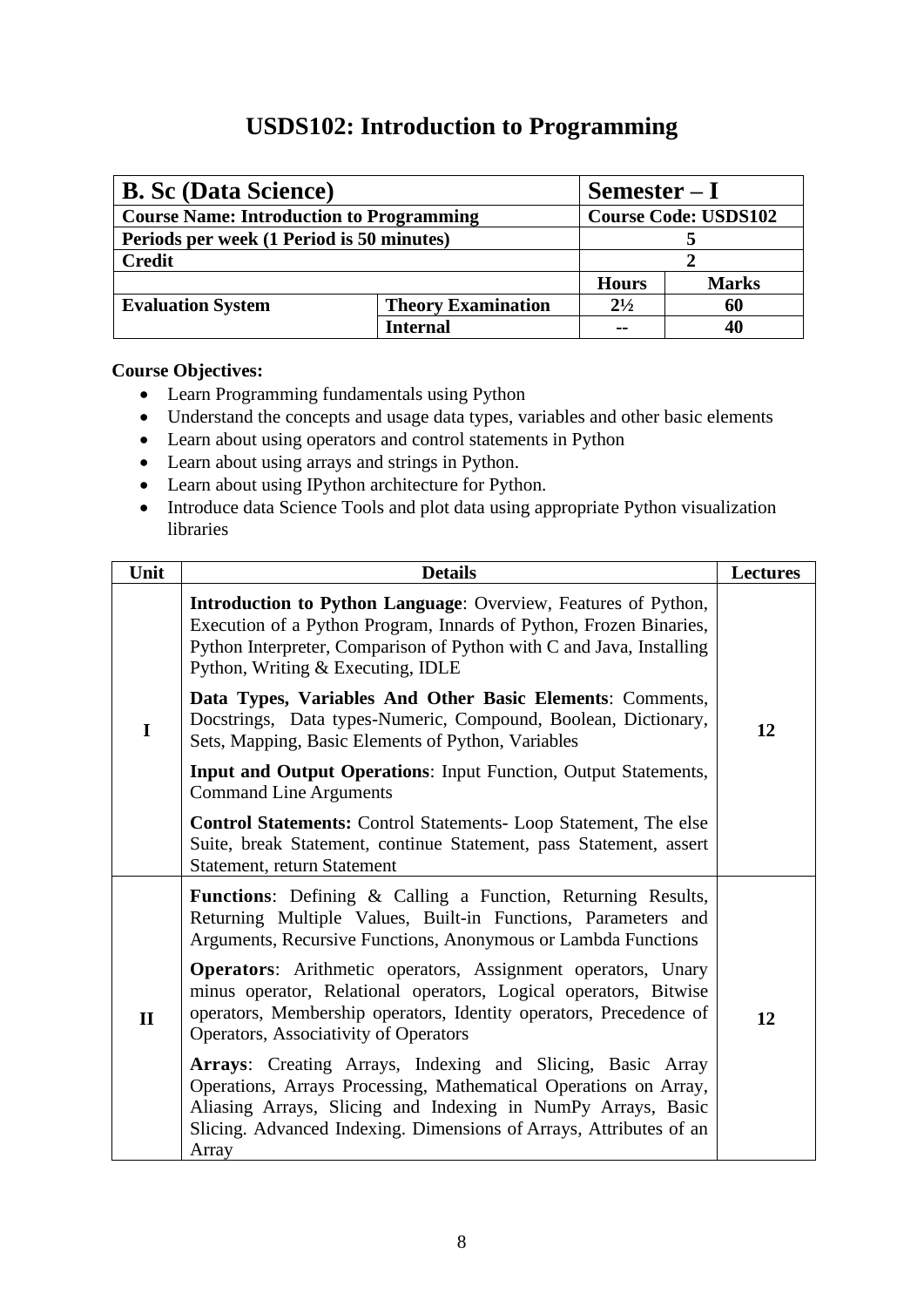# USDS102: Introduction to Programming

| B. Sc (Data Science) | | Semester – I | |
|---|---|---|---|
| Course Name: Introduction to Programming | | Course Code: USDS102 | |
| Periods per week (1 Period is 50 minutes) | | 5 | |
| Credit | | 2 | |
| | | Hours | Marks |
| Evaluation System | Theory Examination | 2½ | 60 |
| | Internal | -- | 40 |

**Course Objectives:**

- Learn Programming fundamentals using Python
- Understand the concepts and usage data types, variables and other basic elements
- Learn about using operators and control statements in Python
- Learn about using arrays and strings in Python.
- Learn about using IPython architecture for Python.
- Introduce data Science Tools and plot data using appropriate Python visualization libraries

| Unit | Details | Lectures |
|---|---|---|
| I | **Introduction to Python Language**: Overview, Features of Python, Execution of a Python Program, Innards of Python, Frozen Binaries, Python Interpreter, Comparison of Python with C and Java, Installing Python, Writing & Executing, IDLE<br><br>**Data Types, Variables And Other Basic Elements**: Comments, Docstrings, Data types-Numeric, Compound, Boolean, Dictionary, Sets, Mapping, Basic Elements of Python, Variables<br><br>**Input and Output Operations**: Input Function, Output Statements, Command Line Arguments<br><br>**Control Statements:** Control Statements- Loop Statement, The else Suite, break Statement, continue Statement, pass Statement, assert Statement, return Statement | 12 |
| II | **Functions**: Defining & Calling a Function, Returning Results, Returning Multiple Values, Built-in Functions, Parameters and Arguments, Recursive Functions, Anonymous or Lambda Functions<br><br>**Operators**: Arithmetic operators, Assignment operators, Unary minus operator, Relational operators, Logical operators, Bitwise operators, Membership operators, Identity operators, Precedence of Operators, Associativity of Operators<br><br>**Arrays**: Creating Arrays, Indexing and Slicing, Basic Array Operations, Arrays Processing, Mathematical Operations on Array, Aliasing Arrays, Slicing and Indexing in NumPy Arrays, Basic Slicing. Advanced Indexing. Dimensions of Arrays, Attributes of an Array | 12 |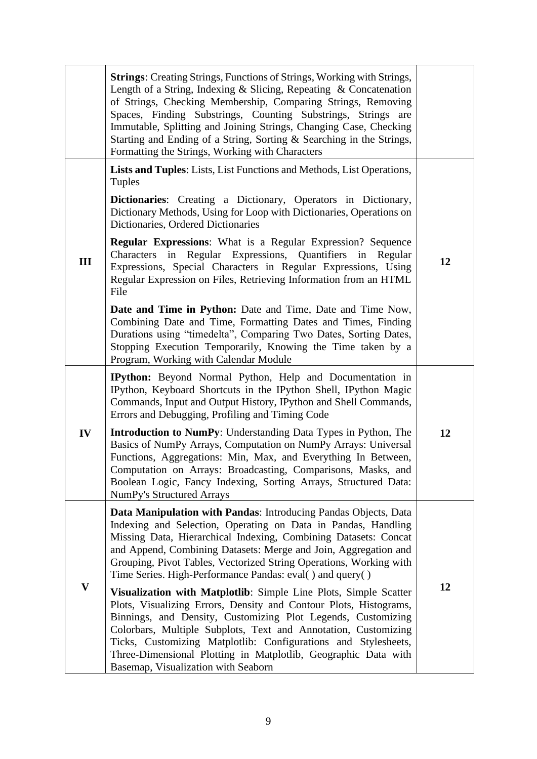| | | |
|---|---|---|
| | **Strings**: Creating Strings, Functions of Strings, Working with Strings, Length of a String, Indexing & Slicing, Repeating & Concatenation of Strings, Checking Membership, Comparing Strings, Removing Spaces, Finding Substrings, Counting Substrings, Strings are Immutable, Splitting and Joining Strings, Changing Case, Checking Starting and Ending of a String, Sorting & Searching in the Strings, Formatting the Strings, Working with Characters | |
| **III** | **Lists and Tuples**: Lists, List Functions and Methods, List Operations, Tuples<br><br>**Dictionaries**: Creating a Dictionary, Operators in Dictionary, Dictionary Methods, Using for Loop with Dictionaries, Operations on Dictionaries, Ordered Dictionaries<br><br>**Regular Expressions**: What is a Regular Expression? Sequence Characters in Regular Expressions, Quantifiers in Regular Expressions, Special Characters in Regular Expressions, Using Regular Expression on Files, Retrieving Information from an HTML File<br><br>**Date and Time in Python:** Date and Time, Date and Time Now, Combining Date and Time, Formatting Dates and Times, Finding Durations using "timedelta", Comparing Two Dates, Sorting Dates, Stopping Execution Temporarily, Knowing the Time taken by a Program, Working with Calendar Module | **12** |
| **IV** | **IPython:** Beyond Normal Python, Help and Documentation in IPython, Keyboard Shortcuts in the IPython Shell, IPython Magic Commands, Input and Output History, IPython and Shell Commands, Errors and Debugging, Profiling and Timing Code<br><br>**Introduction to NumPy**: Understanding Data Types in Python, The Basics of NumPy Arrays, Computation on NumPy Arrays: Universal Functions, Aggregations: Min, Max, and Everything In Between, Computation on Arrays: Broadcasting, Comparisons, Masks, and Boolean Logic, Fancy Indexing, Sorting Arrays, Structured Data: NumPy's Structured Arrays | **12** |
| **V** | **Data Manipulation with Pandas**: Introducing Pandas Objects, Data Indexing and Selection, Operating on Data in Pandas, Handling Missing Data, Hierarchical Indexing, Combining Datasets: Concat and Append, Combining Datasets: Merge and Join, Aggregation and Grouping, Pivot Tables, Vectorized String Operations, Working with Time Series. High-Performance Pandas: eval( ) and query( )<br><br>**Visualization with Matplotlib**: Simple Line Plots, Simple Scatter Plots, Visualizing Errors, Density and Contour Plots, Histograms, Binnings, and Density, Customizing Plot Legends, Customizing Colorbars, Multiple Subplots, Text and Annotation, Customizing Ticks, Customizing Matplotlib: Configurations and Stylesheets, Three-Dimensional Plotting in Matplotlib, Geographic Data with Basemap, Visualization with Seaborn | **12** |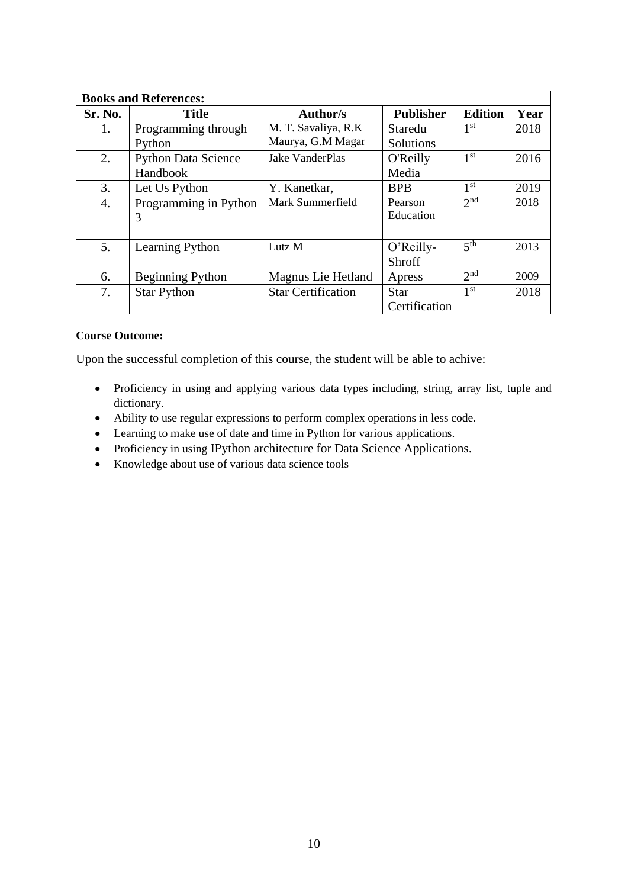| **Books and References:** | | | | | |
|---|---|---|---|---|---|
| **Sr. No.** | **Title** | **Author/s** | **Publisher** | **Edition** | **Year** |
| 1. | Programming through Python | M. T. Savaliya, R.K Maurya, G.M Magar | Staredu Solutions | 1st | 2018 |
| 2. | Python Data Science Handbook | Jake VanderPlas | O'Reilly Media | 1st | 2016 |
| 3. | Let Us Python | Y. Kanetkar, | BPB | 1st | 2019 |
| 4. | Programming in Python 3 | Mark Summerfield | Pearson Education | 2nd | 2018 |
| 5. | Learning Python | Lutz M | O'Reilly-Shroff | 5th | 2013 |
| 6. | Beginning Python | Magnus Lie Hetland | Apress | 2nd | 2009 |
| 7. | Star Python | Star Certification | Star Certification | 1st | 2018 |

**Course Outcome:**

Upon the successful completion of this course, the student will be able to achive:

- Proficiency in using and applying various data types including, string, array list, tuple and dictionary.
- Ability to use regular expressions to perform complex operations in less code.
- Learning to make use of date and time in Python for various applications.
- Proficiency in using IPython architecture for Data Science Applications.
- Knowledge about use of various data science tools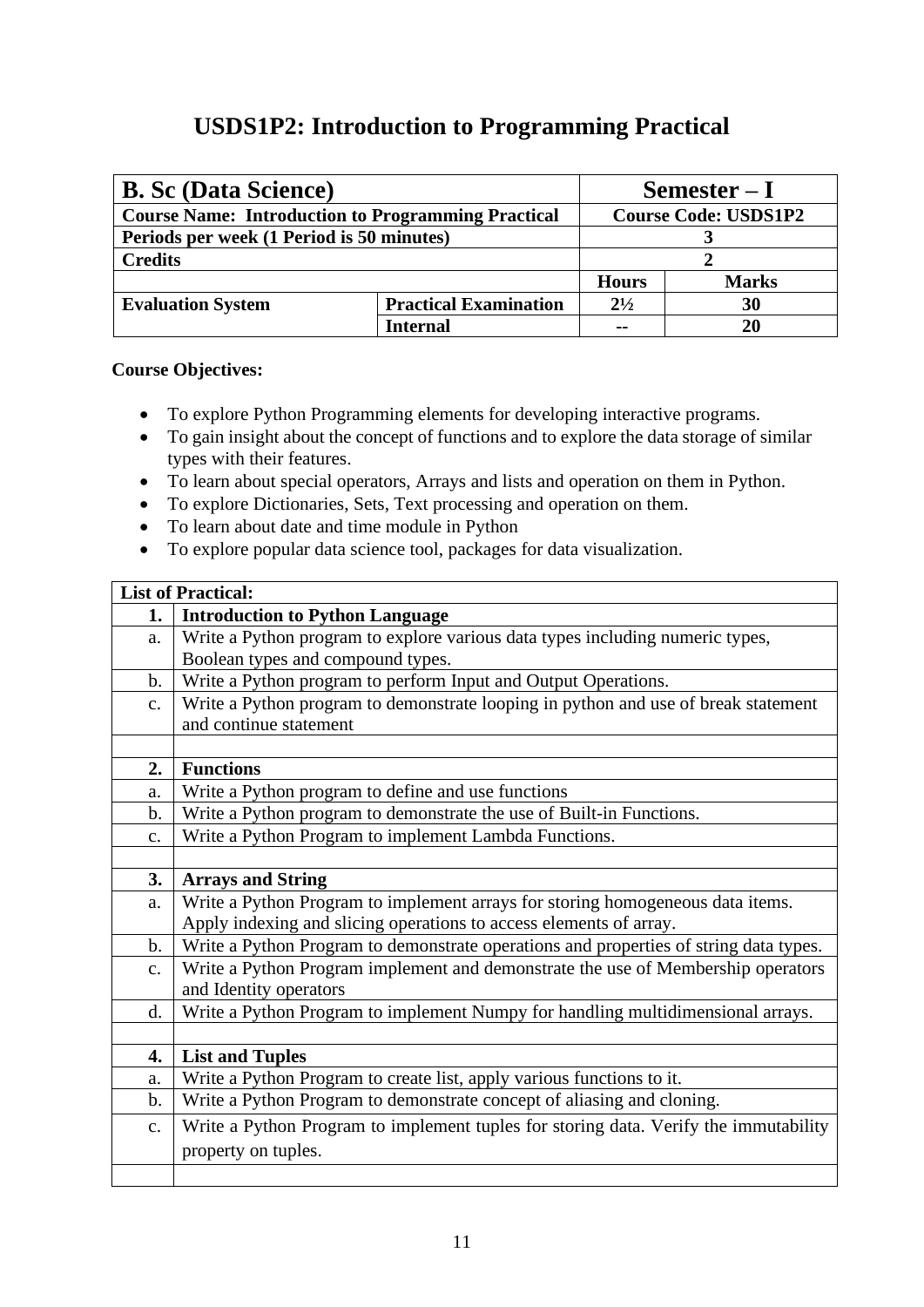# USDS1P2: Introduction to Programming Practical

| **B. Sc (Data Science)** | | **Semester – I** | |
|---|---|---|---|
| **Course Name: Introduction to Programming Practical** | | **Course Code: USDS1P2** | |
| **Periods per week (1 Period is 50 minutes)** | | **3** | |
| **Credits** | | **2** | |
| | | **Hours** | **Marks** |
| **Evaluation System** | **Practical Examination** | **2½** | **30** |
| | **Internal** | **--** | **20** |

**Course Objectives:**

- To explore Python Programming elements for developing interactive programs.
- To gain insight about the concept of functions and to explore the data storage of similar types with their features.
- To learn about special operators, Arrays and lists and operation on them in Python.
- To explore Dictionaries, Sets, Text processing and operation on them.
- To learn about date and time module in Python
- To explore popular data science tool, packages for data visualization.

| **List of Practical:** | |
|---|---|
| **1.** | **Introduction to Python Language** |
| a. | Write a Python program to explore various data types including numeric types, Boolean types and compound types. |
| b. | Write a Python program to perform Input and Output Operations. |
| c. | Write a Python program to demonstrate looping in python and use of break statement and continue statement |
| | |
| **2.** | **Functions** |
| a. | Write a Python program to define and use functions |
| b. | Write a Python program to demonstrate the use of Built-in Functions. |
| c. | Write a Python Program to implement Lambda Functions. |
| | |
| **3.** | **Arrays and String** |
| a. | Write a Python Program to implement arrays for storing homogeneous data items. Apply indexing and slicing operations to access elements of array. |
| b. | Write a Python Program to demonstrate operations and properties of string data types. |
| c. | Write a Python Program implement and demonstrate the use of Membership operators and Identity operators |
| d. | Write a Python Program to implement Numpy for handling multidimensional arrays. |
| | |
| **4.** | **List and Tuples** |
| a. | Write a Python Program to create list, apply various functions to it. |
| b. | Write a Python Program to demonstrate concept of aliasing and cloning. |
| c. | Write a Python Program to implement tuples for storing data. Verify the immutability property on tuples. |
| | |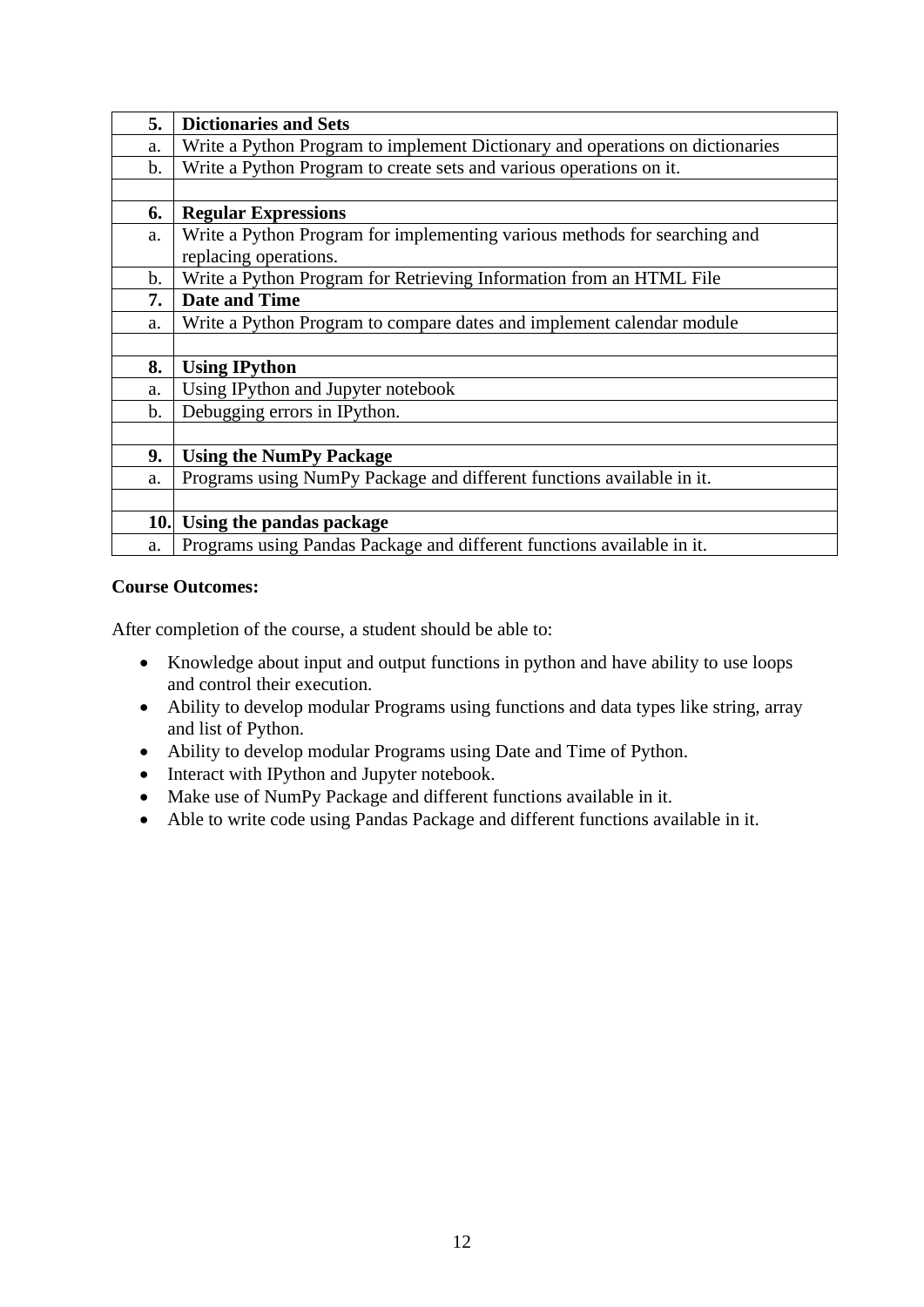| | |
|---|---|
| **5.** | **Dictionaries and Sets** |
| a. | Write a Python Program to implement Dictionary and operations on dictionaries |
| b. | Write a Python Program to create sets and various operations on it. |
| | |
| **6.** | **Regular Expressions** |
| a. | Write a Python Program for implementing various methods for searching and replacing operations. |
| b. | Write a Python Program for Retrieving Information from an HTML File |
| **7.** | **Date and Time** |
| a. | Write a Python Program to compare dates and implement calendar module |
| | |
| **8.** | **Using IPython** |
| a. | Using IPython and Jupyter notebook |
| b. | Debugging errors in IPython. |
| | |
| **9.** | **Using the NumPy Package** |
| a. | Programs using NumPy Package and different functions available in it. |
| | |
| **10.** | **Using the pandas package** |
| a. | Programs using Pandas Package and different functions available in it. |

**Course Outcomes:**

After completion of the course, a student should be able to:

- Knowledge about input and output functions in python and have ability to use loops and control their execution.
- Ability to develop modular Programs using functions and data types like string, array and list of Python.
- Ability to develop modular Programs using Date and Time of Python.
- Interact with IPython and Jupyter notebook.
- Make use of NumPy Package and different functions available in it.
- Able to write code using Pandas Package and different functions available in it.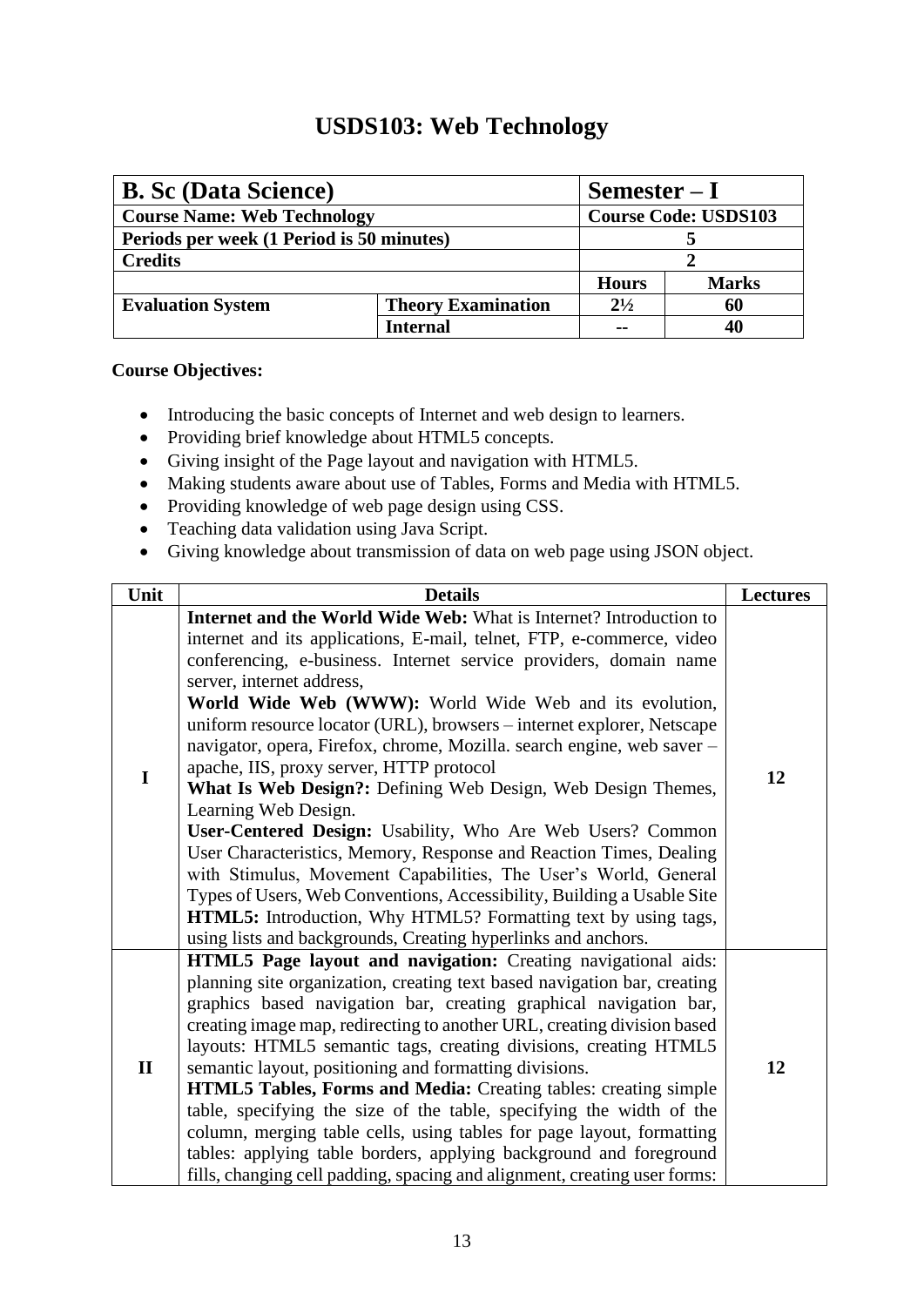# USDS103: Web Technology

| B. Sc (Data Science) | | Semester – I | |
|---|---|---|---|
| **Course Name: Web Technology** | | **Course Code: USDS103** | |
| **Periods per week (1 Period is 50 minutes)** | | **5** | |
| **Credits** | | **2** | |
| | | **Hours** | **Marks** |
| **Evaluation System** | **Theory Examination** | **2½** | **60** |
| | **Internal** | **--** | **40** |

**Course Objectives:**

- Introducing the basic concepts of Internet and web design to learners.
- Providing brief knowledge about HTML5 concepts.
- Giving insight of the Page layout and navigation with HTML5.
- Making students aware about use of Tables, Forms and Media with HTML5.
- Providing knowledge of web page design using CSS.
- Teaching data validation using Java Script.
- Giving knowledge about transmission of data on web page using JSON object.

| Unit | Details | Lectures |
|---|---|---|
| I | **Internet and the World Wide Web:** What is Internet? Introduction to internet and its applications, E-mail, telnet, FTP, e-commerce, video conferencing, e-business. Internet service providers, domain name server, internet address, **World Wide Web (WWW):** World Wide Web and its evolution, uniform resource locator (URL), browsers – internet explorer, Netscape navigator, opera, Firefox, chrome, Mozilla. search engine, web saver – apache, IIS, proxy server, HTTP protocol **What Is Web Design?:** Defining Web Design, Web Design Themes, Learning Web Design. **User-Centered Design:** Usability, Who Are Web Users? Common User Characteristics, Memory, Response and Reaction Times, Dealing with Stimulus, Movement Capabilities, The User's World, General Types of Users, Web Conventions, Accessibility, Building a Usable Site **HTML5:** Introduction, Why HTML5? Formatting text by using tags, using lists and backgrounds, Creating hyperlinks and anchors. | 12 |
| II | **HTML5 Page layout and navigation:** Creating navigational aids: planning site organization, creating text based navigation bar, creating graphics based navigation bar, creating graphical navigation bar, creating image map, redirecting to another URL, creating division based layouts: HTML5 semantic tags, creating divisions, creating HTML5 semantic layout, positioning and formatting divisions. **HTML5 Tables, Forms and Media:** Creating tables: creating simple table, specifying the size of the table, specifying the width of the column, merging table cells, using tables for page layout, formatting tables: applying table borders, applying background and foreground fills, changing cell padding, spacing and alignment, creating user forms: | 12 |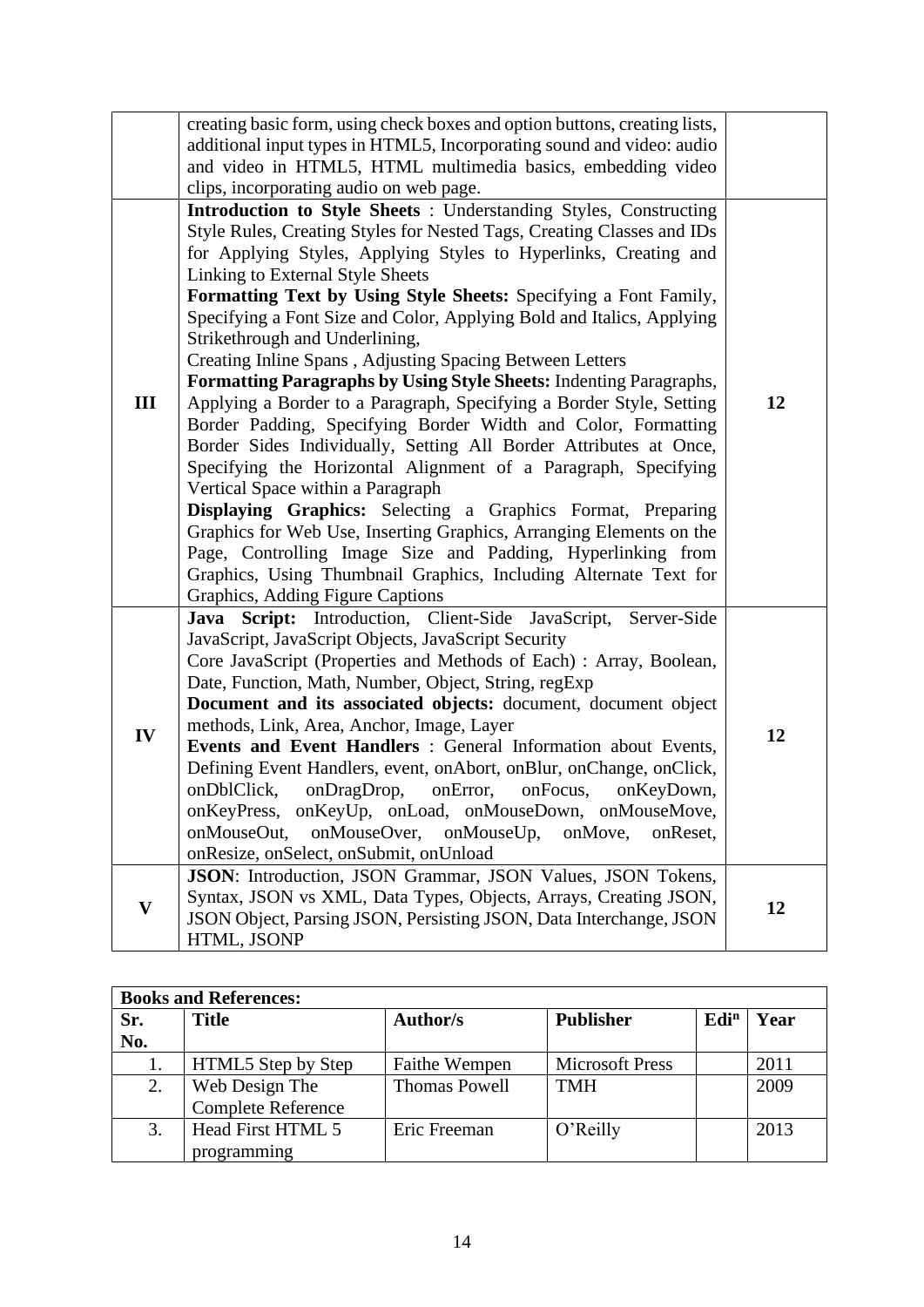| | | |
|---|---|---|
| | creating basic form, using check boxes and option buttons, creating lists, additional input types in HTML5, Incorporating sound and video: audio and video in HTML5, HTML multimedia basics, embedding video clips, incorporating audio on web page. | |
| **III** | **Introduction to Style Sheets** : Understanding Styles, Constructing Style Rules, Creating Styles for Nested Tags, Creating Classes and IDs for Applying Styles, Applying Styles to Hyperlinks, Creating and Linking to External Style Sheets<br>**Formatting Text by Using Style Sheets:** Specifying a Font Family, Specifying a Font Size and Color, Applying Bold and Italics, Applying Strikethrough and Underlining,<br>Creating Inline Spans , Adjusting Spacing Between Letters<br>**Formatting Paragraphs by Using Style Sheets:** Indenting Paragraphs, Applying a Border to a Paragraph, Specifying a Border Style, Setting Border Padding, Specifying Border Width and Color, Formatting Border Sides Individually, Setting All Border Attributes at Once, Specifying the Horizontal Alignment of a Paragraph, Specifying Vertical Space within a Paragraph<br>**Displaying Graphics:** Selecting a Graphics Format, Preparing Graphics for Web Use, Inserting Graphics, Arranging Elements on the Page, Controlling Image Size and Padding, Hyperlinking from Graphics, Using Thumbnail Graphics, Including Alternate Text for Graphics, Adding Figure Captions | **12** |
| **IV** | **Java Script:** Introduction, Client-Side JavaScript, Server-Side JavaScript, JavaScript Objects, JavaScript Security<br>Core JavaScript (Properties and Methods of Each) : Array, Boolean, Date, Function, Math, Number, Object, String, regExp<br>**Document and its associated objects:** document, document object methods, Link, Area, Anchor, Image, Layer<br>**Events and Event Handlers** : General Information about Events, Defining Event Handlers, event, onAbort, onBlur, onChange, onClick, onDblClick, onDragDrop, onError, onFocus, onKeyDown, onKeyPress, onKeyUp, onLoad, onMouseDown, onMouseMove, onMouseOut, onMouseOver, onMouseUp, onMove, onReset, onResize, onSelect, onSubmit, onUnload | **12** |
| **V** | **JSON**: Introduction, JSON Grammar, JSON Values, JSON Tokens, Syntax, JSON vs XML, Data Types, Objects, Arrays, Creating JSON, JSON Object, Parsing JSON, Persisting JSON, Data Interchange, JSON HTML, JSONP | **12** |

| **Books and References:** | | | | | |
|---|---|---|---|---|---|
| **Sr. No.** | **Title** | **Author/s** | **Publisher** | **Edi$^{n}$** | **Year** |
| 1. | HTML5 Step by Step | Faithe Wempen | Microsoft Press | | 2011 |
| 2. | Web Design The Complete Reference | Thomas Powell | TMH | | 2009 |
| 3. | Head First HTML 5 programming | Eric Freeman | O'Reilly | | 2013 |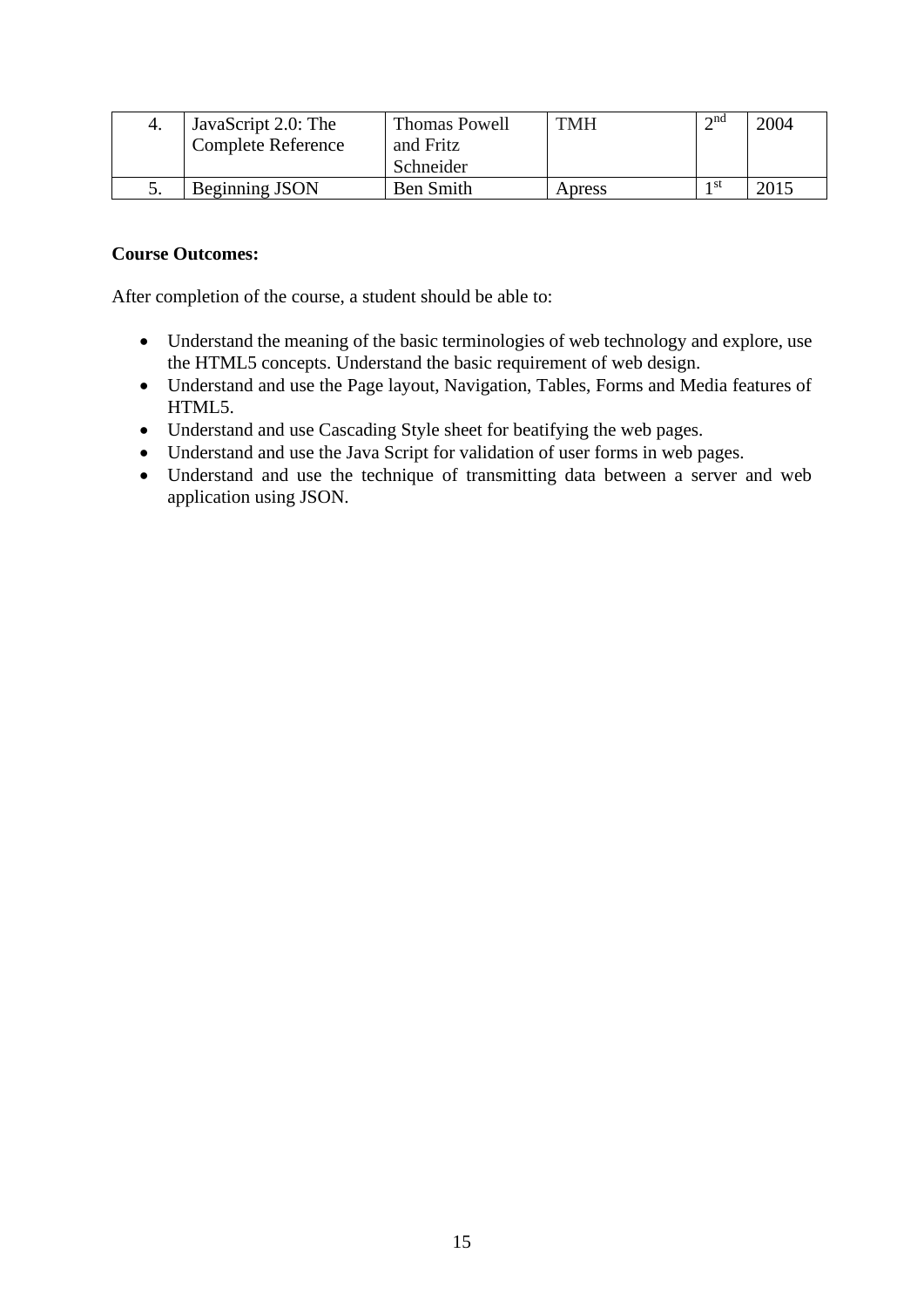| 4. | JavaScript 2.0: The Complete Reference | Thomas Powell and Fritz Schneider | TMH | 2nd | 2004 |
|---|---|---|---|---|---|
| 5. | Beginning JSON | Ben Smith | Apress | 1st | 2015 |

**Course Outcomes:**

After completion of the course, a student should be able to:

- Understand the meaning of the basic terminologies of web technology and explore, use the HTML5 concepts. Understand the basic requirement of web design.
- Understand and use the Page layout, Navigation, Tables, Forms and Media features of HTML5.
- Understand and use Cascading Style sheet for beatifying the web pages.
- Understand and use the Java Script for validation of user forms in web pages.
- Understand and use the technique of transmitting data between a server and web application using JSON.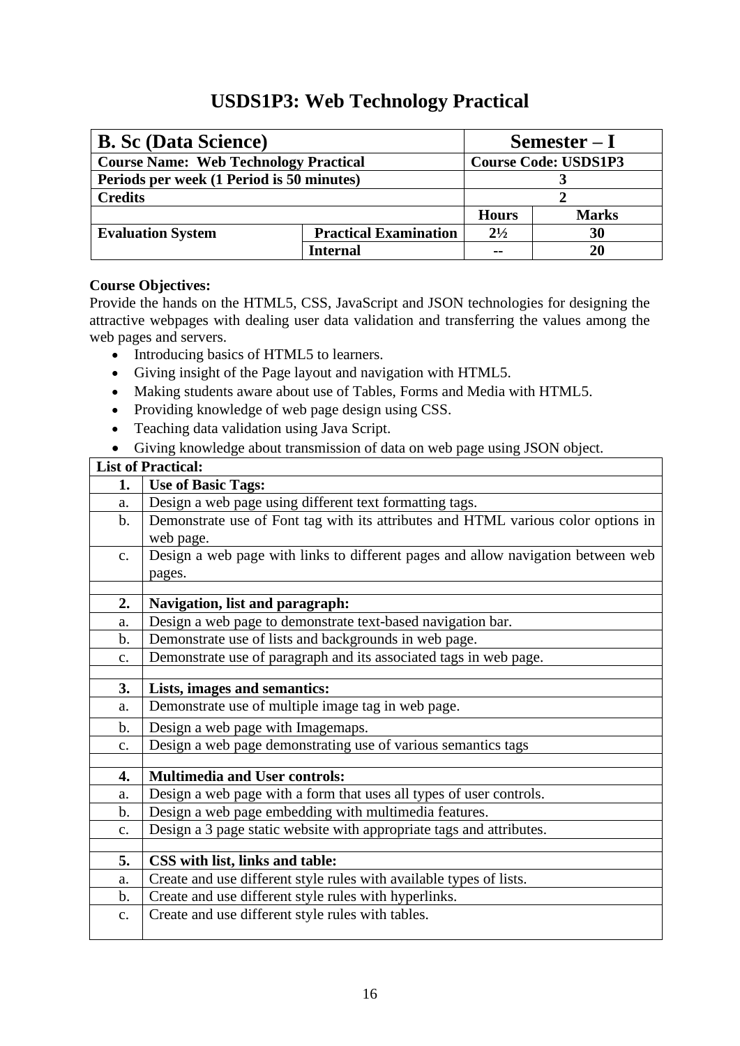# USDS1P3: Web Technology Practical

| **B. Sc (Data Science)** | | **Semester – I** | |
|---|---|---|---|
| **Course Name: Web Technology Practical** | | **Course Code: USDS1P3** | |
| **Periods per week (1 Period is 50 minutes)** | | **3** | |
| **Credits** | | **2** | |
| | | **Hours** | **Marks** |
| **Evaluation System** | **Practical Examination** | **2½** | **30** |
| | **Internal** | **--** | **20** |

**Course Objectives:**

Provide the hands on the HTML5, CSS, JavaScript and JSON technologies for designing the attractive webpages with dealing user data validation and transferring the values among the web pages and servers.

- Introducing basics of HTML5 to learners.
- Giving insight of the Page layout and navigation with HTML5.
- Making students aware about use of Tables, Forms and Media with HTML5.
- Providing knowledge of web page design using CSS.
- Teaching data validation using Java Script.
- Giving knowledge about transmission of data on web page using JSON object.

| **List of Practical:** | |
|---|---|
| **1.** | **Use of Basic Tags:** |
| a. | Design a web page using different text formatting tags. |
| b. | Demonstrate use of Font tag with its attributes and HTML various color options in web page. |
| c. | Design a web page with links to different pages and allow navigation between web pages. |
| | |
| **2.** | **Navigation, list and paragraph:** |
| a. | Design a web page to demonstrate text-based navigation bar. |
| b. | Demonstrate use of lists and backgrounds in web page. |
| c. | Demonstrate use of paragraph and its associated tags in web page. |
| | |
| **3.** | **Lists, images and semantics:** |
| a. | Demonstrate use of multiple image tag in web page. |
| b. | Design a web page with Imagemaps. |
| c. | Design a web page demonstrating use of various semantics tags |
| | |
| **4.** | **Multimedia and User controls:** |
| a. | Design a web page with a form that uses all types of user controls. |
| b. | Design a web page embedding with multimedia features. |
| c. | Design a 3 page static website with appropriate tags and attributes. |
| | |
| **5.** | **CSS with list, links and table:** |
| a. | Create and use different style rules with available types of lists. |
| b. | Create and use different style rules with hyperlinks. |
| c. | Create and use different style rules with tables. |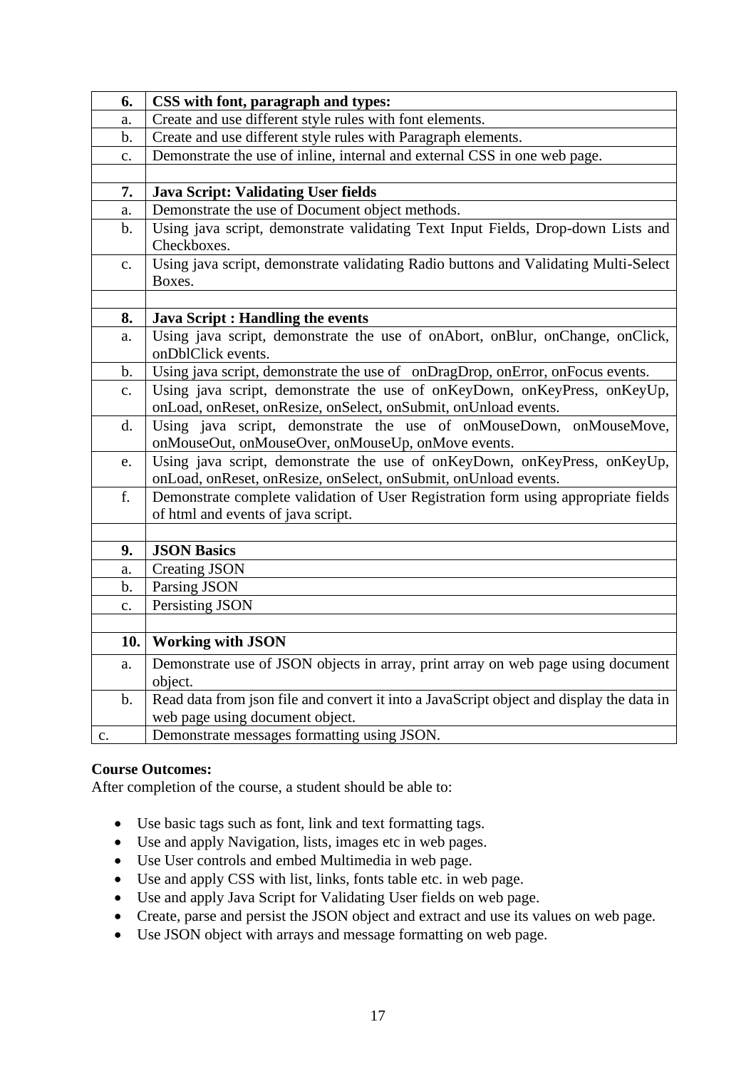| | |
|---|---|
| **6.** | **CSS with font, paragraph and types:** |
| a. | Create and use different style rules with font elements. |
| b. | Create and use different style rules with Paragraph elements. |
| c. | Demonstrate the use of inline, internal and external CSS in one web page. |
| | |
| **7.** | **Java Script: Validating User fields** |
| a. | Demonstrate the use of Document object methods. |
| b. | Using java script, demonstrate validating Text Input Fields, Drop-down Lists and Checkboxes. |
| c. | Using java script, demonstrate validating Radio buttons and Validating Multi-Select Boxes. |
| | |
| **8.** | **Java Script : Handling the events** |
| a. | Using java script, demonstrate the use of onAbort, onBlur, onChange, onClick, onDblClick events. |
| b. | Using java script, demonstrate the use of onDragDrop, onError, onFocus events. |
| c. | Using java script, demonstrate the use of onKeyDown, onKeyPress, onKeyUp, onLoad, onReset, onResize, onSelect, onSubmit, onUnload events. |
| d. | Using java script, demonstrate the use of onMouseDown, onMouseMove, onMouseOut, onMouseOver, onMouseUp, onMove events. |
| e. | Using java script, demonstrate the use of onKeyDown, onKeyPress, onKeyUp, onLoad, onReset, onResize, onSelect, onSubmit, onUnload events. |
| f. | Demonstrate complete validation of User Registration form using appropriate fields of html and events of java script. |
| | |
| **9.** | **JSON Basics** |
| a. | Creating JSON |
| b. | Parsing JSON |
| c. | Persisting JSON |
| | |
| **10.** | **Working with JSON** |
| a. | Demonstrate use of JSON objects in array, print array on web page using document object. |
| b. | Read data from json file and convert it into a JavaScript object and display the data in web page using document object. |
| c. | Demonstrate messages formatting using JSON. |

**Course Outcomes:**

After completion of the course, a student should be able to:

- Use basic tags such as font, link and text formatting tags.
- Use and apply Navigation, lists, images etc in web pages.
- Use User controls and embed Multimedia in web page.
- Use and apply CSS with list, links, fonts table etc. in web page.
- Use and apply Java Script for Validating User fields on web page.
- Create, parse and persist the JSON object and extract and use its values on web page.
- Use JSON object with arrays and message formatting on web page.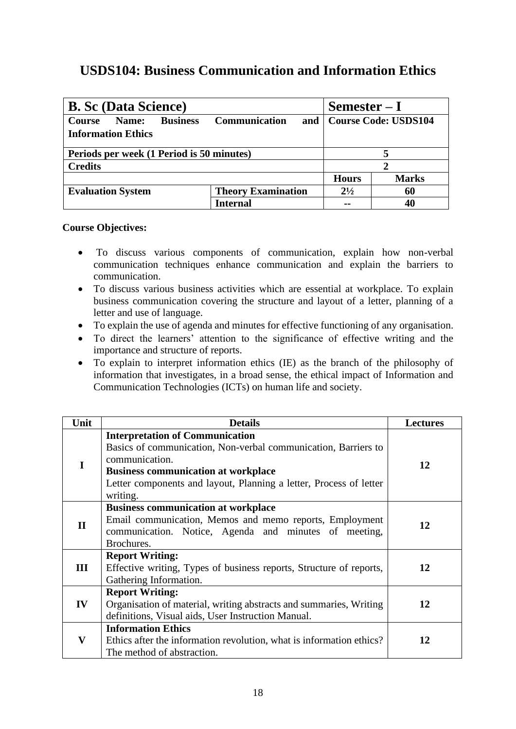# USDS104: Business Communication and Information Ethics

| B. Sc (Data Science) | | Semester – I | |
|---|---|---|---|
| **Course Name: Business Communication and Information Ethics** | | **Course Code: USDS104** | |
| **Periods per week (1 Period is 50 minutes)** | | 5 | |
| **Credits** | | 2 | |
| | | **Hours** | **Marks** |
| **Evaluation System** | **Theory Examination** | 2½ | 60 |
| | **Internal** | -- | 40 |

**Course Objectives:**

- To discuss various components of communication, explain how non-verbal communication techniques enhance communication and explain the barriers to communication.
- To discuss various business activities which are essential at workplace. To explain business communication covering the structure and layout of a letter, planning of a letter and use of language.
- To explain the use of agenda and minutes for effective functioning of any organisation.
- To direct the learners' attention to the significance of effective writing and the importance and structure of reports.
- To explain to interpret information ethics (IE) as the branch of the philosophy of information that investigates, in a broad sense, the ethical impact of Information and Communication Technologies (ICTs) on human life and society.

| Unit | Details | Lectures |
|---|---|---|
| I | **Interpretation of Communication**<br>Basics of communication, Non-verbal communication, Barriers to communication.<br>**Business communication at workplace**<br>Letter components and layout, Planning a letter, Process of letter writing. | 12 |
| II | **Business communication at workplace**<br>Email communication, Memos and memo reports, Employment communication. Notice, Agenda and minutes of meeting, Brochures. | 12 |
| III | **Report Writing:**<br>Effective writing, Types of business reports, Structure of reports, Gathering Information. | 12 |
| IV | **Report Writing:**<br>Organisation of material, writing abstracts and summaries, Writing definitions, Visual aids, User Instruction Manual. | 12 |
| V | **Information Ethics**<br>Ethics after the information revolution, what is information ethics? The method of abstraction. | 12 |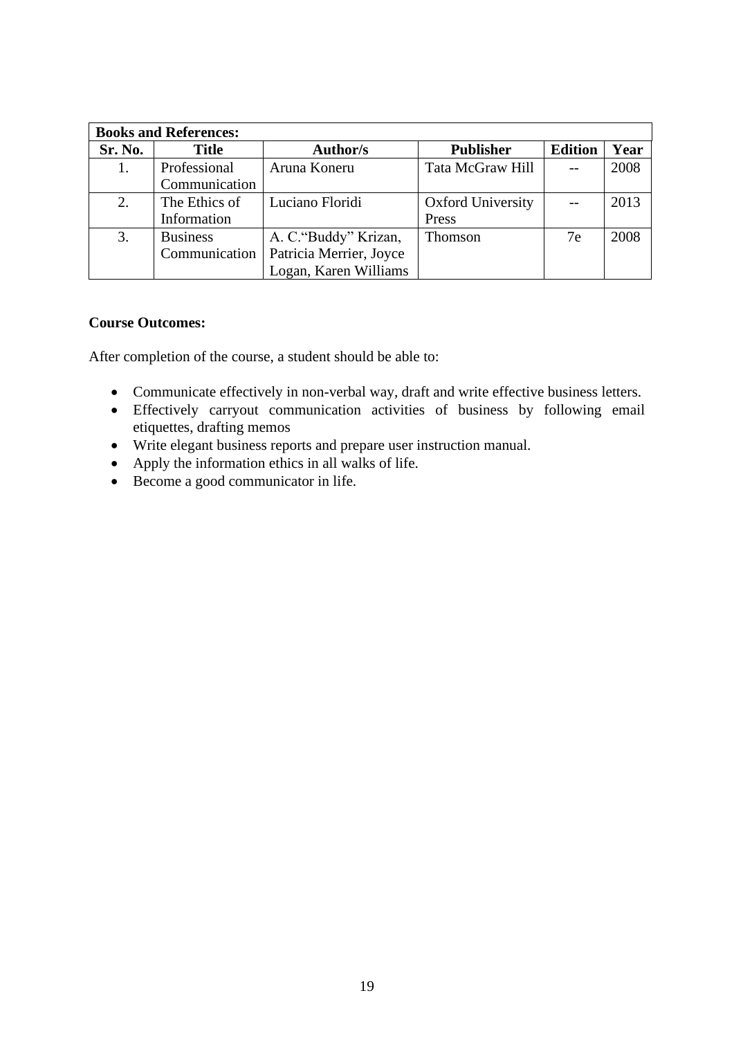| **Books and References:** | | | | | |
|---|---|---|---|---|---|
| **Sr. No.** | **Title** | **Author/s** | **Publisher** | **Edition** | **Year** |
| 1. | Professional Communication | Aruna Koneru | Tata McGraw Hill | -- | 2008 |
| 2. | The Ethics of Information | Luciano Floridi | Oxford University Press | -- | 2013 |
| 3. | Business Communication | A. C."Buddy" Krizan, Patricia Merrier, Joyce Logan, Karen Williams | Thomson | 7e | 2008 |

**Course Outcomes:**

After completion of the course, a student should be able to:

- Communicate effectively in non-verbal way, draft and write effective business letters.
- Effectively carryout communication activities of business by following email etiquettes, drafting memos
- Write elegant business reports and prepare user instruction manual.
- Apply the information ethics in all walks of life.
- Become a good communicator in life.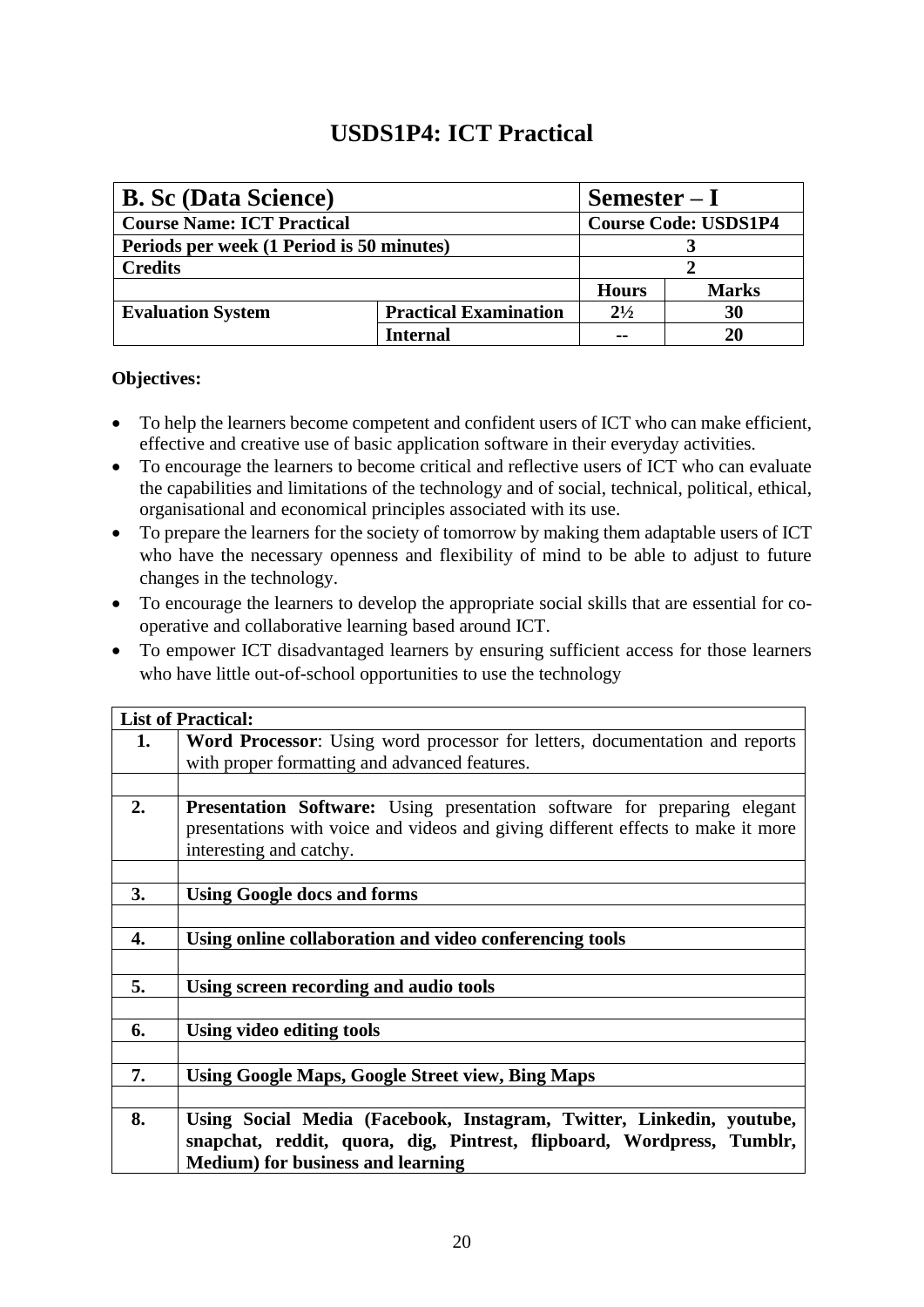# USDS1P4: ICT Practical

| **B. Sc (Data Science)** | | **Semester – I** | |
|---|---|---|---|
| **Course Name: ICT Practical** | | **Course Code: USDS1P4** | |
| **Periods per week (1 Period is 50 minutes)** | | **3** | |
| **Credits** | | **2** | |
| | | **Hours** | **Marks** |
| **Evaluation System** | **Practical Examination** | **2½** | **30** |
| | **Internal** | **--** | **20** |

**Objectives:**

- To help the learners become competent and confident users of ICT who can make efficient, effective and creative use of basic application software in their everyday activities.
- To encourage the learners to become critical and reflective users of ICT who can evaluate the capabilities and limitations of the technology and of social, technical, political, ethical, organisational and economical principles associated with its use.
- To prepare the learners for the society of tomorrow by making them adaptable users of ICT who have the necessary openness and flexibility of mind to be able to adjust to future changes in the technology.
- To encourage the learners to develop the appropriate social skills that are essential for co-operative and collaborative learning based around ICT.
- To empower ICT disadvantaged learners by ensuring sufficient access for those learners who have little out-of-school opportunities to use the technology

| **List of Practical:** | |
|---|---|
| **1.** | **Word Processor**: Using word processor for letters, documentation and reports with proper formatting and advanced features. |
| | |
| **2.** | **Presentation Software:** Using presentation software for preparing elegant presentations with voice and videos and giving different effects to make it more interesting and catchy. |
| | |
| **3.** | **Using Google docs and forms** |
| | |
| **4.** | **Using online collaboration and video conferencing tools** |
| | |
| **5.** | **Using screen recording and audio tools** |
| | |
| **6.** | **Using video editing tools** |
| | |
| **7.** | **Using Google Maps, Google Street view, Bing Maps** |
| | |
| **8.** | **Using Social Media (Facebook, Instagram, Twitter, Linkedin, youtube, snapchat, reddit, quora, dig, Pintrest, flipboard, Wordpress, Tumblr, Medium) for business and learning** |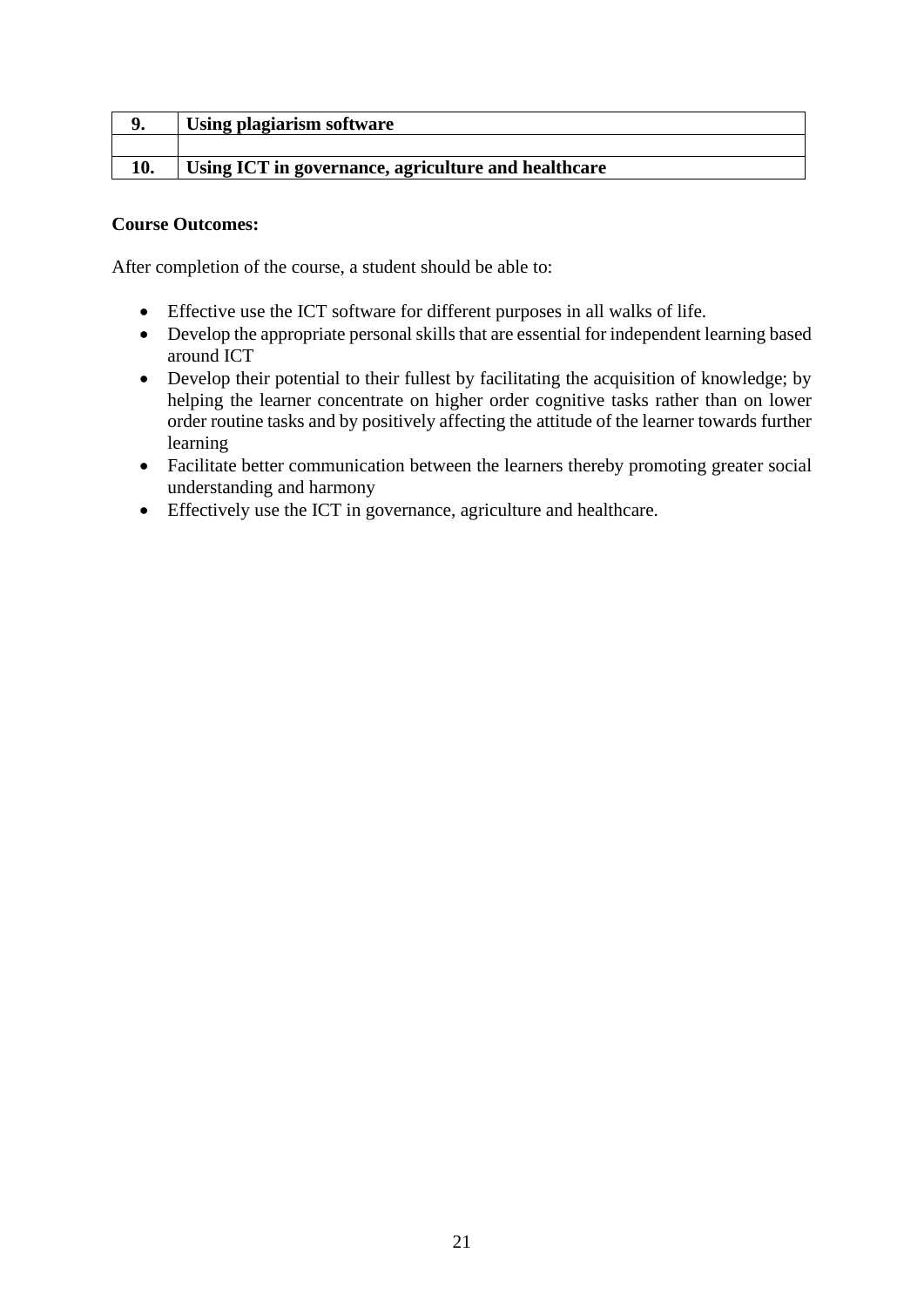| 9. | **Using plagiarism software** |
|---|---|
| | |
| 10. | **Using ICT in governance, agriculture and healthcare** |

**Course Outcomes:**

After completion of the course, a student should be able to:

- Effective use the ICT software for different purposes in all walks of life.
- Develop the appropriate personal skills that are essential for independent learning based around ICT
- Develop their potential to their fullest by facilitating the acquisition of knowledge; by helping the learner concentrate on higher order cognitive tasks rather than on lower order routine tasks and by positively affecting the attitude of the learner towards further learning
- Facilitate better communication between the learners thereby promoting greater social understanding and harmony
- Effectively use the ICT in governance, agriculture and healthcare.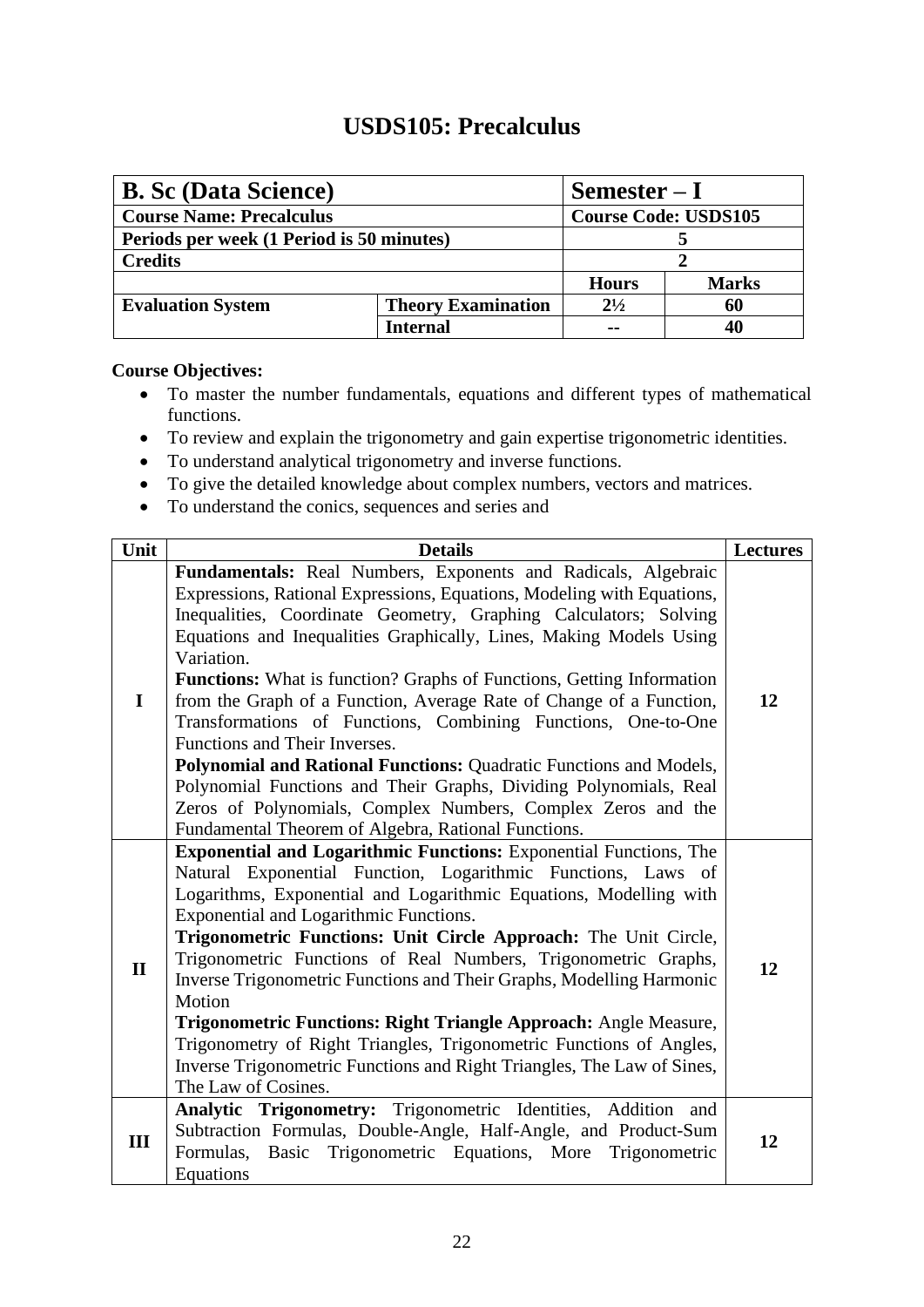# USDS105: Precalculus

| **B. Sc (Data Science)** | | **Semester – I** | |
|---|---|---|---|
| **Course Name: Precalculus** | | **Course Code: USDS105** | |
| **Periods per week (1 Period is 50 minutes)** | | **5** | |
| **Credits** | | **2** | |
| | | **Hours** | **Marks** |
| **Evaluation System** | **Theory Examination** | **2½** | **60** |
| | **Internal** | **--** | **40** |

**Course Objectives:**

- To master the number fundamentals, equations and different types of mathematical functions.
- To review and explain the trigonometry and gain expertise trigonometric identities.
- To understand analytical trigonometry and inverse functions.
- To give the detailed knowledge about complex numbers, vectors and matrices.
- To understand the conics, sequences and series and

| Unit | Details | Lectures |
|---|---|---|
| **I** | **Fundamentals:** Real Numbers, Exponents and Radicals, Algebraic Expressions, Rational Expressions, Equations, Modeling with Equations, Inequalities, Coordinate Geometry, Graphing Calculators; Solving Equations and Inequalities Graphically, Lines, Making Models Using Variation.<br>**Functions:** What is function? Graphs of Functions, Getting Information from the Graph of a Function, Average Rate of Change of a Function, Transformations of Functions, Combining Functions, One-to-One Functions and Their Inverses.<br>**Polynomial and Rational Functions:** Quadratic Functions and Models, Polynomial Functions and Their Graphs, Dividing Polynomials, Real Zeros of Polynomials, Complex Numbers, Complex Zeros and the Fundamental Theorem of Algebra, Rational Functions. | **12** |
| **II** | **Exponential and Logarithmic Functions:** Exponential Functions, The Natural Exponential Function, Logarithmic Functions, Laws of Logarithms, Exponential and Logarithmic Equations, Modelling with Exponential and Logarithmic Functions.<br>**Trigonometric Functions: Unit Circle Approach:** The Unit Circle, Trigonometric Functions of Real Numbers, Trigonometric Graphs, Inverse Trigonometric Functions and Their Graphs, Modelling Harmonic Motion<br>**Trigonometric Functions: Right Triangle Approach:** Angle Measure, Trigonometry of Right Triangles, Trigonometric Functions of Angles, Inverse Trigonometric Functions and Right Triangles, The Law of Sines, The Law of Cosines. | **12** |
| **III** | **Analytic Trigonometry:** Trigonometric Identities, Addition and Subtraction Formulas, Double-Angle, Half-Angle, and Product-Sum Formulas, Basic Trigonometric Equations, More Trigonometric Equations | **12** |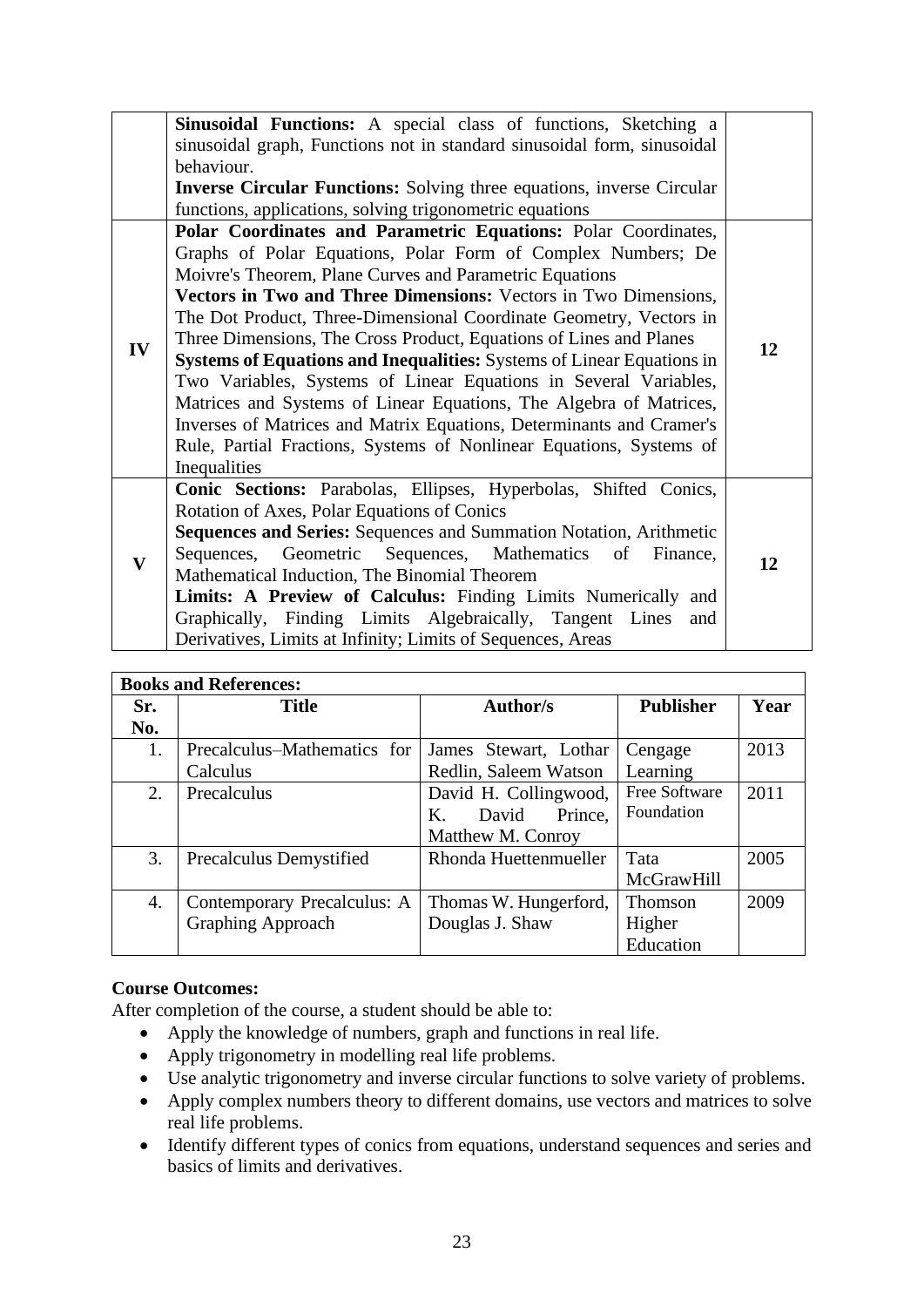| | | |
|---|---|---|
| | **Sinusoidal Functions:** A special class of functions, Sketching a sinusoidal graph, Functions not in standard sinusoidal form, sinusoidal behaviour.<br>**Inverse Circular Functions:** Solving three equations, inverse Circular functions, applications, solving trigonometric equations | |
| **IV** | **Polar Coordinates and Parametric Equations:** Polar Coordinates, Graphs of Polar Equations, Polar Form of Complex Numbers; De Moivre's Theorem, Plane Curves and Parametric Equations<br>**Vectors in Two and Three Dimensions:** Vectors in Two Dimensions, The Dot Product, Three-Dimensional Coordinate Geometry, Vectors in Three Dimensions, The Cross Product, Equations of Lines and Planes<br>**Systems of Equations and Inequalities:** Systems of Linear Equations in Two Variables, Systems of Linear Equations in Several Variables, Matrices and Systems of Linear Equations, The Algebra of Matrices, Inverses of Matrices and Matrix Equations, Determinants and Cramer's Rule, Partial Fractions, Systems of Nonlinear Equations, Systems of Inequalities | **12** |
| **V** | **Conic Sections:** Parabolas, Ellipses, Hyperbolas, Shifted Conics, Rotation of Axes, Polar Equations of Conics<br>**Sequences and Series:** Sequences and Summation Notation, Arithmetic Sequences, Geometric Sequences, Mathematics of Finance, Mathematical Induction, The Binomial Theorem<br>**Limits: A Preview of Calculus:** Finding Limits Numerically and Graphically, Finding Limits Algebraically, Tangent Lines and Derivatives, Limits at Infinity; Limits of Sequences, Areas | **12** |

| **Books and References:** | | | | |
|---|---|---|---|---|
| **Sr. No.** | **Title** | **Author/s** | **Publisher** | **Year** |
| 1. | Precalculus–Mathematics for Calculus | James Stewart, Lothar Redlin, Saleem Watson | Cengage Learning | 2013 |
| 2. | Precalculus | David H. Collingwood, K. David Prince, Matthew M. Conroy | Free Software Foundation | 2011 |
| 3. | Precalculus Demystified | Rhonda Huettenmueller | Tata McGrawHill | 2005 |
| 4. | Contemporary Precalculus: A Graphing Approach | Thomas W. Hungerford, Douglas J. Shaw | Thomson Higher Education | 2009 |

**Course Outcomes:**

After completion of the course, a student should be able to:

- Apply the knowledge of numbers, graph and functions in real life.
- Apply trigonometry in modelling real life problems.
- Use analytic trigonometry and inverse circular functions to solve variety of problems.
- Apply complex numbers theory to different domains, use vectors and matrices to solve real life problems.
- Identify different types of conics from equations, understand sequences and series and basics of limits and derivatives.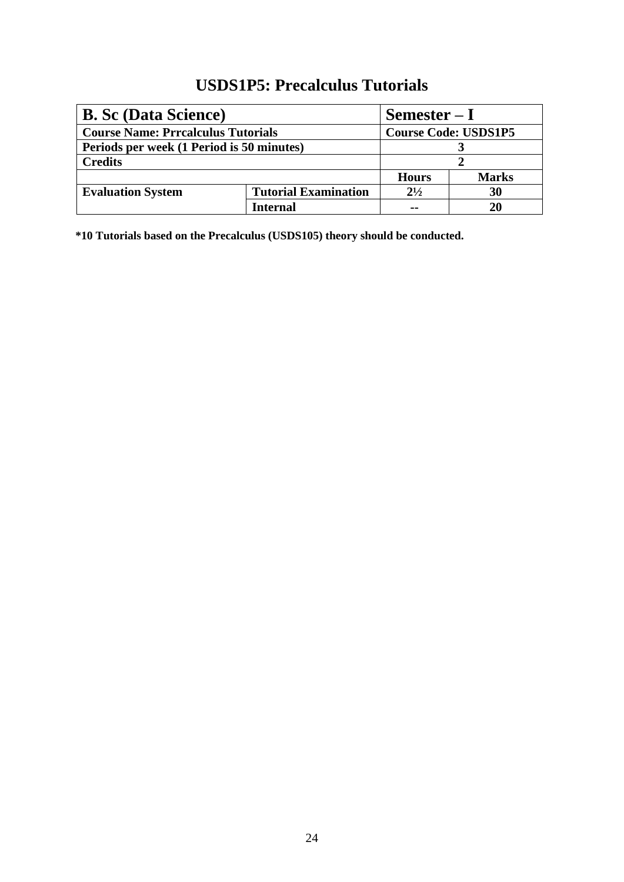# USDS1P5: Precalculus Tutorials

| **B. Sc (Data Science)** | | **Semester – I** | |
|---|---|---|---|
| **Course Name: Prrcalculus Tutorials** | | **Course Code: USDS1P5** | |
| **Periods per week (1 Period is 50 minutes)** | | **3** | |
| **Credits** | | **2** | |
| | | **Hours** | **Marks** |
| **Evaluation System** | **Tutorial Examination** | **2½** | **30** |
| | **Internal** | **--** | **20** |

**\*10 Tutorials based on the Precalculus (USDS105) theory should be conducted.**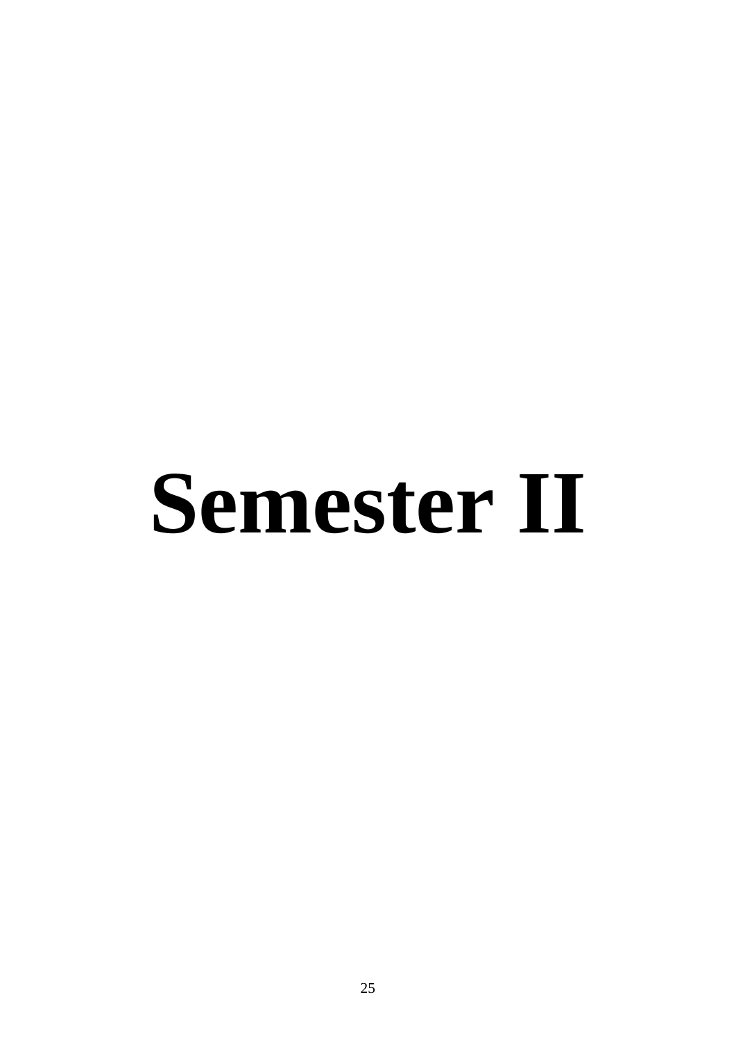# Semester II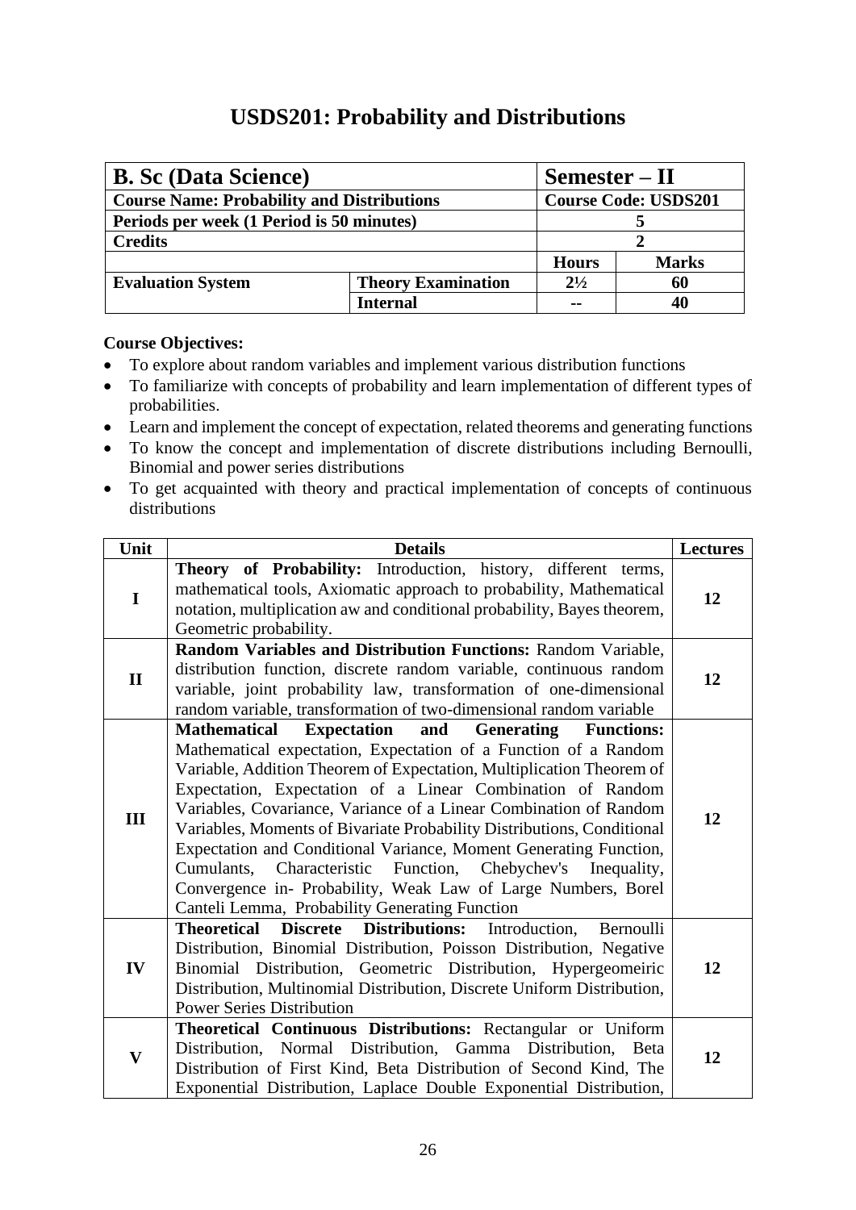# USDS201: Probability and Distributions

| **B. Sc (Data Science)** | | **Semester – II** | |
|---|---|---|---|
| **Course Name: Probability and Distributions** | | **Course Code: USDS201** | |
| **Periods per week (1 Period is 50 minutes)** | | **5** | |
| **Credits** | | **2** | |
| | | **Hours** | **Marks** |
| **Evaluation System** | **Theory Examination** | **2½** | **60** |
| | **Internal** | **--** | **40** |

**Course Objectives:**

- To explore about random variables and implement various distribution functions
- To familiarize with concepts of probability and learn implementation of different types of probabilities.
- Learn and implement the concept of expectation, related theorems and generating functions
- To know the concept and implementation of discrete distributions including Bernoulli, Binomial and power series distributions
- To get acquainted with theory and practical implementation of concepts of continuous distributions

| Unit | Details | Lectures |
|---|---|---|
| I | **Theory of Probability:** Introduction, history, different terms, mathematical tools, Axiomatic approach to probability, Mathematical notation, multiplication aw and conditional probability, Bayes theorem, Geometric probability. | 12 |
| II | **Random Variables and Distribution Functions:** Random Variable, distribution function, discrete random variable, continuous random variable, joint probability law, transformation of one-dimensional random variable, transformation of two-dimensional random variable | 12 |
| III | **Mathematical Expectation and Generating Functions:** Mathematical expectation, Expectation of a Function of a Random Variable, Addition Theorem of Expectation, Multiplication Theorem of Expectation, Expectation of a Linear Combination of Random Variables, Covariance, Variance of a Linear Combination of Random Variables, Moments of Bivariate Probability Distributions, Conditional Expectation and Conditional Variance, Moment Generating Function, Cumulants, Characteristic Function, Chebychev's Inequality, Convergence in- Probability, Weak Law of Large Numbers, Borel Canteli Lemma, Probability Generating Function | 12 |
| IV | **Theoretical Discrete Distributions:** Introduction, Bernoulli Distribution, Binomial Distribution, Poisson Distribution, Negative Binomial Distribution, Geometric Distribution, Hypergeomeiric Distribution, Multinomial Distribution, Discrete Uniform Distribution, Power Series Distribution | 12 |
| V | **Theoretical Continuous Distributions:** Rectangular or Uniform Distribution, Normal Distribution, Gamma Distribution, Beta Distribution of First Kind, Beta Distribution of Second Kind, The Exponential Distribution, Laplace Double Exponential Distribution, | 12 |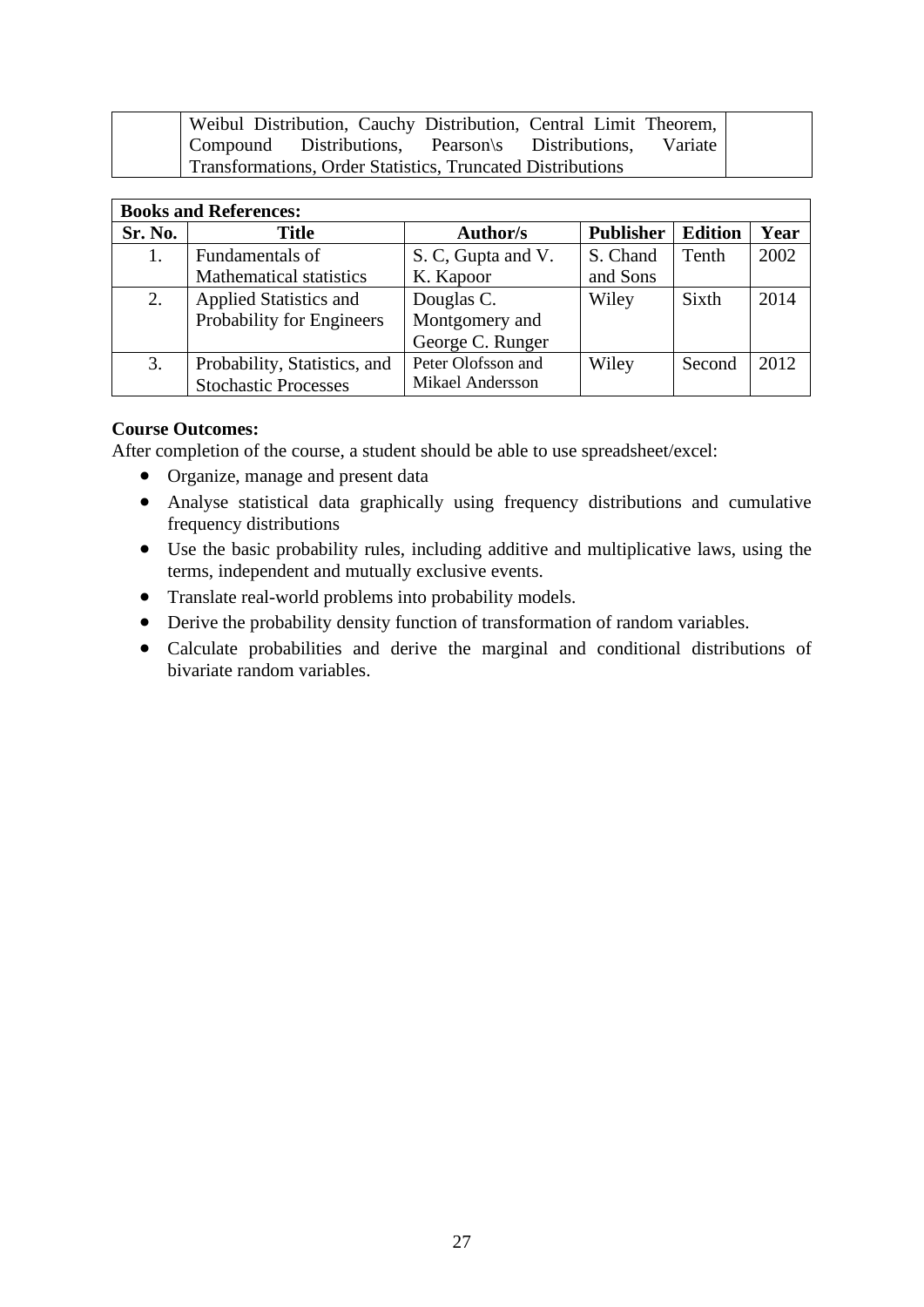| | Weibul Distribution, Cauchy Distribution, Central Limit Theorem, Compound Distributions, Pearson\s Distributions, Variate Transformations, Order Statistics, Truncated Distributions | |
|---|---|---|

| **Books and References:** | | | | | |
|---|---|---|---|---|---|
| **Sr. No.** | **Title** | **Author/s** | **Publisher** | **Edition** | **Year** |
| 1. | Fundamentals of Mathematical statistics | S. C, Gupta and V. K. Kapoor | S. Chand and Sons | Tenth | 2002 |
| 2. | Applied Statistics and Probability for Engineers | Douglas C. Montgomery and George C. Runger | Wiley | Sixth | 2014 |
| 3. | Probability, Statistics, and Stochastic Processes | Peter Olofsson and Mikael Andersson | Wiley | Second | 2012 |

**Course Outcomes:**

After completion of the course, a student should be able to use spreadsheet/excel:

- Organize, manage and present data
- Analyse statistical data graphically using frequency distributions and cumulative frequency distributions
- Use the basic probability rules, including additive and multiplicative laws, using the terms, independent and mutually exclusive events.
- Translate real-world problems into probability models.
- Derive the probability density function of transformation of random variables.
- Calculate probabilities and derive the marginal and conditional distributions of bivariate random variables.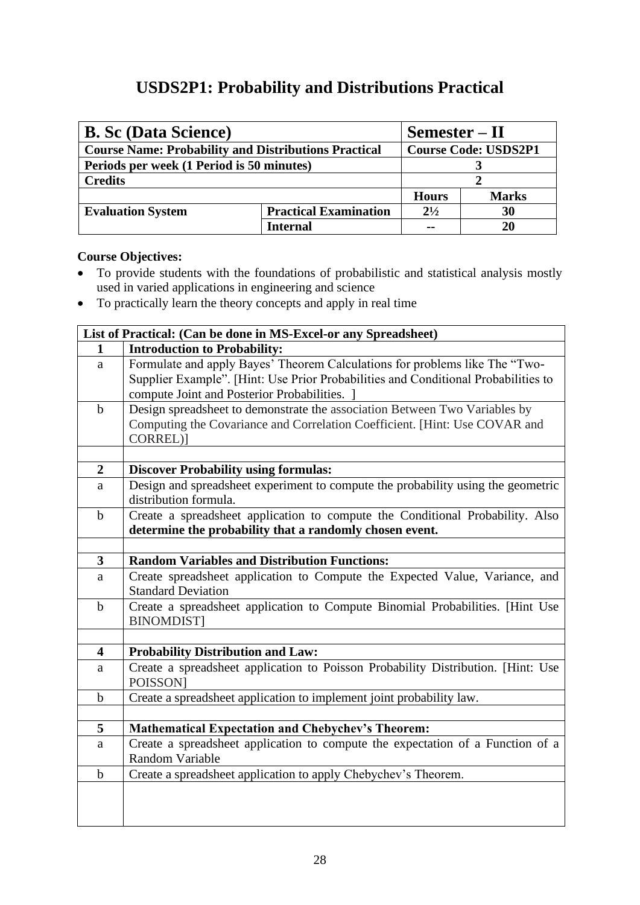# USDS2P1: Probability and Distributions Practical

| **B. Sc (Data Science)** | | **Semester – II** | |
|---|---|---|---|
| **Course Name: Probability and Distributions Practical** | | **Course Code: USDS2P1** | |
| **Periods per week (1 Period is 50 minutes)** | | **3** | |
| **Credits** | | **2** | |
| | | **Hours** | **Marks** |
| **Evaluation System** | **Practical Examination** | **2½** | **30** |
| | **Internal** | **--** | **20** |

**Course Objectives:**

- To provide students with the foundations of probabilistic and statistical analysis mostly used in varied applications in engineering and science
- To practically learn the theory concepts and apply in real time

| **List of Practical: (Can be done in MS-Excel-or any Spreadsheet)** | |
|---|---|
| **1** | **Introduction to Probability:** |
| a | Formulate and apply Bayes' Theorem Calculations for problems like The "Two-Supplier Example". [Hint: Use Prior Probabilities and Conditional Probabilities to compute Joint and Posterior Probabilities. ] |
| b | Design spreadsheet to demonstrate the association Between Two Variables by Computing the Covariance and Correlation Coefficient. [Hint: Use COVAR and CORREL)] |
| | |
| **2** | **Discover Probability using formulas:** |
| a | Design and spreadsheet experiment to compute the probability using the geometric distribution formula. |
| b | Create a spreadsheet application to compute the Conditional Probability. Also **determine the probability that a randomly chosen event.** |
| | |
| **3** | **Random Variables and Distribution Functions:** |
| a | Create spreadsheet application to Compute the Expected Value, Variance, and Standard Deviation |
| b | Create a spreadsheet application to Compute Binomial Probabilities. [Hint Use BINOMDIST] |
| | |
| **4** | **Probability Distribution and Law:** |
| a | Create a spreadsheet application to Poisson Probability Distribution. [Hint: Use POISSON] |
| b | Create a spreadsheet application to implement joint probability law. |
| | |
| **5** | **Mathematical Expectation and Chebychev's Theorem:** |
| a | Create a spreadsheet application to compute the expectation of a Function of a Random Variable |
| b | Create a spreadsheet application to apply Chebychev's Theorem. |
| | |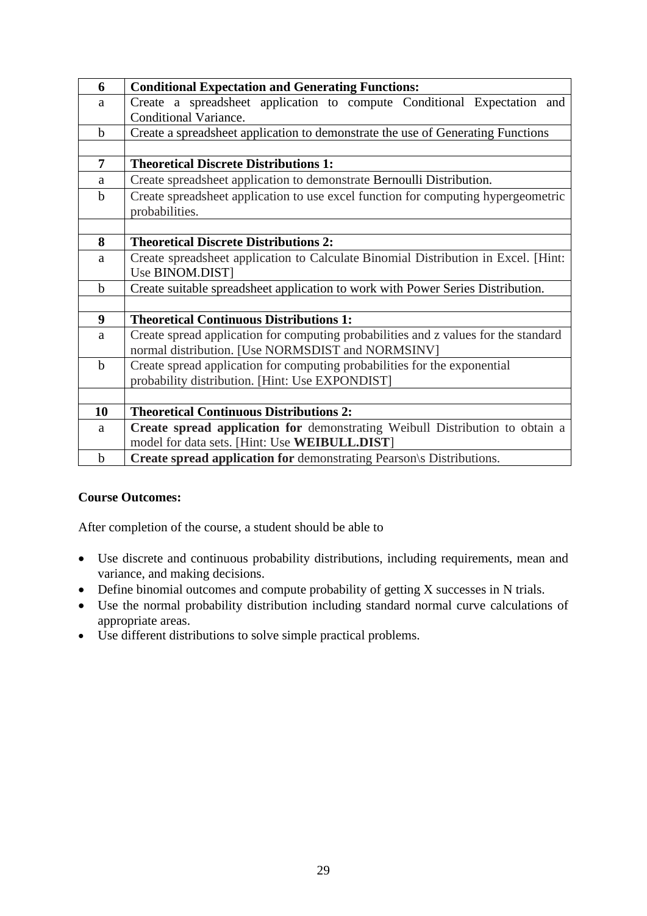| 6 | **Conditional Expectation and Generating Functions:** |
|---|---|
| a | Create a spreadsheet application to compute Conditional Expectation and Conditional Variance. |
| b | Create a spreadsheet application to demonstrate the use of Generating Functions |
| | |
| **7** | **Theoretical Discrete Distributions 1:** |
| a | Create spreadsheet application to demonstrate Bernoulli Distribution. |
| b | Create spreadsheet application to use excel function for computing hypergeometric probabilities. |
| | |
| **8** | **Theoretical Discrete Distributions 2:** |
| a | Create spreadsheet application to Calculate Binomial Distribution in Excel. [Hint: Use BINOM.DIST] |
| b | Create suitable spreadsheet application to work with Power Series Distribution. |
| | |
| **9** | **Theoretical Continuous Distributions 1:** |
| a | Create spread application for computing probabilities and z values for the standard normal distribution. [Use NORMSDIST and NORMSINV] |
| b | Create spread application for computing probabilities for the exponential probability distribution. [Hint: Use EXPONDIST] |
| | |
| **10** | **Theoretical Continuous Distributions 2:** |
| a | **Create spread application for** demonstrating Weibull Distribution to obtain a model for data sets. [Hint: Use **WEIBULL.DIST**] |
| b | **Create spread application for** demonstrating Pearson\s Distributions. |

**Course Outcomes:**

After completion of the course, a student should be able to

- Use discrete and continuous probability distributions, including requirements, mean and variance, and making decisions.
- Define binomial outcomes and compute probability of getting X successes in N trials.
- Use the normal probability distribution including standard normal curve calculations of appropriate areas.
- Use different distributions to solve simple practical problems.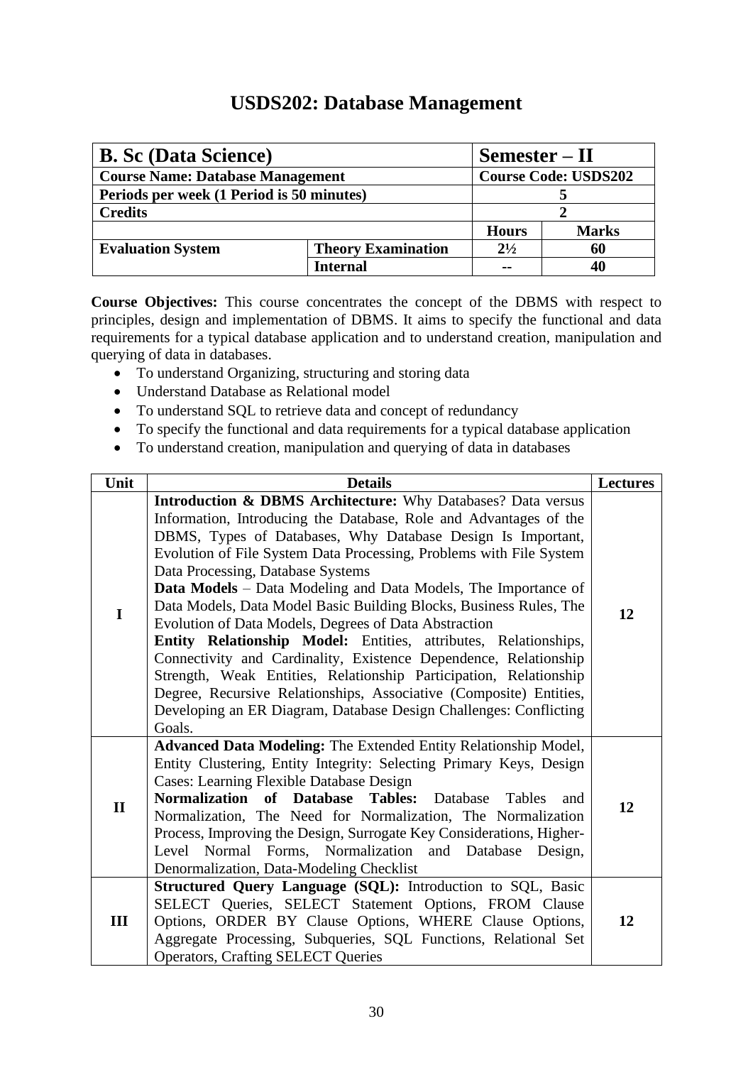# USDS202: Database Management

| **B. Sc (Data Science)** | | **Semester – II** | |
|---|---|---|---|
| **Course Name: Database Management** | | **Course Code: USDS202** | |
| **Periods per week (1 Period is 50 minutes)** | | **5** | |
| **Credits** | | **2** | |
| | | **Hours** | **Marks** |
| **Evaluation System** | **Theory Examination** | **2½** | **60** |
| | **Internal** | **--** | **40** |

**Course Objectives:** This course concentrates the concept of the DBMS with respect to principles, design and implementation of DBMS. It aims to specify the functional and data requirements for a typical database application and to understand creation, manipulation and querying of data in databases.

- To understand Organizing, structuring and storing data
- Understand Database as Relational model
- To understand SQL to retrieve data and concept of redundancy
- To specify the functional and data requirements for a typical database application
- To understand creation, manipulation and querying of data in databases

| Unit | Details | Lectures |
|---|---|---|
| **I** | **Introduction & DBMS Architecture:** Why Databases? Data versus Information, Introducing the Database, Role and Advantages of the DBMS, Types of Databases, Why Database Design Is Important, Evolution of File System Data Processing, Problems with File System Data Processing, Database Systems<br>**Data Models** – Data Modeling and Data Models, The Importance of Data Models, Data Model Basic Building Blocks, Business Rules, The Evolution of Data Models, Degrees of Data Abstraction<br>**Entity Relationship Model:** Entities, attributes, Relationships, Connectivity and Cardinality, Existence Dependence, Relationship Strength, Weak Entities, Relationship Participation, Relationship Degree, Recursive Relationships, Associative (Composite) Entities, Developing an ER Diagram, Database Design Challenges: Conflicting Goals. | **12** |
| **II** | **Advanced Data Modeling:** The Extended Entity Relationship Model, Entity Clustering, Entity Integrity: Selecting Primary Keys, Design Cases: Learning Flexible Database Design<br>**Normalization of Database Tables:** Database Tables and Normalization, The Need for Normalization, The Normalization Process, Improving the Design, Surrogate Key Considerations, Higher-Level Normal Forms, Normalization and Database Design, Denormalization, Data-Modeling Checklist | **12** |
| **III** | **Structured Query Language (SQL):** Introduction to SQL, Basic SELECT Queries, SELECT Statement Options, FROM Clause Options, ORDER BY Clause Options, WHERE Clause Options, Aggregate Processing, Subqueries, SQL Functions, Relational Set Operators, Crafting SELECT Queries | **12** |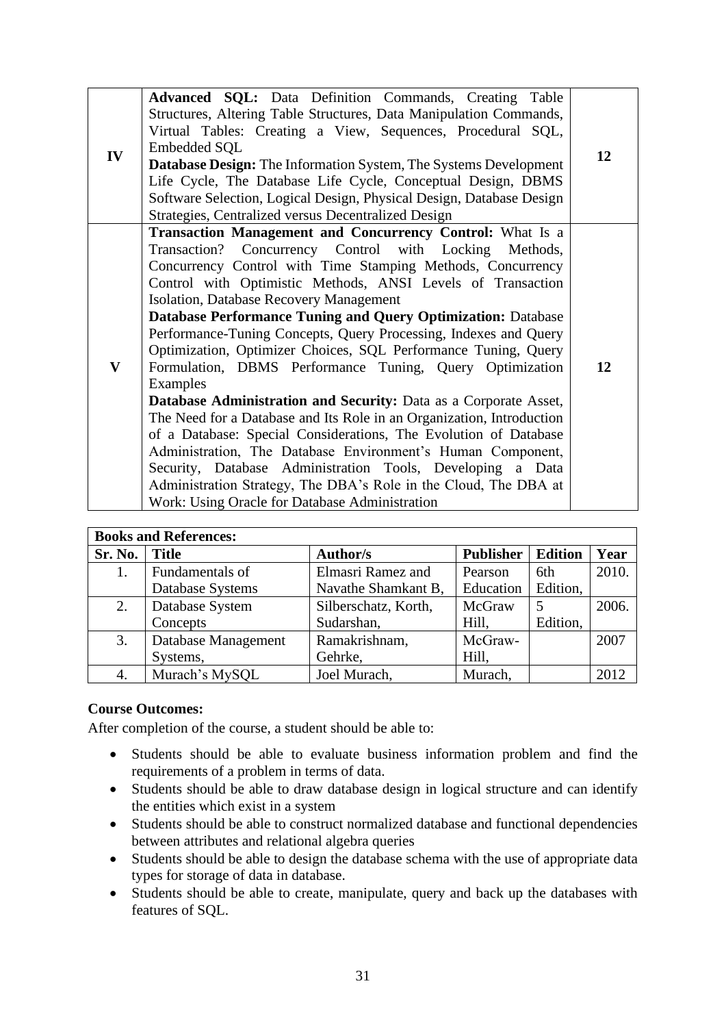| | | |
|---|---|---|
| IV | **Advanced SQL:** Data Definition Commands, Creating Table Structures, Altering Table Structures, Data Manipulation Commands, Virtual Tables: Creating a View, Sequences, Procedural SQL, Embedded SQL<br>**Database Design:** The Information System, The Systems Development Life Cycle, The Database Life Cycle, Conceptual Design, DBMS Software Selection, Logical Design, Physical Design, Database Design Strategies, Centralized versus Decentralized Design | 12 |
| V | **Transaction Management and Concurrency Control:** What Is a Transaction? Concurrency Control with Locking Methods, Concurrency Control with Time Stamping Methods, Concurrency Control with Optimistic Methods, ANSI Levels of Transaction Isolation, Database Recovery Management<br>**Database Performance Tuning and Query Optimization:** Database Performance-Tuning Concepts, Query Processing, Indexes and Query Optimization, Optimizer Choices, SQL Performance Tuning, Query Formulation, DBMS Performance Tuning, Query Optimization Examples<br>**Database Administration and Security:** Data as a Corporate Asset, The Need for a Database and Its Role in an Organization, Introduction of a Database: Special Considerations, The Evolution of Database Administration, The Database Environment's Human Component, Security, Database Administration Tools, Developing a Data Administration Strategy, The DBA's Role in the Cloud, The DBA at Work: Using Oracle for Database Administration | 12 |

**Books and References:**

| Sr. No. | Title | Author/s | Publisher | Edition | Year |
|---|---|---|---|---|---|
| 1. | Fundamentals of Database Systems | Elmasri Ramez and Navathe Shamkant B, | Pearson Education | 6th Edition, | 2010. |
| 2. | Database System Concepts | Silberschatz, Korth, Sudarshan, | McGraw Hill, | 5 Edition, | 2006. |
| 3. | Database Management Systems, | Ramakrishnam, Gehrke, | McGraw-Hill, | | 2007 |
| 4. | Murach's MySQL | Joel Murach, | Murach, | | 2012 |

**Course Outcomes:**

After completion of the course, a student should be able to:

- Students should be able to evaluate business information problem and find the requirements of a problem in terms of data.
- Students should be able to draw database design in logical structure and can identify the entities which exist in a system
- Students should be able to construct normalized database and functional dependencies between attributes and relational algebra queries
- Students should be able to design the database schema with the use of appropriate data types for storage of data in database.
- Students should be able to create, manipulate, query and back up the databases with features of SQL.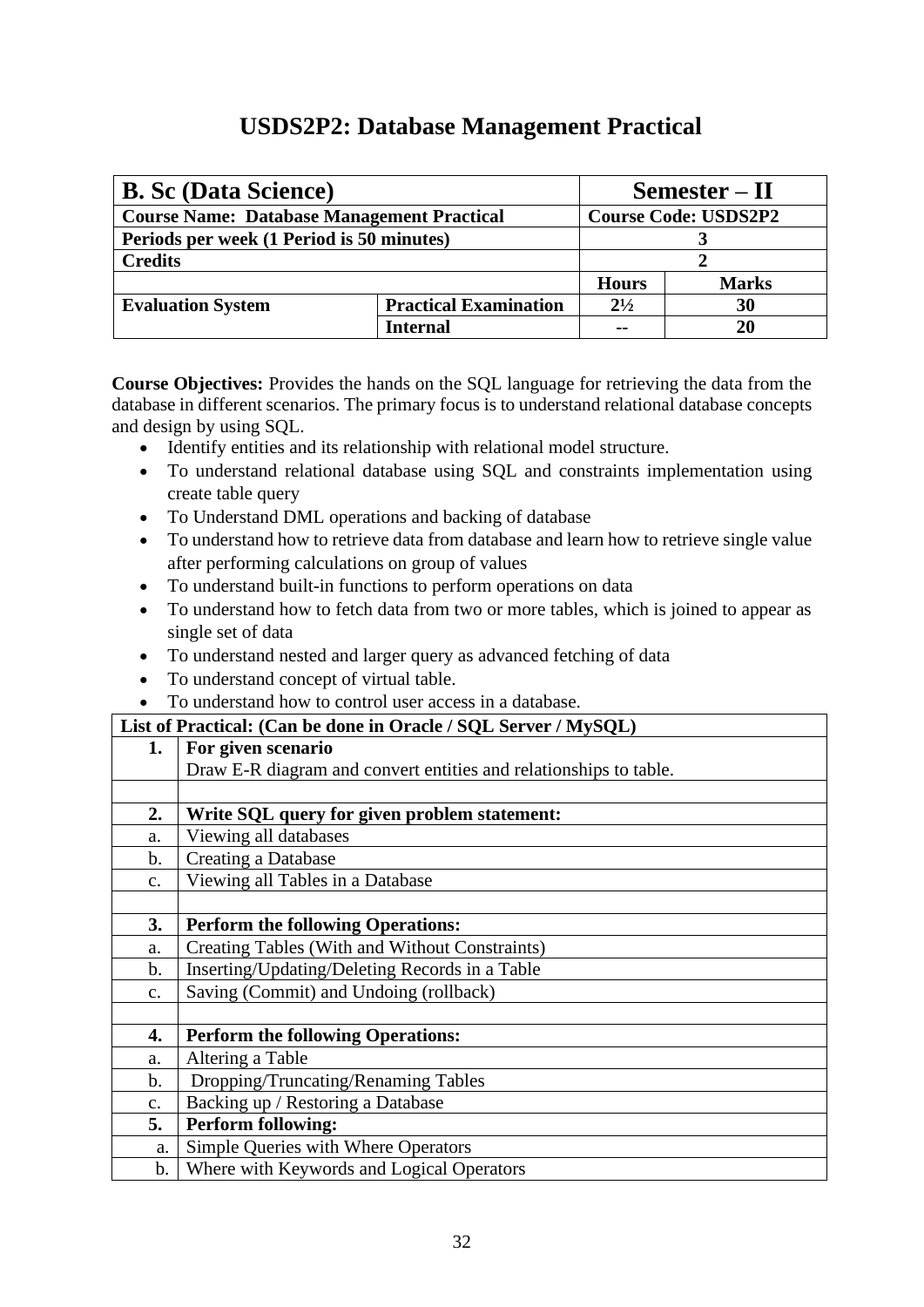# USDS2P2: Database Management Practical

| **B. Sc (Data Science)** | | **Semester – II** | |
|---|---|---|---|
| **Course Name: Database Management Practical** | | **Course Code: USDS2P2** | |
| **Periods per week (1 Period is 50 minutes)** | | **3** | |
| **Credits** | | **2** | |
| | | **Hours** | **Marks** |
| **Evaluation System** | **Practical Examination** | **2½** | **30** |
| | **Internal** | **--** | **20** |

**Course Objectives:** Provides the hands on the SQL language for retrieving the data from the database in different scenarios. The primary focus is to understand relational database concepts and design by using SQL.

- Identify entities and its relationship with relational model structure.
- To understand relational database using SQL and constraints implementation using create table query
- To Understand DML operations and backing of database
- To understand how to retrieve data from database and learn how to retrieve single value after performing calculations on group of values
- To understand built-in functions to perform operations on data
- To understand how to fetch data from two or more tables, which is joined to appear as single set of data
- To understand nested and larger query as advanced fetching of data
- To understand concept of virtual table.
- To understand how to control user access in a database.

| **List of Practical: (Can be done in Oracle / SQL Server / MySQL)** | |
|---|---|
| **1.** | **For given scenario**<br>Draw E-R diagram and convert entities and relationships to table. |
| | |
| **2.** | **Write SQL query for given problem statement:** |
| a. | Viewing all databases |
| b. | Creating a Database |
| c. | Viewing all Tables in a Database |
| | |
| **3.** | **Perform the following Operations:** |
| a. | Creating Tables (With and Without Constraints) |
| b. | Inserting/Updating/Deleting Records in a Table |
| c. | Saving (Commit) and Undoing (rollback) |
| | |
| **4.** | **Perform the following Operations:** |
| a. | Altering a Table |
| b. | Dropping/Truncating/Renaming Tables |
| c. | Backing up / Restoring a Database |
| **5.** | **Perform following:** |
| a. | Simple Queries with Where Operators |
| b. | Where with Keywords and Logical Operators |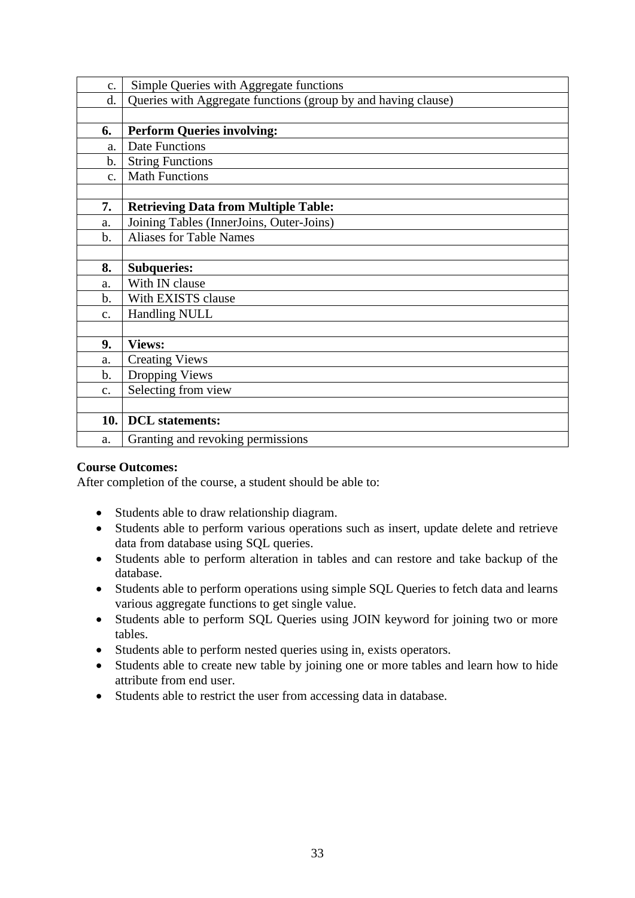| | |
|---|---|
| c. | Simple Queries with Aggregate functions |
| d. | Queries with Aggregate functions (group by and having clause) |
| | |
| **6.** | **Perform Queries involving:** |
| a. | Date Functions |
| b. | String Functions |
| c. | Math Functions |
| | |
| **7.** | **Retrieving Data from Multiple Table:** |
| a. | Joining Tables (InnerJoins, Outer-Joins) |
| b. | Aliases for Table Names |
| | |
| **8.** | **Subqueries:** |
| a. | With IN clause |
| b. | With EXISTS clause |
| c. | Handling NULL |
| | |
| **9.** | **Views:** |
| a. | Creating Views |
| b. | Dropping Views |
| c. | Selecting from view |
| | |
| **10.** | **DCL statements:** |
| a. | Granting and revoking permissions |

**Course Outcomes:**

After completion of the course, a student should be able to:

- Students able to draw relationship diagram.
- Students able to perform various operations such as insert, update delete and retrieve data from database using SQL queries.
- Students able to perform alteration in tables and can restore and take backup of the database.
- Students able to perform operations using simple SQL Queries to fetch data and learns various aggregate functions to get single value.
- Students able to perform SQL Queries using JOIN keyword for joining two or more tables.
- Students able to perform nested queries using in, exists operators.
- Students able to create new table by joining one or more tables and learn how to hide attribute from end user.
- Students able to restrict the user from accessing data in database.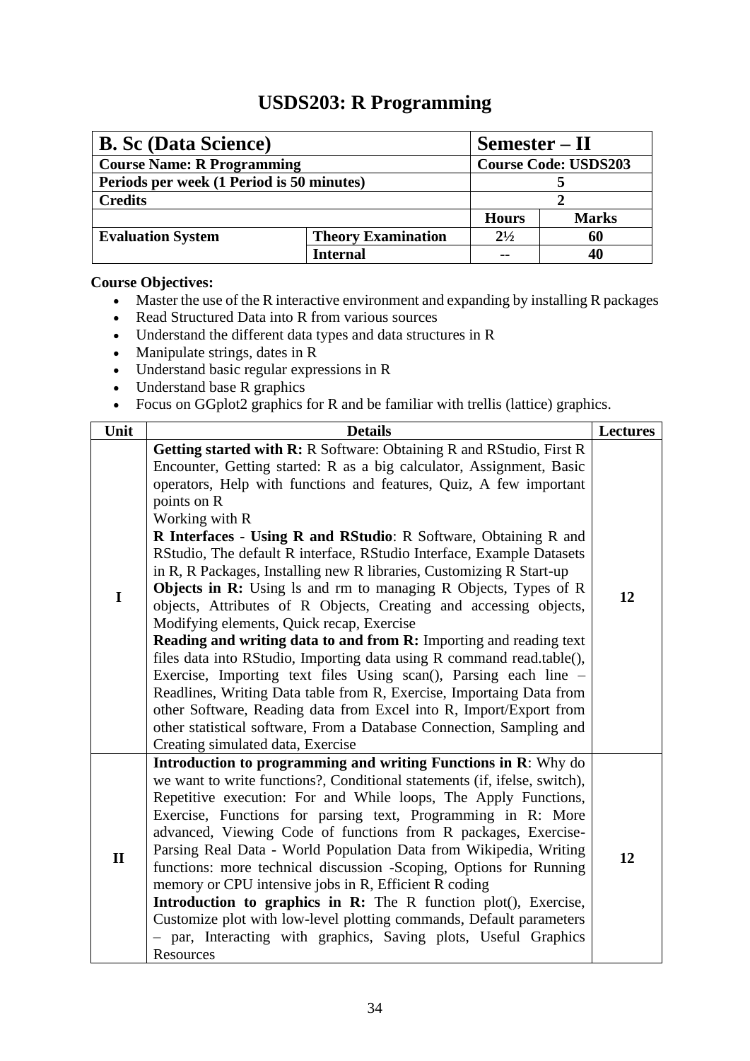# USDS203: R Programming

| **B. Sc (Data Science)** | | **Semester – II** | |
|---|---|---|---|
| **Course Name: R Programming** | | **Course Code: USDS203** | |
| **Periods per week (1 Period is 50 minutes)** | | **5** | |
| **Credits** | | **2** | |
| | | **Hours** | **Marks** |
| **Evaluation System** | **Theory Examination** | **2½** | **60** |
| | **Internal** | **--** | **40** |

**Course Objectives:**

- Master the use of the R interactive environment and expanding by installing R packages
- Read Structured Data into R from various sources
- Understand the different data types and data structures in R
- Manipulate strings, dates in R
- Understand basic regular expressions in R
- Understand base R graphics
- Focus on GGplot2 graphics for R and be familiar with trellis (lattice) graphics.

| Unit | Details | Lectures |
|---|---|---|
| **I** | **Getting started with R:** R Software: Obtaining R and RStudio, First R Encounter, Getting started: R as a big calculator, Assignment, Basic operators, Help with functions and features, Quiz, A few important points on R<br>Working with R<br>**R Interfaces - Using R and RStudio**: R Software, Obtaining R and RStudio, The default R interface, RStudio Interface, Example Datasets in R, R Packages, Installing new R libraries, Customizing R Start-up<br>**Objects in R:** Using ls and rm to managing R Objects, Types of R objects, Attributes of R Objects, Creating and accessing objects, Modifying elements, Quick recap, Exercise<br>**Reading and writing data to and from R:** Importing and reading text files data into RStudio, Importing data using R command read.table(), Exercise, Importing text files Using scan(), Parsing each line – Readlines, Writing Data table from R, Exercise, Importaing Data from other Software, Reading data from Excel into R, Import/Export from other statistical software, From a Database Connection, Sampling and Creating simulated data, Exercise | **12** |
| **II** | **Introduction to programming and writing Functions in R**: Why do we want to write functions?, Conditional statements (if, ifelse, switch), Repetitive execution: For and While loops, The Apply Functions, Exercise, Functions for parsing text, Programming in R: More advanced, Viewing Code of functions from R packages, Exercise-Parsing Real Data - World Population Data from Wikipedia, Writing functions: more technical discussion -Scoping, Options for Running memory or CPU intensive jobs in R, Efficient R coding<br>**Introduction to graphics in R:** The R function plot(), Exercise, Customize plot with low-level plotting commands, Default parameters – par, Interacting with graphics, Saving plots, Useful Graphics Resources | **12** |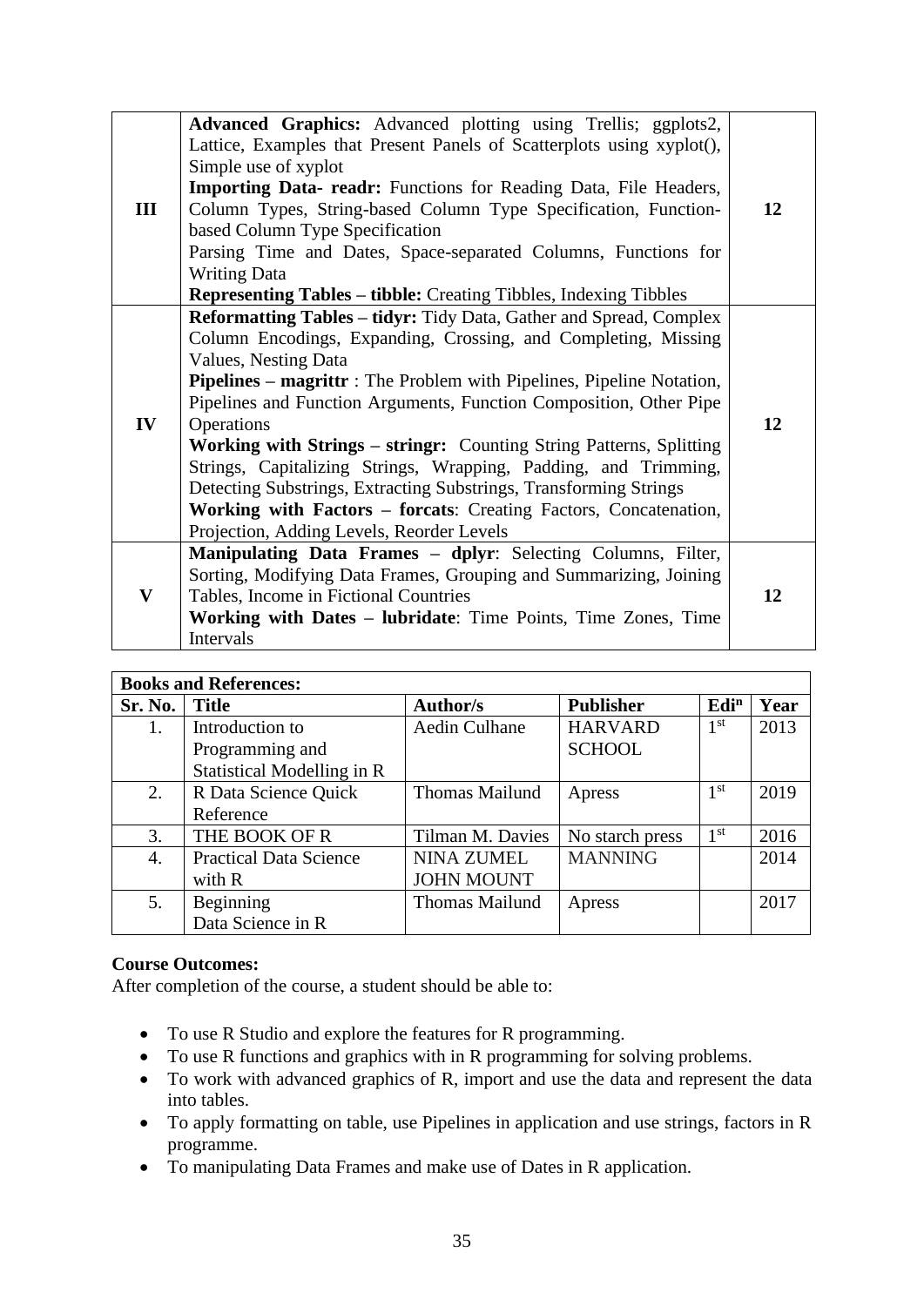| | | |
|---|---|---|
| III | **Advanced Graphics:** Advanced plotting using Trellis; ggplots2, Lattice, Examples that Present Panels of Scatterplots using xyplot(), Simple use of xyplot<br>**Importing Data- readr:** Functions for Reading Data, File Headers, Column Types, String-based Column Type Specification, Function-based Column Type Specification<br>Parsing Time and Dates, Space-separated Columns, Functions for Writing Data<br>**Representing Tables – tibble:** Creating Tibbles, Indexing Tibbles | 12 |
| IV | **Reformatting Tables – tidyr:** Tidy Data, Gather and Spread, Complex Column Encodings, Expanding, Crossing, and Completing, Missing Values, Nesting Data<br>**Pipelines – magrittr** : The Problem with Pipelines, Pipeline Notation, Pipelines and Function Arguments, Function Composition, Other Pipe Operations<br>**Working with Strings – stringr:** Counting String Patterns, Splitting Strings, Capitalizing Strings, Wrapping, Padding, and Trimming, Detecting Substrings, Extracting Substrings, Transforming Strings<br>**Working with Factors – forcats**: Creating Factors, Concatenation, Projection, Adding Levels, Reorder Levels | 12 |
| V | **Manipulating Data Frames – dplyr**: Selecting Columns, Filter, Sorting, Modifying Data Frames, Grouping and Summarizing, Joining Tables, Income in Fictional Countries<br>**Working with Dates – lubridate**: Time Points, Time Zones, Time Intervals | 12 |

| **Books and References:** | | | | | |
|---|---|---|---|---|---|
| **Sr. No.** | **Title** | **Author/s** | **Publisher** | **Edi$^{n}$** | **Year** |
| 1. | Introduction to Programming and Statistical Modelling in R | Aedin Culhane | HARVARD SCHOOL | 1st | 2013 |
| 2. | R Data Science Quick Reference | Thomas Mailund | Apress | 1st | 2019 |
| 3. | THE BOOK OF R | Tilman M. Davies | No starch press | 1st | 2016 |
| 4. | Practical Data Science with R | NINA ZUMEL JOHN MOUNT | MANNING | | 2014 |
| 5. | Beginning Data Science in R | Thomas Mailund | Apress | | 2017 |

**Course Outcomes:**

After completion of the course, a student should be able to:

- To use R Studio and explore the features for R programming.
- To use R functions and graphics with in R programming for solving problems.
- To work with advanced graphics of R, import and use the data and represent the data into tables.
- To apply formatting on table, use Pipelines in application and use strings, factors in R programme.
- To manipulating Data Frames and make use of Dates in R application.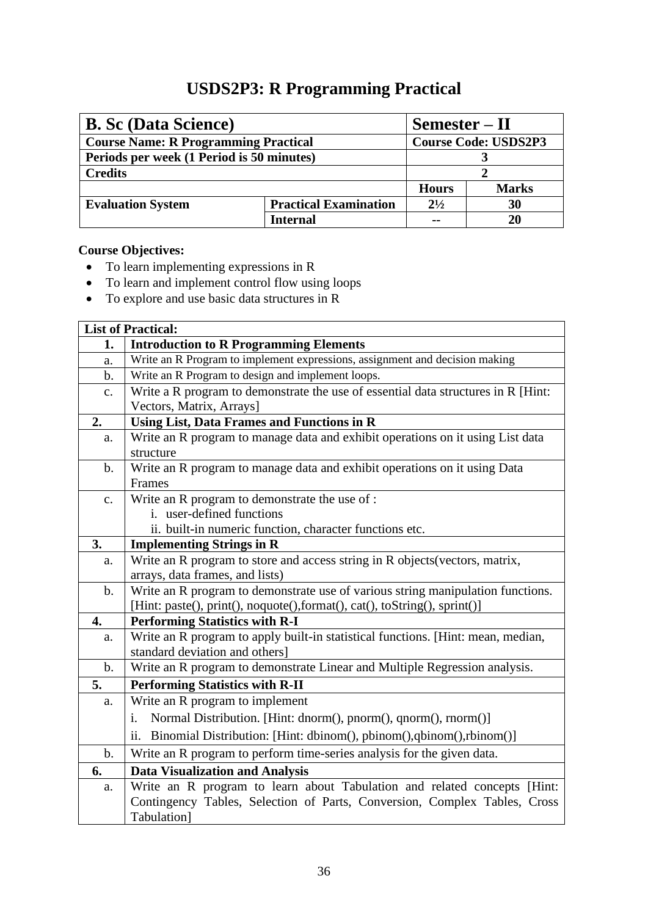# USDS2P3: R Programming Practical

| B. Sc (Data Science) | | Semester – II | |
|---|---|---|---|
| **Course Name: R Programming Practical** | | **Course Code: USDS2P3** | |
| **Periods per week (1 Period is 50 minutes)** | | 3 | |
| **Credits** | | 2 | |
| | | **Hours** | **Marks** |
| **Evaluation System** | **Practical Examination** | 2½ | 30 |
| | **Internal** | -- | 20 |

**Course Objectives:**

- To learn implementing expressions in R
- To learn and implement control flow using loops
- To explore and use basic data structures in R

| List of Practical: | |
|---|---|
| **1.** | **Introduction to R Programming Elements** |
| a. | Write an R Program to implement expressions, assignment and decision making |
| b. | Write an R Program to design and implement loops. |
| c. | Write a R program to demonstrate the use of essential data structures in R [Hint: Vectors, Matrix, Arrays] |
| **2.** | **Using List, Data Frames and Functions in R** |
| a. | Write an R program to manage data and exhibit operations on it using List data structure |
| b. | Write an R program to manage data and exhibit operations on it using Data Frames |
| c. | Write an R program to demonstrate the use of : i. user-defined functions ii. built-in numeric function, character functions etc. |
| **3.** | **Implementing Strings in R** |
| a. | Write an R program to store and access string in R objects(vectors, matrix, arrays, data frames, and lists) |
| b. | Write an R program to demonstrate use of various string manipulation functions. [Hint: paste(), print(), noquote(),format(), cat(), toString(), sprint()] |
| **4.** | **Performing Statistics with R-I** |
| a. | Write an R program to apply built-in statistical functions. [Hint: mean, median, standard deviation and others] |
| b. | Write an R program to demonstrate Linear and Multiple Regression analysis. |
| **5.** | **Performing Statistics with R-II** |
| a. | Write an R program to implement i. Normal Distribution. [Hint: dnorm(), pnorm(), qnorm(), rnorm()] ii. Binomial Distribution: [Hint: dbinom(), pbinom(),qbinom(),rbinom()] |
| b. | Write an R program to perform time-series analysis for the given data. |
| **6.** | **Data Visualization and Analysis** |
| a. | Write an R program to learn about Tabulation and related concepts [Hint: Contingency Tables, Selection of Parts, Conversion, Complex Tables, Cross Tabulation] |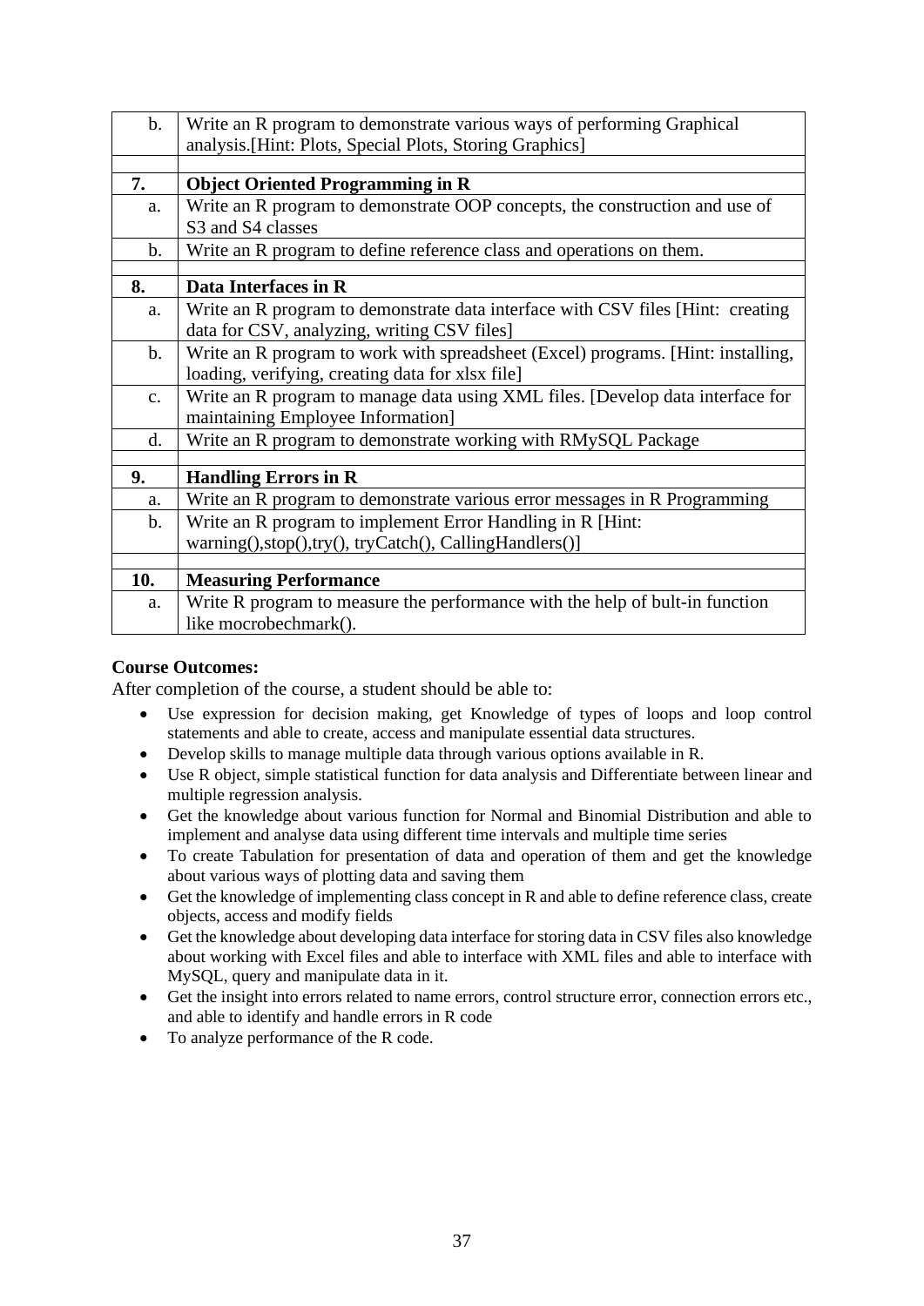| | |
|---|---|
| b. | Write an R program to demonstrate various ways of performing Graphical analysis.[Hint: Plots, Special Plots, Storing Graphics] |
| | |
| **7.** | **Object Oriented Programming in R** |
| a. | Write an R program to demonstrate OOP concepts, the construction and use of S3 and S4 classes |
| b. | Write an R program to define reference class and operations on them. |
| | |
| **8.** | **Data Interfaces in R** |
| a. | Write an R program to demonstrate data interface with CSV files [Hint: creating data for CSV, analyzing, writing CSV files] |
| b. | Write an R program to work with spreadsheet (Excel) programs. [Hint: installing, loading, verifying, creating data for xlsx file] |
| c. | Write an R program to manage data using XML files. [Develop data interface for maintaining Employee Information] |
| d. | Write an R program to demonstrate working with RMySQL Package |
| | |
| **9.** | **Handling Errors in R** |
| a. | Write an R program to demonstrate various error messages in R Programming |
| b. | Write an R program to implement Error Handling in R [Hint: warning(),stop(),try(), tryCatch(), CallingHandlers()] |
| | |
| **10.** | **Measuring Performance** |
| a. | Write R program to measure the performance with the help of bult-in function like mocrobechmark(). |

**Course Outcomes:**

After completion of the course, a student should be able to:

- Use expression for decision making, get Knowledge of types of loops and loop control statements and able to create, access and manipulate essential data structures.
- Develop skills to manage multiple data through various options available in R.
- Use R object, simple statistical function for data analysis and Differentiate between linear and multiple regression analysis.
- Get the knowledge about various function for Normal and Binomial Distribution and able to implement and analyse data using different time intervals and multiple time series
- To create Tabulation for presentation of data and operation of them and get the knowledge about various ways of plotting data and saving them
- Get the knowledge of implementing class concept in R and able to define reference class, create objects, access and modify fields
- Get the knowledge about developing data interface for storing data in CSV files also knowledge about working with Excel files and able to interface with XML files and able to interface with MySQL, query and manipulate data in it.
- Get the insight into errors related to name errors, control structure error, connection errors etc., and able to identify and handle errors in R code
- To analyze performance of the R code.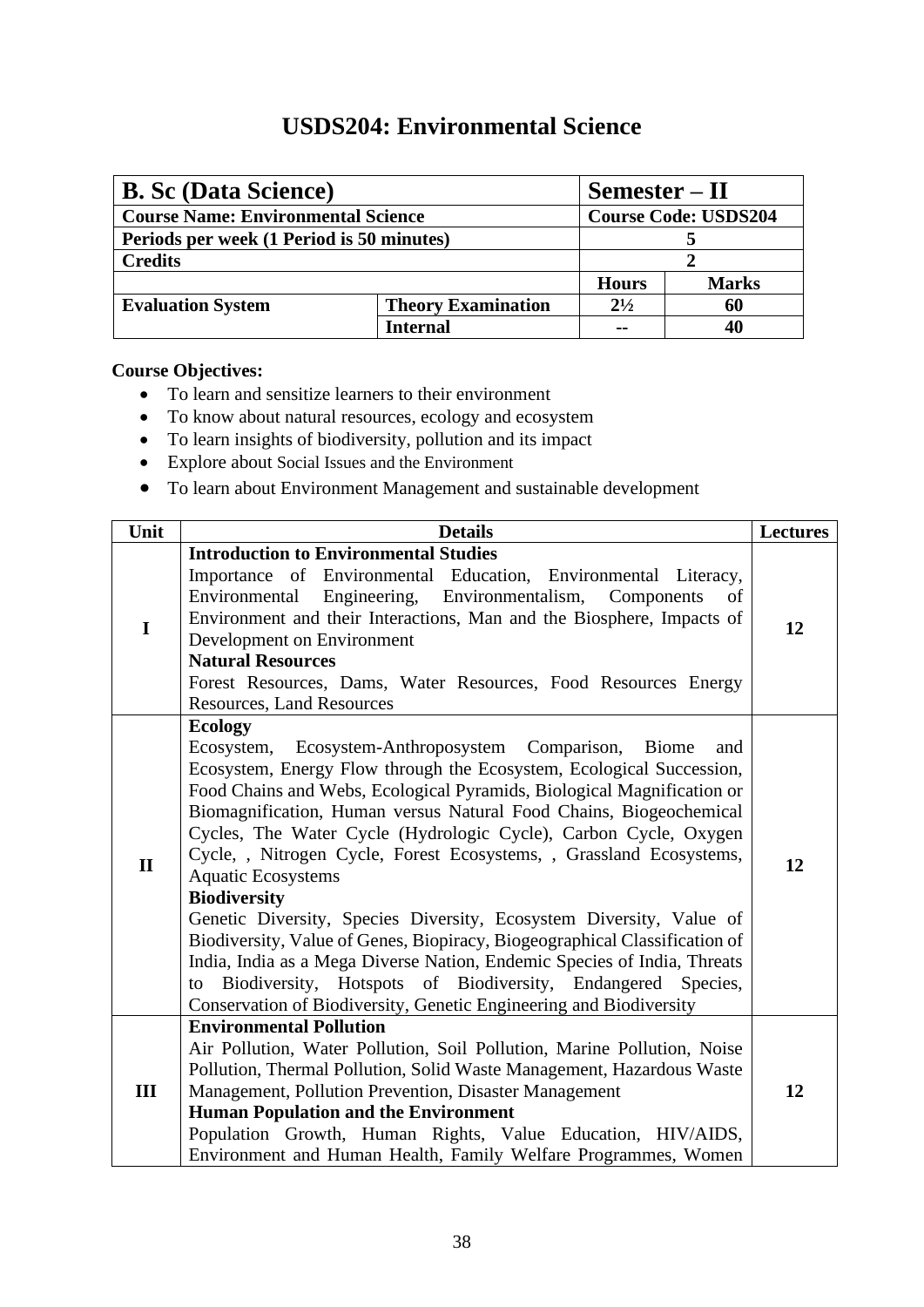# USDS204: Environmental Science

| **B. Sc (Data Science)** | | **Semester – II** | |
|---|---|---|---|
| **Course Name: Environmental Science** | | **Course Code: USDS204** | |
| **Periods per week (1 Period is 50 minutes)** | | **5** | |
| **Credits** | | **2** | |
| | | **Hours** | **Marks** |
| **Evaluation System** | **Theory Examination** | **2½** | **60** |
| | **Internal** | **--** | **40** |

**Course Objectives:**

- To learn and sensitize learners to their environment
- To know about natural resources, ecology and ecosystem
- To learn insights of biodiversity, pollution and its impact
- Explore about Social Issues and the Environment
- To learn about Environment Management and sustainable development

| Unit | Details | Lectures |
|---|---|---|
| **I** | **Introduction to Environmental Studies**<br>Importance of Environmental Education, Environmental Literacy, Environmental Engineering, Environmentalism, Components of Environment and their Interactions, Man and the Biosphere, Impacts of Development on Environment<br>**Natural Resources**<br>Forest Resources, Dams, Water Resources, Food Resources Energy Resources, Land Resources | **12** |
| **II** | **Ecology**<br>Ecosystem, Ecosystem-Anthroposystem Comparison, Biome and Ecosystem, Energy Flow through the Ecosystem, Ecological Succession, Food Chains and Webs, Ecological Pyramids, Biological Magnification or Biomagnification, Human versus Natural Food Chains, Biogeochemical Cycles, The Water Cycle (Hydrologic Cycle), Carbon Cycle, Oxygen Cycle, , Nitrogen Cycle, Forest Ecosystems, , Grassland Ecosystems, Aquatic Ecosystems<br>**Biodiversity**<br>Genetic Diversity, Species Diversity, Ecosystem Diversity, Value of Biodiversity, Value of Genes, Biopiracy, Biogeographical Classification of India, India as a Mega Diverse Nation, Endemic Species of India, Threats to Biodiversity, Hotspots of Biodiversity, Endangered Species, Conservation of Biodiversity, Genetic Engineering and Biodiversity | **12** |
| **III** | **Environmental Pollution**<br>Air Pollution, Water Pollution, Soil Pollution, Marine Pollution, Noise Pollution, Thermal Pollution, Solid Waste Management, Hazardous Waste Management, Pollution Prevention, Disaster Management<br>**Human Population and the Environment**<br>Population Growth, Human Rights, Value Education, HIV/AIDS, Environment and Human Health, Family Welfare Programmes, Women | **12** |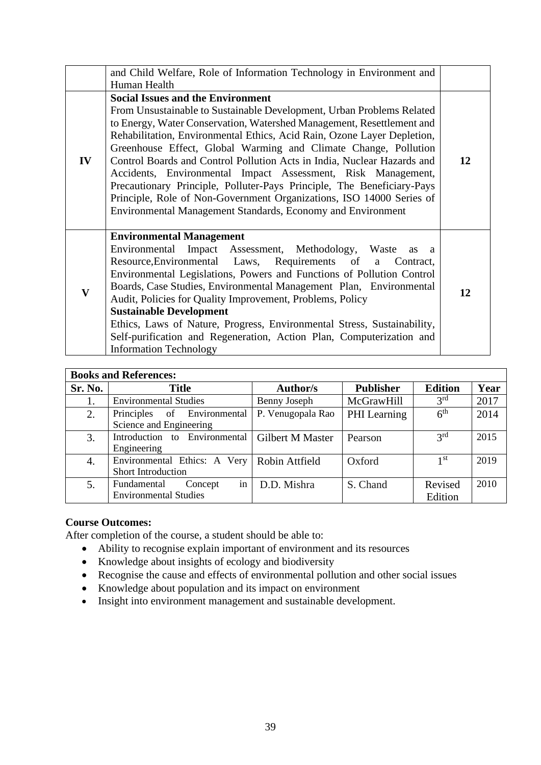|  | and Child Welfare, Role of Information Technology in Environment and Human Health |  |
|---|---|---|
| IV | **Social Issues and the Environment**<br>From Unsustainable to Sustainable Development, Urban Problems Related to Energy, Water Conservation, Watershed Management, Resettlement and Rehabilitation, Environmental Ethics, Acid Rain, Ozone Layer Depletion, Greenhouse Effect, Global Warming and Climate Change, Pollution Control Boards and Control Pollution Acts in India, Nuclear Hazards and Accidents, Environmental Impact Assessment, Risk Management, Precautionary Principle, Polluter-Pays Principle, The Beneficiary-Pays Principle, Role of Non-Government Organizations, ISO 14000 Series of Environmental Management Standards, Economy and Environment | 12 |
| V | **Environmental Management**<br>Environmental Impact Assessment, Methodology, Waste as a Resource,Environmental Laws, Requirements of a Contract, Environmental Legislations, Powers and Functions of Pollution Control Boards, Case Studies, Environmental Management Plan, Environmental Audit, Policies for Quality Improvement, Problems, Policy<br>**Sustainable Development**<br>Ethics, Laws of Nature, Progress, Environmental Stress, Sustainability, Self-purification and Regeneration, Action Plan, Computerization and Information Technology | 12 |

| **Books and References:** | | | | | |
|---|---|---|---|---|---|
| **Sr. No.** | **Title** | **Author/s** | **Publisher** | **Edition** | **Year** |
| 1. | Environmental Studies | Benny Joseph | McGrawHill | 3rd | 2017 |
| 2. | Principles of Environmental Science and Engineering | P. Venugopala Rao | PHI Learning | 6th | 2014 |
| 3. | Introduction to Environmental Engineering | Gilbert M Master | Pearson | 3rd | 2015 |
| 4. | Environmental Ethics: A Very Short Introduction | Robin Attfield | Oxford | 1st | 2019 |
| 5. | Fundamental Concept in Environmental Studies | D.D. Mishra | S. Chand | Revised Edition | 2010 |

**Course Outcomes:**

After completion of the course, a student should be able to:

- Ability to recognise explain important of environment and its resources
- Knowledge about insights of ecology and biodiversity
- Recognise the cause and effects of environmental pollution and other social issues
- Knowledge about population and its impact on environment
- Insight into environment management and sustainable development.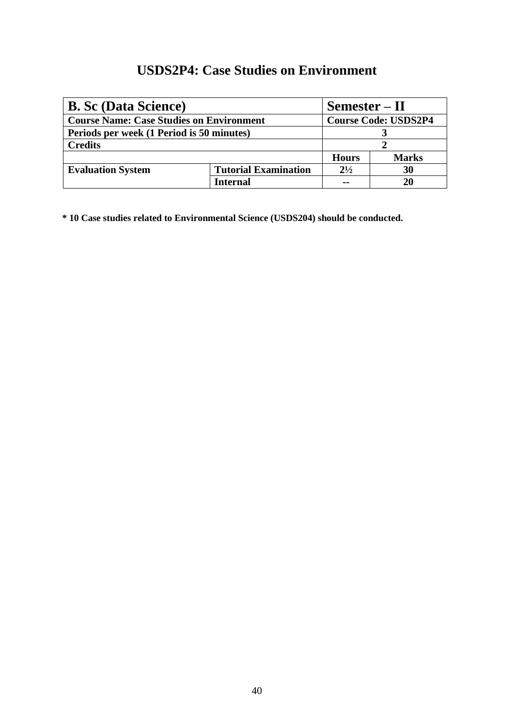# USDS2P4: Case Studies on Environment

| **B. Sc (Data Science)** | | **Semester – II** | |
|---|---|---|---|
| **Course Name: Case Studies on Environment** | | **Course Code: USDS2P4** | |
| **Periods per week (1 Period is 50 minutes)** | | **3** | |
| **Credits** | | **2** | |
| | | **Hours** | **Marks** |
| **Evaluation System** | **Tutorial Examination** | **2½** | **30** |
| | **Internal** | **--** | **20** |

**\* 10 Case studies related to Environmental Science (USDS204) should be conducted.**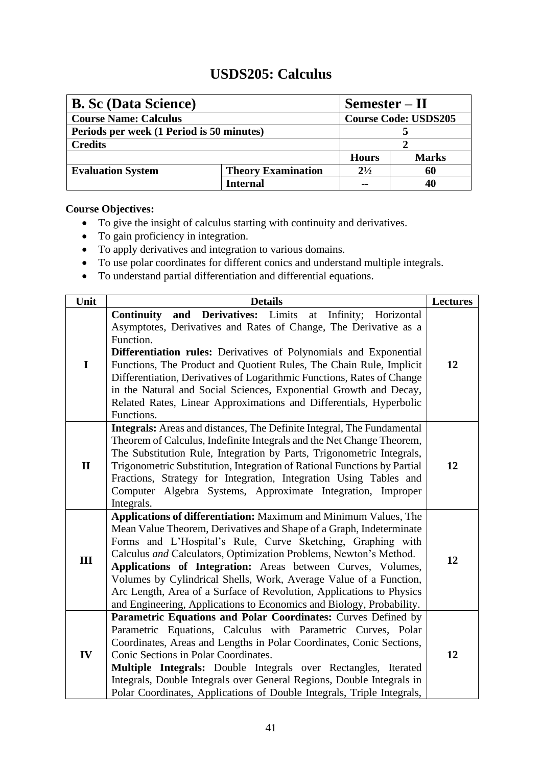# USDS205: Calculus

| B. Sc (Data Science) | | Semester – II | |
|---|---|---|---|
| **Course Name: Calculus** | | **Course Code: USDS205** | |
| **Periods per week (1 Period is 50 minutes)** | | 5 | |
| **Credits** | | 2 | |
| | | **Hours** | **Marks** |
| **Evaluation System** | **Theory Examination** | 2½ | 60 |
| | **Internal** | -- | 40 |

**Course Objectives:**

- To give the insight of calculus starting with continuity and derivatives.
- To gain proficiency in integration.
- To apply derivatives and integration to various domains.
- To use polar coordinates for different conics and understand multiple integrals.
- To understand partial differentiation and differential equations.

| Unit | Details | Lectures |
|---|---|---|
| I | **Continuity and Derivatives:** Limits at Infinity; Horizontal Asymptotes, Derivatives and Rates of Change, The Derivative as a Function. **Differentiation rules:** Derivatives of Polynomials and Exponential Functions, The Product and Quotient Rules, The Chain Rule, Implicit Differentiation, Derivatives of Logarithmic Functions, Rates of Change in the Natural and Social Sciences, Exponential Growth and Decay, Related Rates, Linear Approximations and Differentials, Hyperbolic Functions. | 12 |
| II | **Integrals:** Areas and distances, The Definite Integral, The Fundamental Theorem of Calculus, Indefinite Integrals and the Net Change Theorem, The Substitution Rule, Integration by Parts, Trigonometric Integrals, Trigonometric Substitution, Integration of Rational Functions by Partial Fractions, Strategy for Integration, Integration Using Tables and Computer Algebra Systems, Approximate Integration, Improper Integrals. | 12 |
| III | **Applications of differentiation:** Maximum and Minimum Values, The Mean Value Theorem, Derivatives and Shape of a Graph, Indeterminate Forms and L'Hospital's Rule, Curve Sketching, Graphing with Calculus *and* Calculators, Optimization Problems, Newton's Method. **Applications of Integration:** Areas between Curves, Volumes, Volumes by Cylindrical Shells, Work, Average Value of a Function, Arc Length, Area of a Surface of Revolution, Applications to Physics and Engineering, Applications to Economics and Biology, Probability. | 12 |
| IV | **Parametric Equations and Polar Coordinates:** Curves Defined by Parametric Equations, Calculus with Parametric Curves, Polar Coordinates, Areas and Lengths in Polar Coordinates, Conic Sections, Conic Sections in Polar Coordinates. **Multiple Integrals:** Double Integrals over Rectangles, Iterated Integrals, Double Integrals over General Regions, Double Integrals in Polar Coordinates, Applications of Double Integrals, Triple Integrals, | 12 |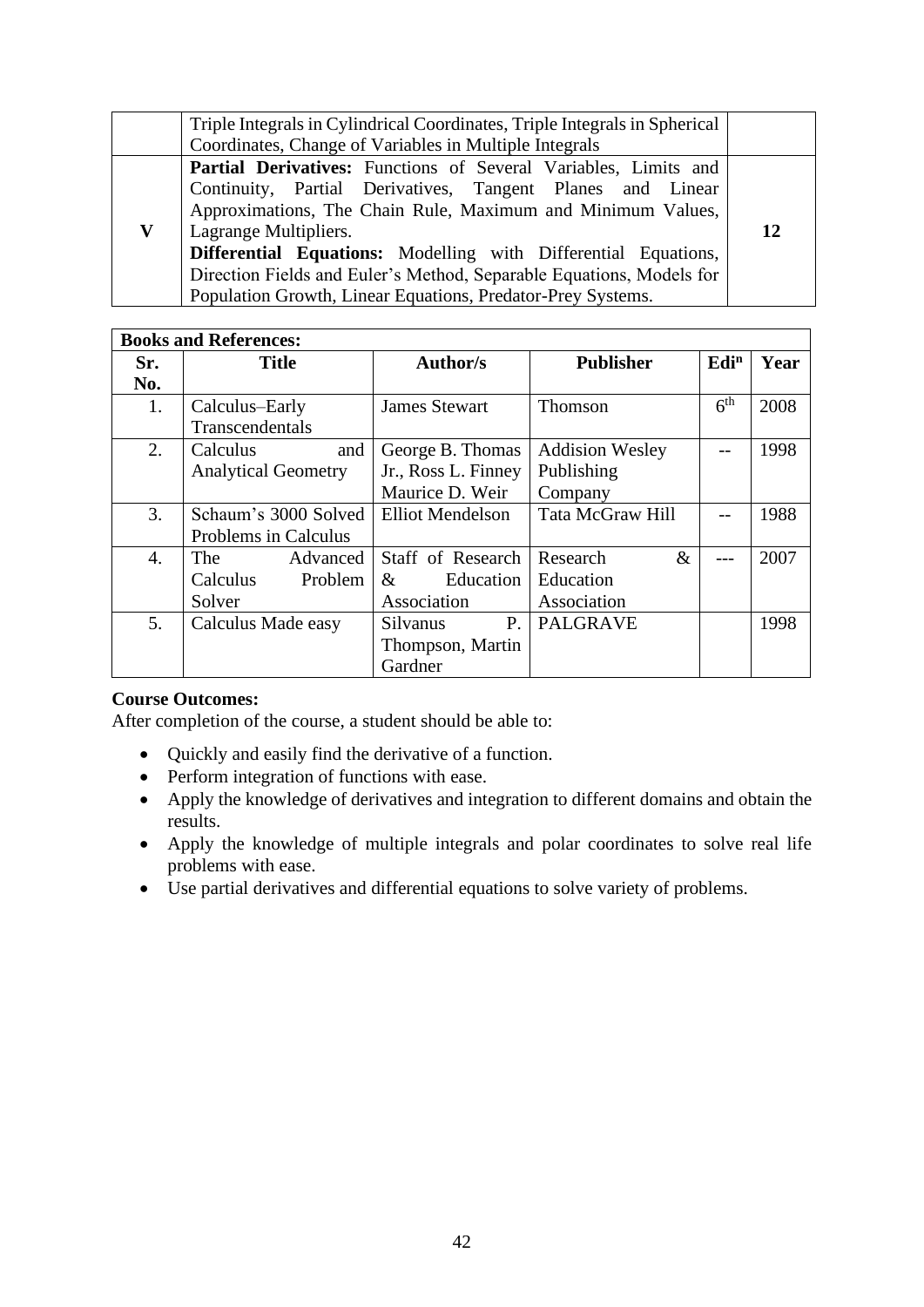| | | |
|---|---|---|
| | Triple Integrals in Cylindrical Coordinates, Triple Integrals in Spherical Coordinates, Change of Variables in Multiple Integrals | |
| **V** | **Partial Derivatives:** Functions of Several Variables, Limits and Continuity, Partial Derivatives, Tangent Planes and Linear Approximations, The Chain Rule, Maximum and Minimum Values, Lagrange Multipliers.<br>**Differential Equations:** Modelling with Differential Equations, Direction Fields and Euler's Method, Separable Equations, Models for Population Growth, Linear Equations, Predator-Prey Systems. | **12** |

**Books and References:**

| Sr. No. | Title | Author/s | Publisher | Edi$^{n}$ | Year |
|---|---|---|---|---|---|
| 1. | Calculus–Early Transcendentals | James Stewart | Thomson | 6$^{th}$ | 2008 |
| 2. | Calculus and Analytical Geometry | George B. Thomas Jr., Ross L. Finney Maurice D. Weir | Addision Wesley Publishing Company | -- | 1998 |
| 3. | Schaum's 3000 Solved Problems in Calculus | Elliot Mendelson | Tata McGraw Hill | -- | 1988 |
| 4. | The Advanced Calculus Problem Solver | Staff of Research & Education Association | Research & Education Association | --- | 2007 |
| 5. | Calculus Made easy | Silvanus P. Thompson, Martin Gardner | PALGRAVE | | 1998 |

**Course Outcomes:**

After completion of the course, a student should be able to:

- Quickly and easily find the derivative of a function.
- Perform integration of functions with ease.
- Apply the knowledge of derivatives and integration to different domains and obtain the results.
- Apply the knowledge of multiple integrals and polar coordinates to solve real life problems with ease.
- Use partial derivatives and differential equations to solve variety of problems.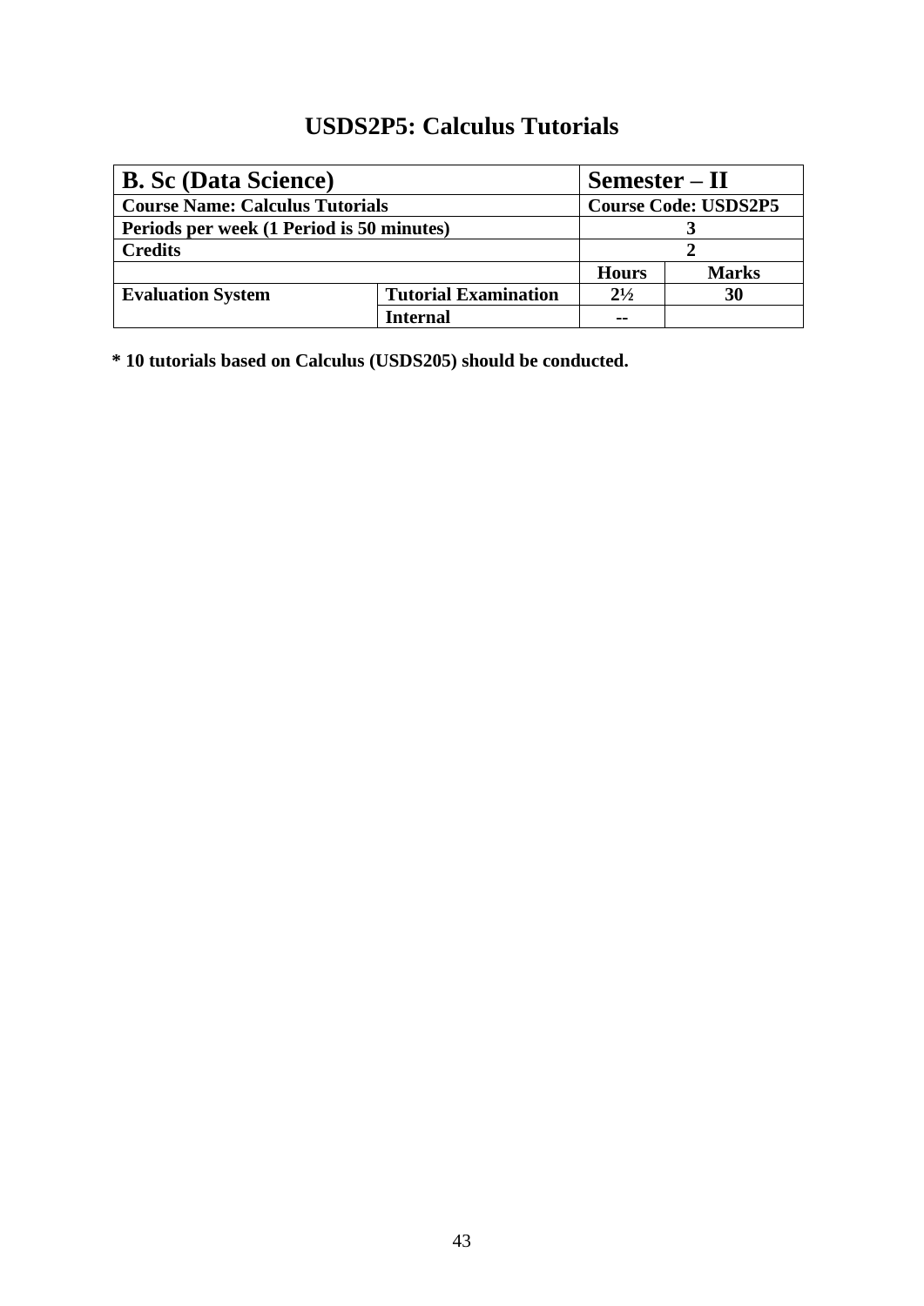# USDS2P5: Calculus Tutorials

| **B. Sc (Data Science)** | | **Semester – II** | |
|---|---|---|---|
| **Course Name: Calculus Tutorials** | | **Course Code: USDS2P5** | |
| **Periods per week (1 Period is 50 minutes)** | | **3** | |
| **Credits** | | **2** | |
| | | **Hours** | **Marks** |
| **Evaluation System** | **Tutorial Examination** | **2½** | **30** |
| | **Internal** | **--** | |

**\* 10 tutorials based on Calculus (USDS205) should be conducted.**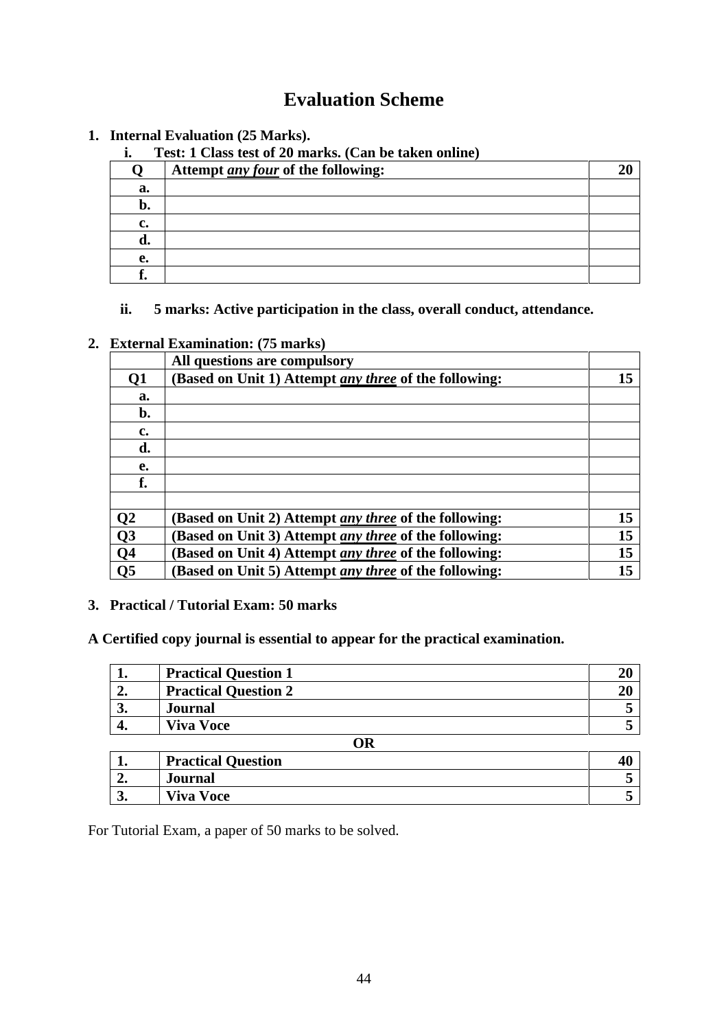# Evaluation Scheme

1. **Internal Evaluation (25 Marks).**

   i. **Test: 1 Class test of 20 marks. (Can be taken online)**

| Q | Attempt ***any four*** of the following: | 20 |
|---|---|---|
| a. | | |
| b. | | |
| c. | | |
| d. | | |
| e. | | |
| f. | | |

   ii. **5 marks: Active participation in the class, overall conduct, attendance.**

2. **External Examination: (75 marks)**

| | All questions are compulsory | |
|---|---|---|
| Q1 | (Based on Unit 1) Attempt ***any three*** of the following: | 15 |
| a. | | |
| b. | | |
| c. | | |
| d. | | |
| e. | | |
| f. | | |
| | | |
| Q2 | (Based on Unit 2) Attempt ***any three*** of the following: | 15 |
| Q3 | (Based on Unit 3) Attempt ***any three*** of the following: | 15 |
| Q4 | (Based on Unit 4) Attempt ***any three*** of the following: | 15 |
| Q5 | (Based on Unit 5) Attempt ***any three*** of the following: | 15 |

3. **Practical / Tutorial Exam: 50 marks**

**A Certified copy journal is essential to appear for the practical examination.**

| | | |
|---|---|---|
| 1. | Practical Question 1 | 20 |
| 2. | Practical Question 2 | 20 |
| 3. | Journal | 5 |
| 4. | Viva Voce | 5 |

**OR**

| | | |
|---|---|---|
| 1. | Practical Question | 40 |
| 2. | Journal | 5 |
| 3. | Viva Voce | 5 |

For Tutorial Exam, a paper of 50 marks to be solved.